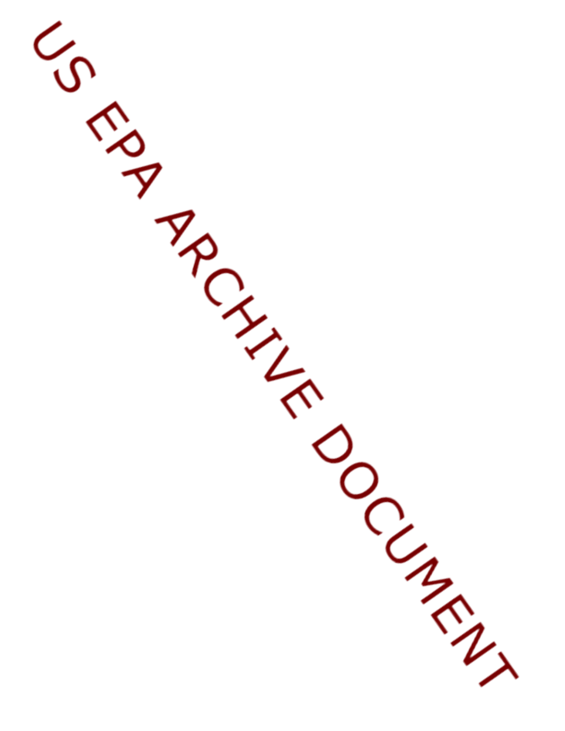US EPA ARCHIVE DOCUMENT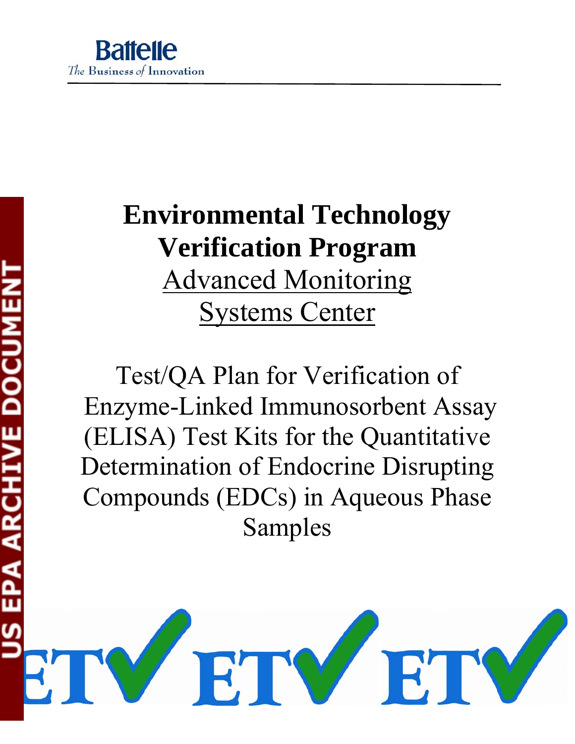Battelle

*The Business of Innovation*

# Environmental Technology Verification Program

Advanced Monitoring Systems Center

Test/QA Plan for Verification of Enzyme-Linked Immunosorbent Assay (ELISA) Test Kits for the Quantitative Determination of Endocrine Disrupting Compounds (EDCs) in Aqueous Phase Samples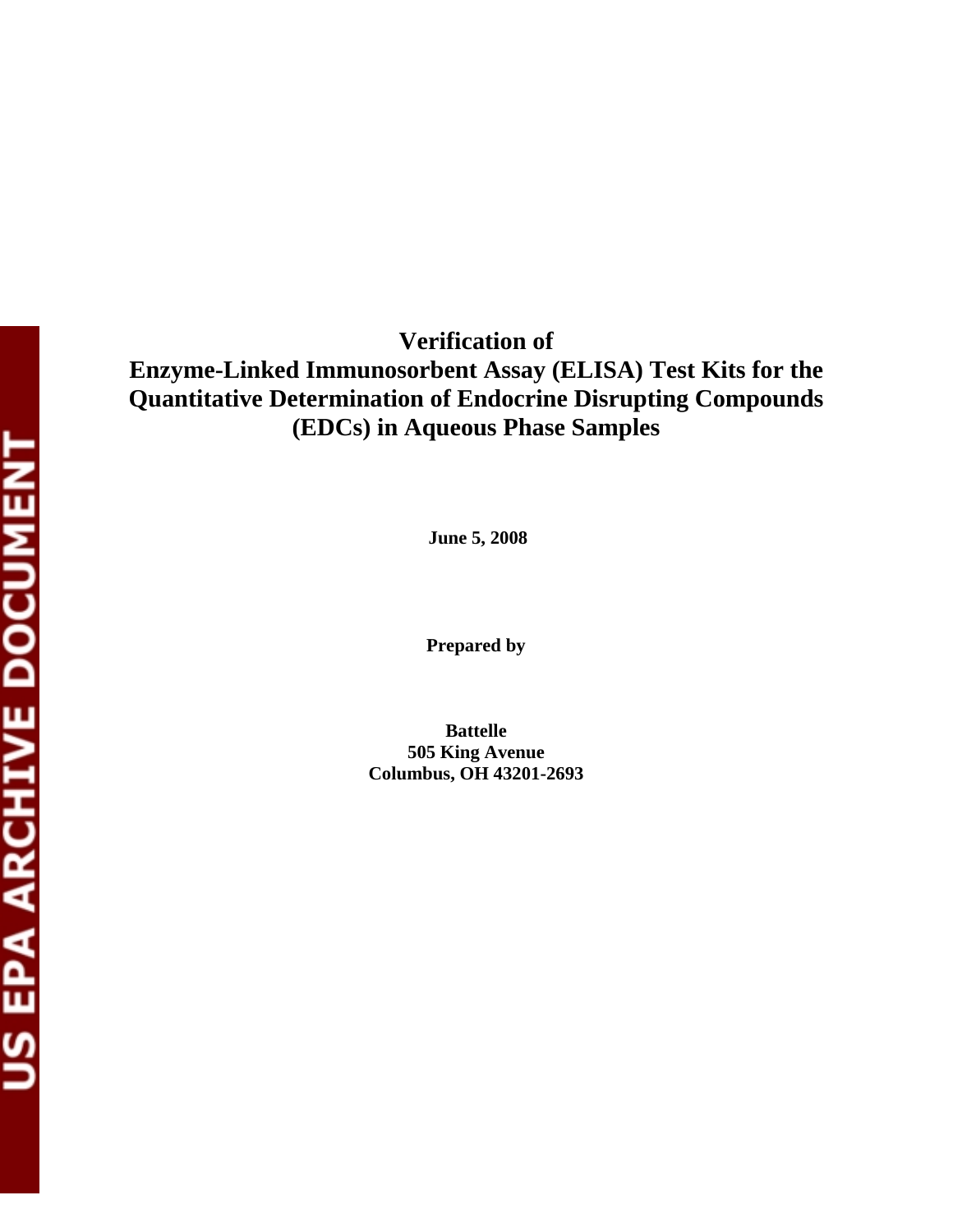# Verification of Enzyme-Linked Immunosorbent Assay (ELISA) Test Kits for the Quantitative Determination of Endocrine Disrupting Compounds (EDCs) in Aqueous Phase Samples

**June 5, 2008**

**Prepared by**

**Battelle**
**505 King Avenue**
**Columbus, OH 43201-2693**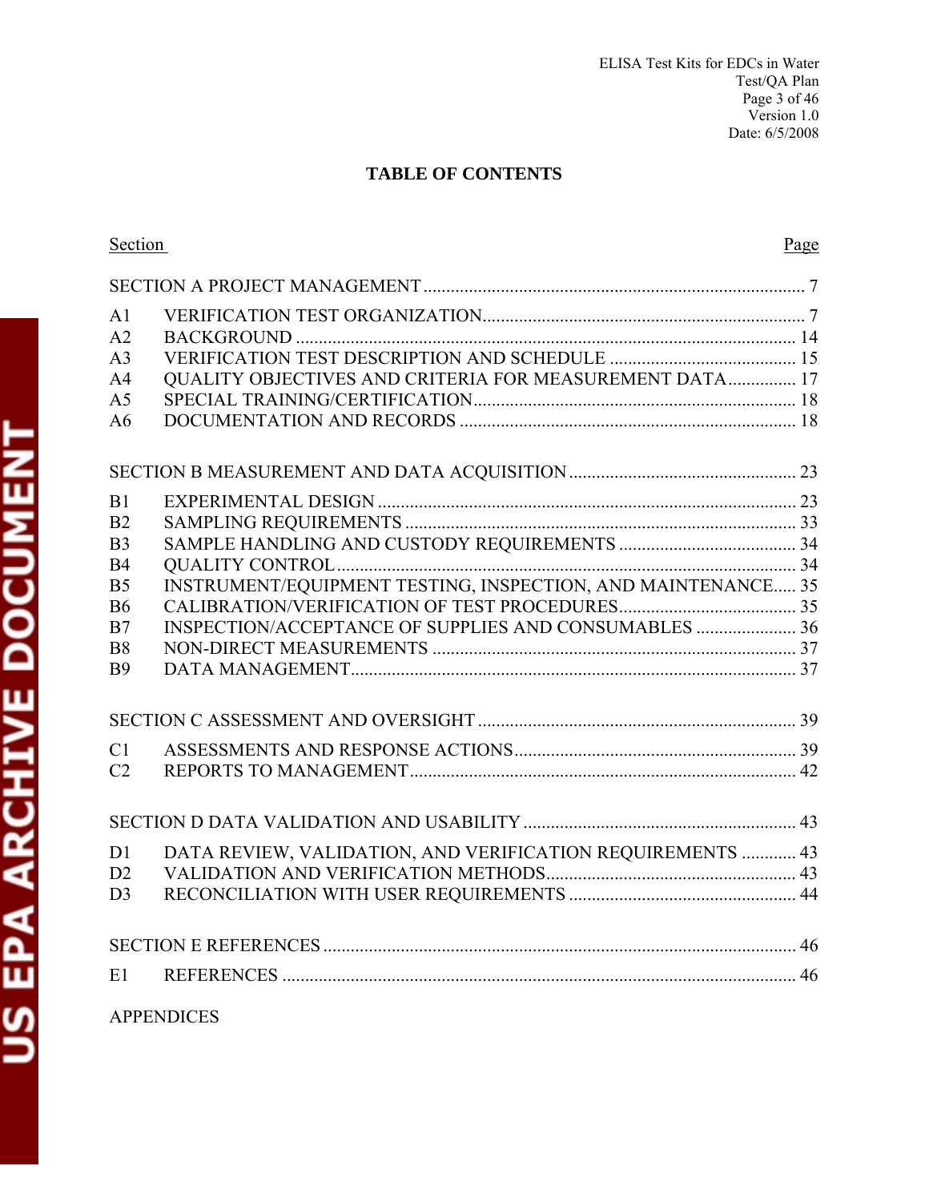## TABLE OF CONTENTS

| Section | | Page |
|---|---|---|
| SECTION A PROJECT MANAGEMENT | | 7 |
| A1 | VERIFICATION TEST ORGANIZATION | 7 |
| A2 | BACKGROUND | 14 |
| A3 | VERIFICATION TEST DESCRIPTION AND SCHEDULE | 15 |
| A4 | QUALITY OBJECTIVES AND CRITERIA FOR MEASUREMENT DATA | 17 |
| A5 | SPECIAL TRAINING/CERTIFICATION | 18 |
| A6 | DOCUMENTATION AND RECORDS | 18 |
| SECTION B MEASUREMENT AND DATA ACQUISITION | | 23 |
| B1 | EXPERIMENTAL DESIGN | 23 |
| B2 | SAMPLING REQUIREMENTS | 33 |
| B3 | SAMPLE HANDLING AND CUSTODY REQUIREMENTS | 34 |
| B4 | QUALITY CONTROL | 34 |
| B5 | INSTRUMENT/EQUIPMENT TESTING, INSPECTION, AND MAINTENANCE | 35 |
| B6 | CALIBRATION/VERIFICATION OF TEST PROCEDURES | 35 |
| B7 | INSPECTION/ACCEPTANCE OF SUPPLIES AND CONSUMABLES | 36 |
| B8 | NON-DIRECT MEASUREMENTS | 37 |
| B9 | DATA MANAGEMENT | 37 |
| SECTION C ASSESSMENT AND OVERSIGHT | | 39 |
| C1 | ASSESSMENTS AND RESPONSE ACTIONS | 39 |
| C2 | REPORTS TO MANAGEMENT | 42 |
| SECTION D DATA VALIDATION AND USABILITY | | 43 |
| D1 | DATA REVIEW, VALIDATION, AND VERIFICATION REQUIREMENTS | 43 |
| D2 | VALIDATION AND VERIFICATION METHODS | 43 |
| D3 | RECONCILIATION WITH USER REQUIREMENTS | 44 |
| SECTION E REFERENCES | | 46 |
| E1 | REFERENCES | 46 |
| APPENDICES | | |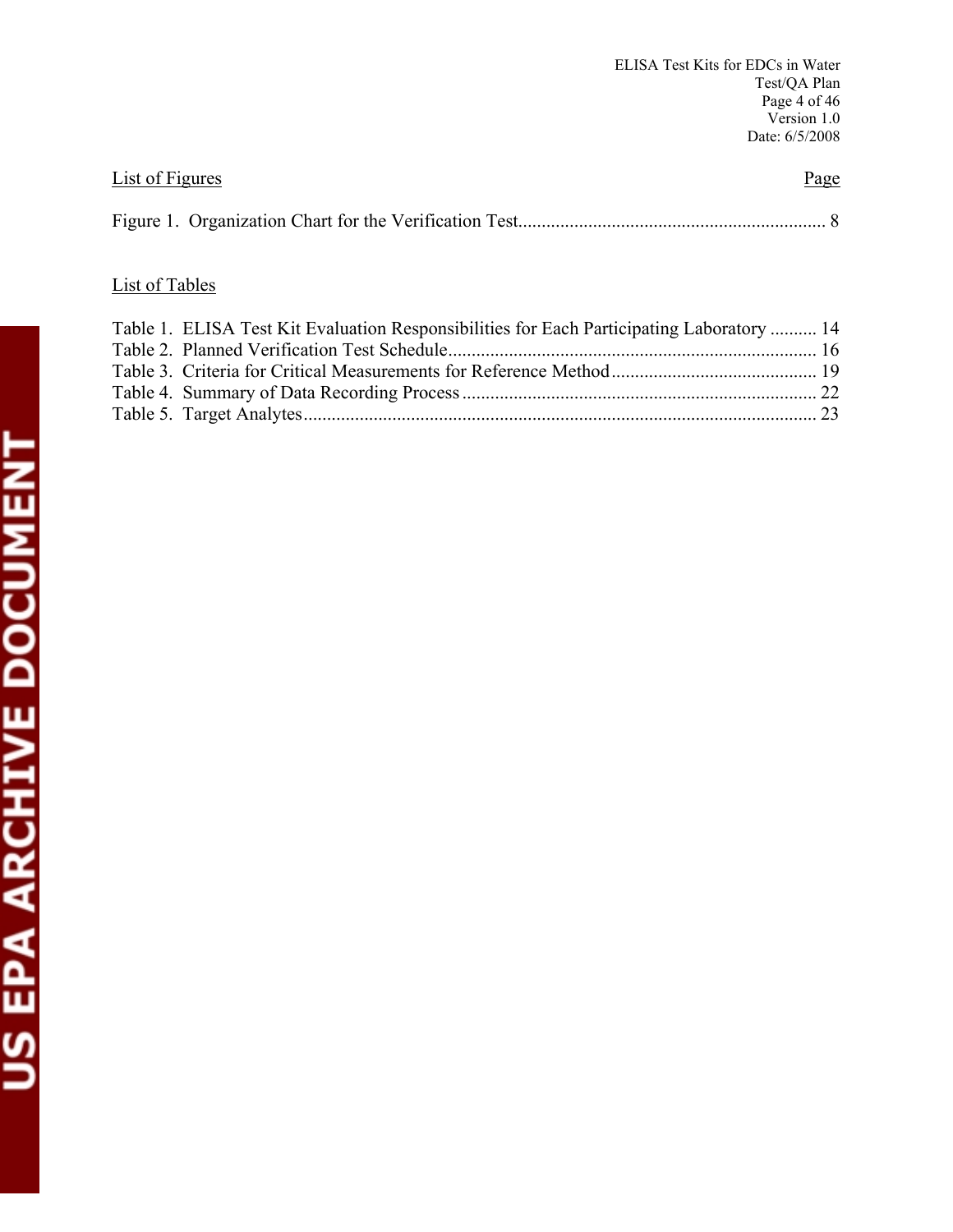<u>List of Figures</u> <u>Page</u>

Figure 1. Organization Chart for the Verification Test.................................................................. 8

<u>List of Tables</u>

Table 1. ELISA Test Kit Evaluation Responsibilities for Each Participating Laboratory .......... 14
Table 2. Planned Verification Test Schedule.............................................................................. 16
Table 3. Criteria for Critical Measurements for Reference Method............................................ 19
Table 4. Summary of Data Recording Process ........................................................................... 22
Table 5. Target Analytes............................................................................................................. 23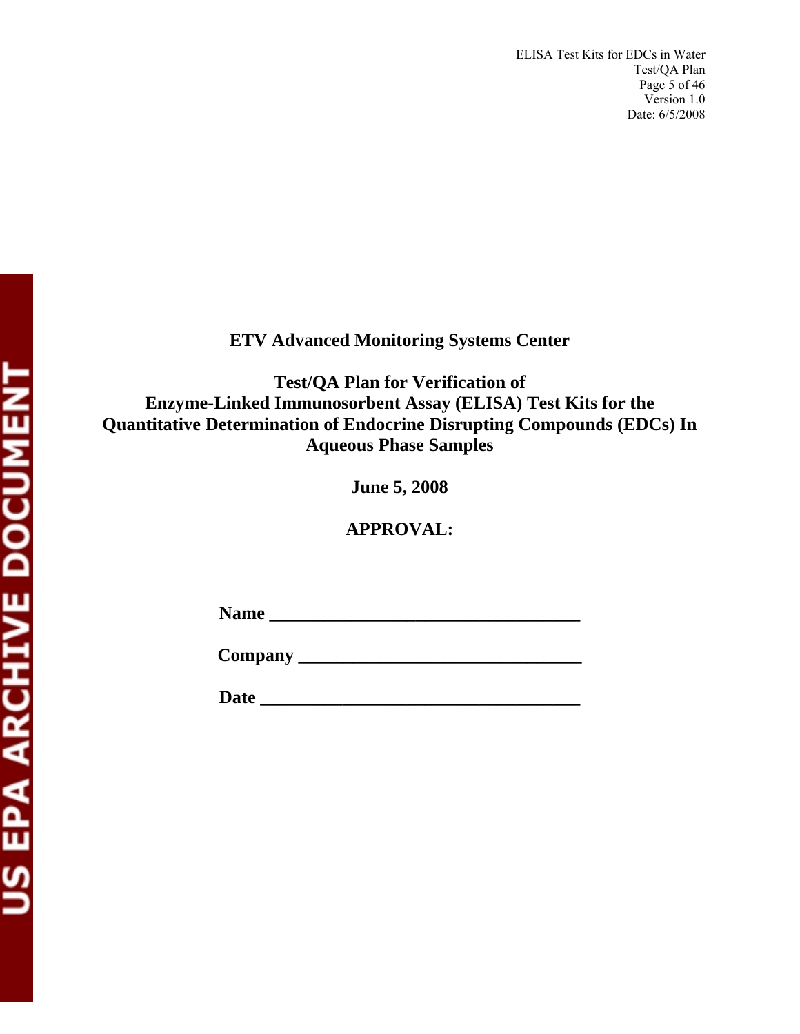**ETV Advanced Monitoring Systems Center**

**Test/QA Plan for Verification of Enzyme-Linked Immunosorbent Assay (ELISA) Test Kits for the Quantitative Determination of Endocrine Disrupting Compounds (EDCs) In Aqueous Phase Samples**

**June 5, 2008**

**APPROVAL:**

**Name** ___________________________________

**Company** _______________________________

**Date** ___________________________________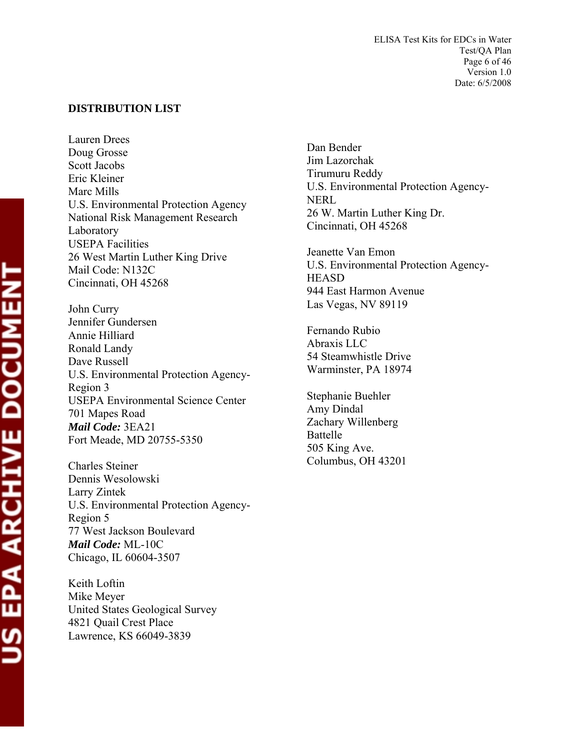## DISTRIBUTION LIST

Lauren Drees
Doug Grosse
Scott Jacobs
Eric Kleiner
Marc Mills
U.S. Environmental Protection Agency
National Risk Management Research Laboratory
USEPA Facilities
26 West Martin Luther King Drive
Mail Code: N132C
Cincinnati, OH 45268

John Curry
Jennifer Gundersen
Annie Hilliard
Ronald Landy
Dave Russell
U.S. Environmental Protection Agency-Region 3
USEPA Environmental Science Center
701 Mapes Road
***Mail Code:*** 3EA21
Fort Meade, MD 20755-5350

Charles Steiner
Dennis Wesolowski
Larry Zintek
U.S. Environmental Protection Agency-Region 5
77 West Jackson Boulevard
***Mail Code:*** ML-10C
Chicago, IL 60604-3507

Keith Loftin
Mike Meyer
United States Geological Survey
4821 Quail Crest Place
Lawrence, KS 66049-3839

Dan Bender
Jim Lazorchak
Tirumuru Reddy
U.S. Environmental Protection Agency-NERL
26 W. Martin Luther King Dr.
Cincinnati, OH 45268

Jeanette Van Emon
U.S. Environmental Protection Agency-HEASD
944 East Harmon Avenue
Las Vegas, NV 89119

Fernando Rubio
Abraxis LLC
54 Steamwhistle Drive
Warminster, PA 18974

Stephanie Buehler
Amy Dindal
Zachary Willenberg
Battelle
505 King Ave.
Columbus, OH 43201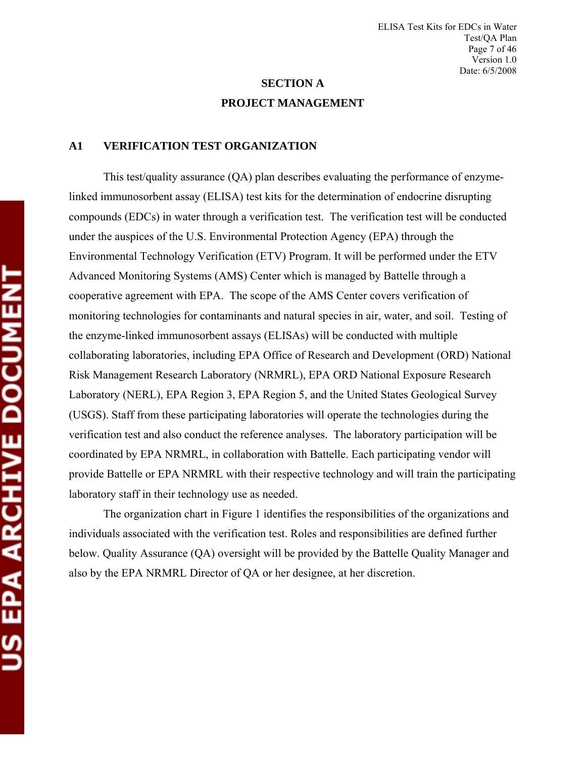# SECTION A

# PROJECT MANAGEMENT

## A1 VERIFICATION TEST ORGANIZATION

This test/quality assurance (QA) plan describes evaluating the performance of enzyme-linked immunosorbent assay (ELISA) test kits for the determination of endocrine disrupting compounds (EDCs) in water through a verification test. The verification test will be conducted under the auspices of the U.S. Environmental Protection Agency (EPA) through the Environmental Technology Verification (ETV) Program. It will be performed under the ETV Advanced Monitoring Systems (AMS) Center which is managed by Battelle through a cooperative agreement with EPA. The scope of the AMS Center covers verification of monitoring technologies for contaminants and natural species in air, water, and soil. Testing of the enzyme-linked immunosorbent assays (ELISAs) will be conducted with multiple collaborating laboratories, including EPA Office of Research and Development (ORD) National Risk Management Research Laboratory (NRMRL), EPA ORD National Exposure Research Laboratory (NERL), EPA Region 3, EPA Region 5, and the United States Geological Survey (USGS). Staff from these participating laboratories will operate the technologies during the verification test and also conduct the reference analyses. The laboratory participation will be coordinated by EPA NRMRL, in collaboration with Battelle. Each participating vendor will provide Battelle or EPA NRMRL with their respective technology and will train the participating laboratory staff in their technology use as needed.

The organization chart in Figure 1 identifies the responsibilities of the organizations and individuals associated with the verification test. Roles and responsibilities are defined further below. Quality Assurance (QA) oversight will be provided by the Battelle Quality Manager and also by the EPA NRMRL Director of QA or her designee, at her discretion.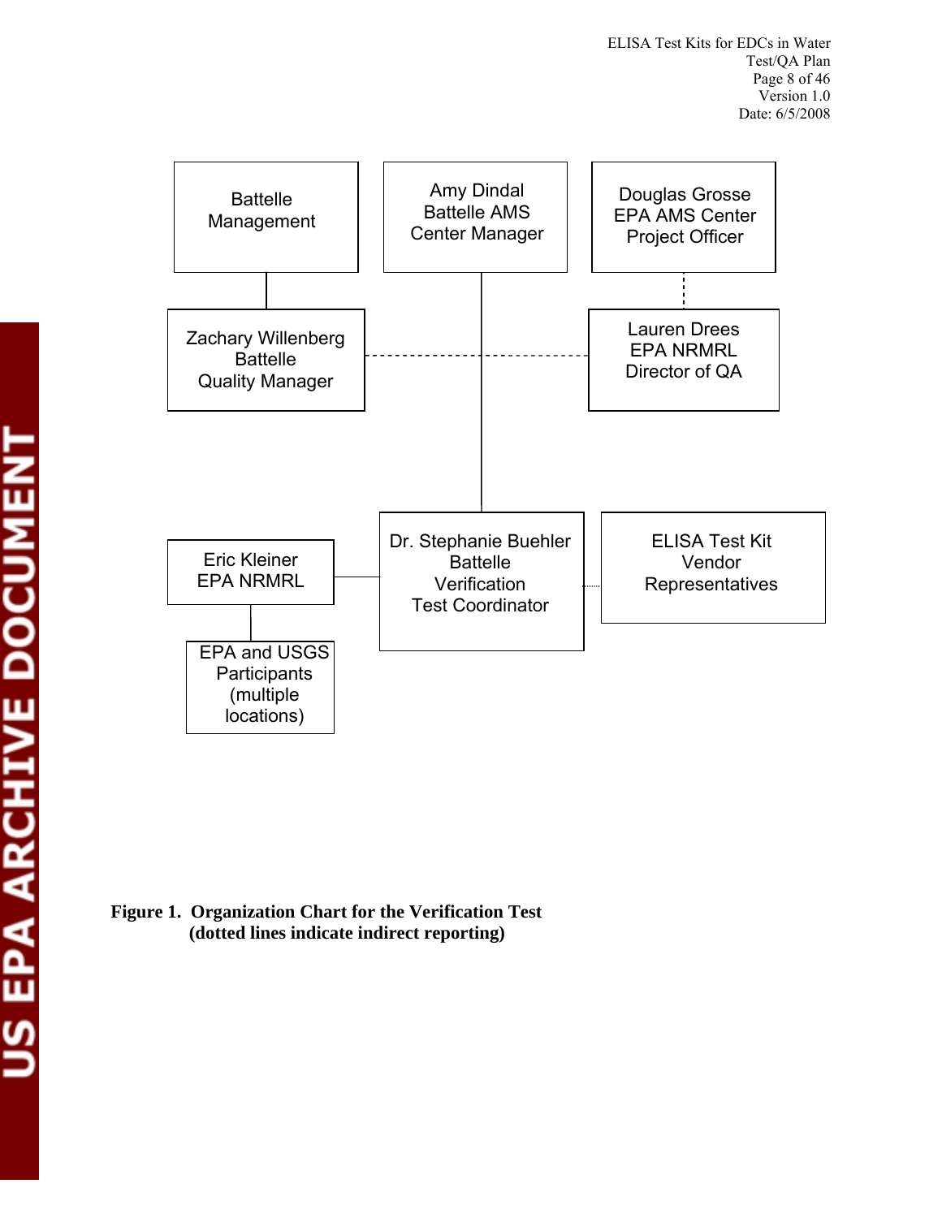Battelle Management

Amy Dindal
Battelle AMS
Center Manager

Douglas Grosse
EPA AMS Center
Project Officer

Zachary Willenberg
Battelle
Quality Manager

Lauren Drees
EPA NRMRL
Director of QA

Eric Kleiner
EPA NRMRL

Dr. Stephanie Buehler
Battelle
Verification
Test Coordinator

ELISA Test Kit
Vendor
Representatives

EPA and USGS
Participants
(multiple
locations)

**Figure 1. Organization Chart for the Verification Test (dotted lines indicate indirect reporting)**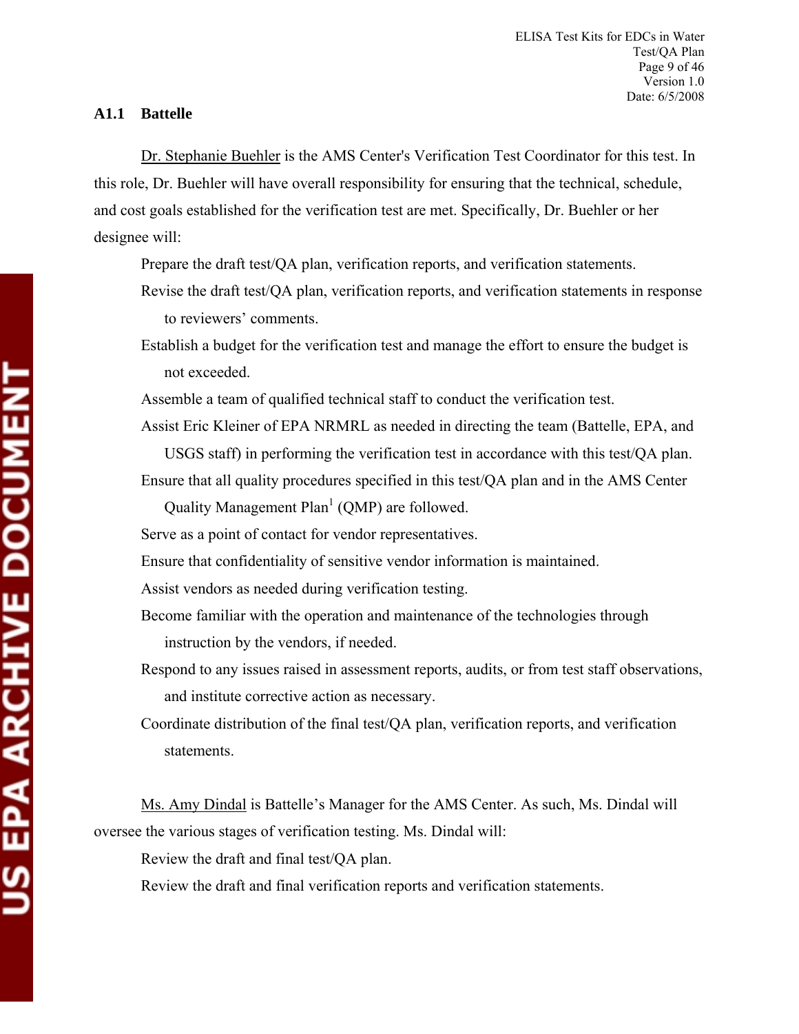### A1.1 Battelle

Dr. Stephanie Buehler is the AMS Center's Verification Test Coordinator for this test. In this role, Dr. Buehler will have overall responsibility for ensuring that the technical, schedule, and cost goals established for the verification test are met. Specifically, Dr. Buehler or her designee will:

- Prepare the draft test/QA plan, verification reports, and verification statements.
- Revise the draft test/QA plan, verification reports, and verification statements in response to reviewers' comments.
- Establish a budget for the verification test and manage the effort to ensure the budget is not exceeded.
- Assemble a team of qualified technical staff to conduct the verification test.
- Assist Eric Kleiner of EPA NRMRL as needed in directing the team (Battelle, EPA, and USGS staff) in performing the verification test in accordance with this test/QA plan.
- Ensure that all quality procedures specified in this test/QA plan and in the AMS Center Quality Management Plan[1] (QMP) are followed.
- Serve as a point of contact for vendor representatives.
- Ensure that confidentiality of sensitive vendor information is maintained.
- Assist vendors as needed during verification testing.
- Become familiar with the operation and maintenance of the technologies through instruction by the vendors, if needed.
- Respond to any issues raised in assessment reports, audits, or from test staff observations, and institute corrective action as necessary.
- Coordinate distribution of the final test/QA plan, verification reports, and verification statements.

Ms. Amy Dindal is Battelle's Manager for the AMS Center. As such, Ms. Dindal will oversee the various stages of verification testing. Ms. Dindal will:

- Review the draft and final test/QA plan.
- Review the draft and final verification reports and verification statements.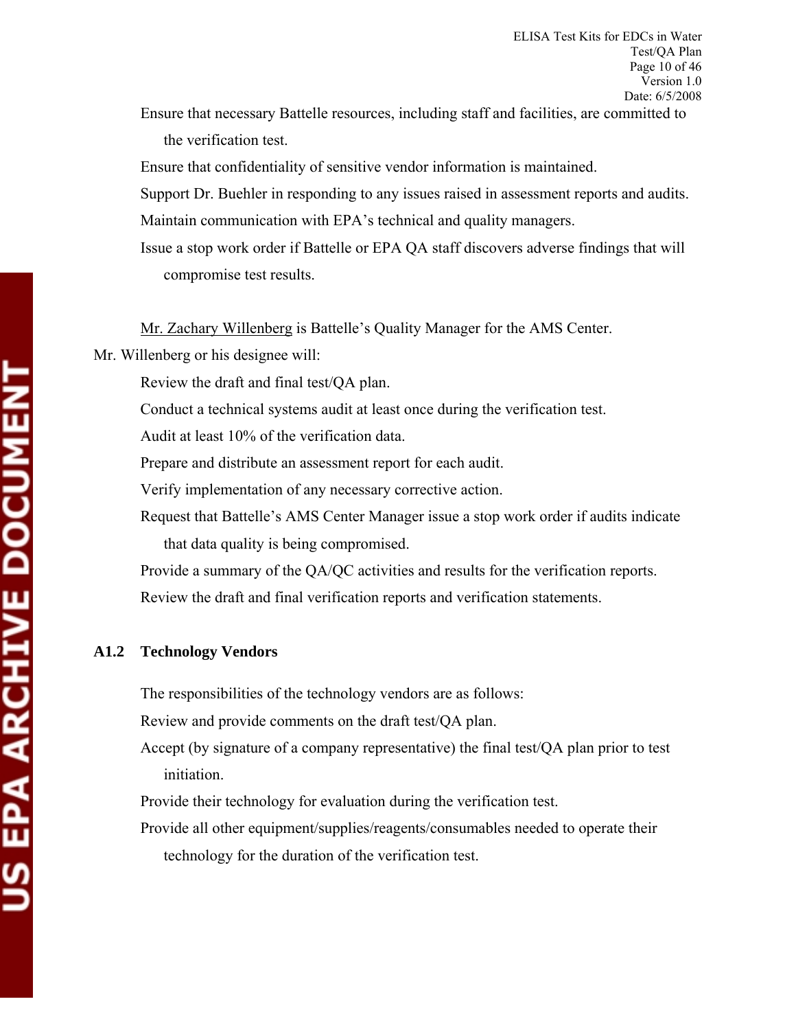- Ensure that necessary Battelle resources, including staff and facilities, are committed to the verification test.
- Ensure that confidentiality of sensitive vendor information is maintained.
- Support Dr. Buehler in responding to any issues raised in assessment reports and audits.
- Maintain communication with EPA's technical and quality managers.
- Issue a stop work order if Battelle or EPA QA staff discovers adverse findings that will compromise test results.

Mr. Zachary Willenberg is Battelle's Quality Manager for the AMS Center. Mr. Willenberg or his designee will:

- Review the draft and final test/QA plan.
- Conduct a technical systems audit at least once during the verification test.
- Audit at least 10% of the verification data.
- Prepare and distribute an assessment report for each audit.
- Verify implementation of any necessary corrective action.
- Request that Battelle's AMS Center Manager issue a stop work order if audits indicate that data quality is being compromised.
- Provide a summary of the QA/QC activities and results for the verification reports.
- Review the draft and final verification reports and verification statements.

### A1.2 Technology Vendors

The responsibilities of the technology vendors are as follows:

- Review and provide comments on the draft test/QA plan.
- Accept (by signature of a company representative) the final test/QA plan prior to test initiation.
- Provide their technology for evaluation during the verification test.
- Provide all other equipment/supplies/reagents/consumables needed to operate their technology for the duration of the verification test.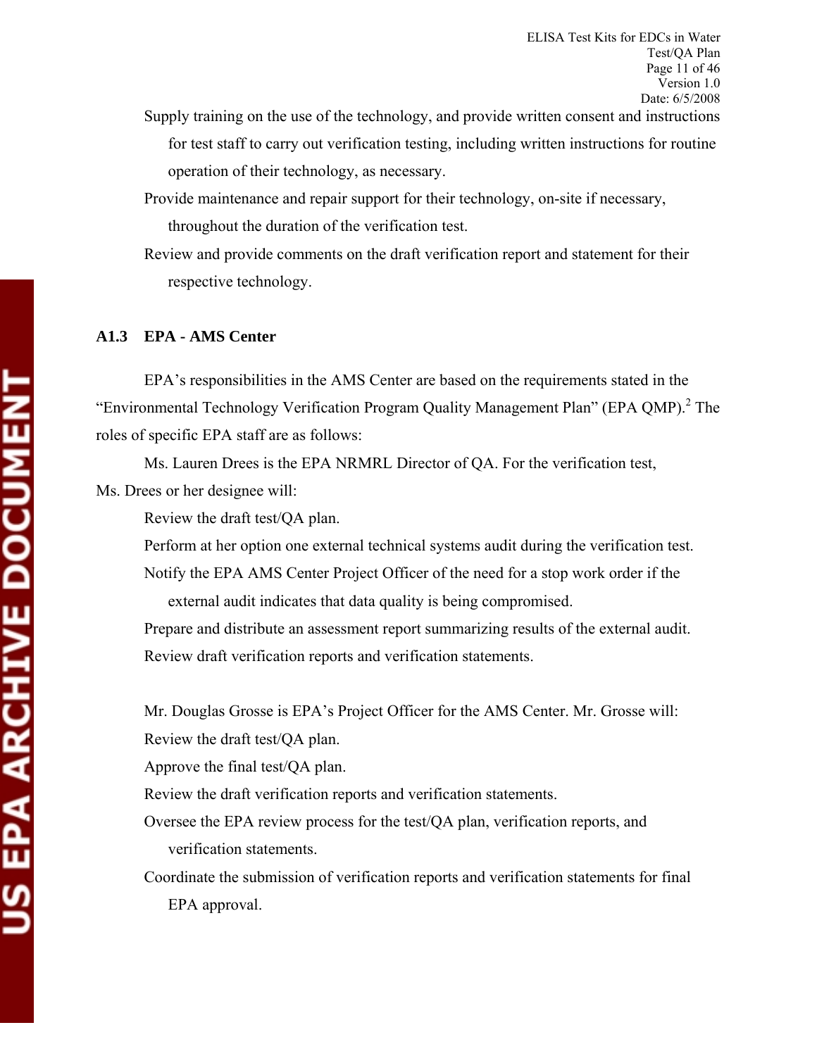- Supply training on the use of the technology, and provide written consent and instructions for test staff to carry out verification testing, including written instructions for routine operation of their technology, as necessary.
- Provide maintenance and repair support for their technology, on-site if necessary, throughout the duration of the verification test.
- Review and provide comments on the draft verification report and statement for their respective technology.

### A1.3 EPA - AMS Center

EPA's responsibilities in the AMS Center are based on the requirements stated in the "Environmental Technology Verification Program Quality Management Plan" (EPA QMP).[2] The roles of specific EPA staff are as follows:

Ms. Lauren Drees is the EPA NRMRL Director of QA. For the verification test, Ms. Drees or her designee will:

- Review the draft test/QA plan.
- Perform at her option one external technical systems audit during the verification test.
- Notify the EPA AMS Center Project Officer of the need for a stop work order if the external audit indicates that data quality is being compromised.
- Prepare and distribute an assessment report summarizing results of the external audit.
- Review draft verification reports and verification statements.

Mr. Douglas Grosse is EPA's Project Officer for the AMS Center. Mr. Grosse will:

- Review the draft test/QA plan.
- Approve the final test/QA plan.
- Review the draft verification reports and verification statements.
- Oversee the EPA review process for the test/QA plan, verification reports, and verification statements.
- Coordinate the submission of verification reports and verification statements for final EPA approval.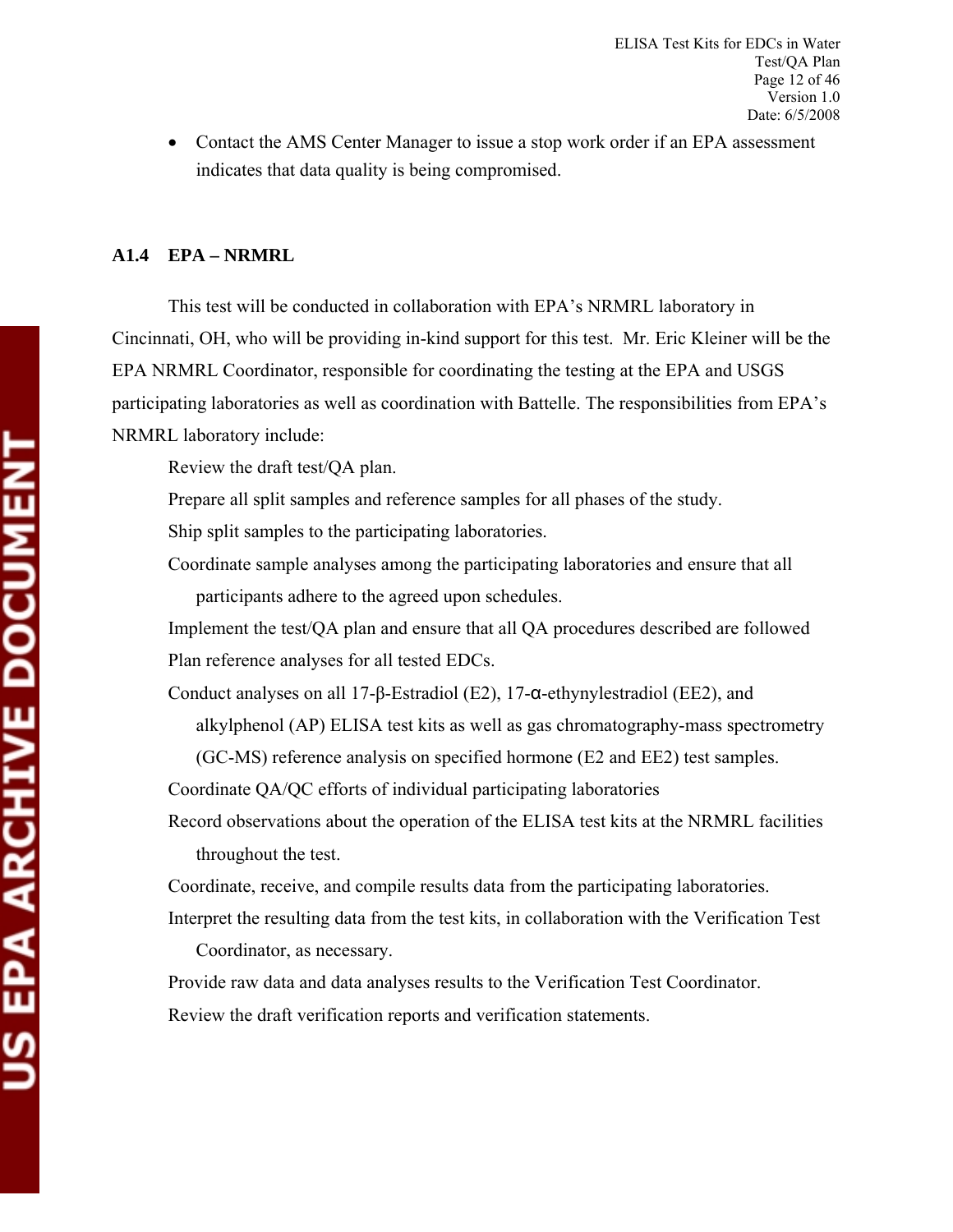- Contact the AMS Center Manager to issue a stop work order if an EPA assessment indicates that data quality is being compromised.

### A1.4 EPA – NRMRL

This test will be conducted in collaboration with EPA's NRMRL laboratory in Cincinnati, OH, who will be providing in-kind support for this test. Mr. Eric Kleiner will be the EPA NRMRL Coordinator, responsible for coordinating the testing at the EPA and USGS participating laboratories as well as coordination with Battelle. The responsibilities from EPA's NRMRL laboratory include:

- Review the draft test/QA plan.
- Prepare all split samples and reference samples for all phases of the study.
- Ship split samples to the participating laboratories.
- Coordinate sample analyses among the participating laboratories and ensure that all participants adhere to the agreed upon schedules.
- Implement the test/QA plan and ensure that all QA procedures described are followed
- Plan reference analyses for all tested EDCs.
- Conduct analyses on all 17-β-Estradiol (E2), 17-α-ethynylestradiol (EE2), and alkylphenol (AP) ELISA test kits as well as gas chromatography-mass spectrometry (GC-MS) reference analysis on specified hormone (E2 and EE2) test samples.
- Coordinate QA/QC efforts of individual participating laboratories
- Record observations about the operation of the ELISA test kits at the NRMRL facilities throughout the test.
- Coordinate, receive, and compile results data from the participating laboratories.
- Interpret the resulting data from the test kits, in collaboration with the Verification Test Coordinator, as necessary.
- Provide raw data and data analyses results to the Verification Test Coordinator.
- Review the draft verification reports and verification statements.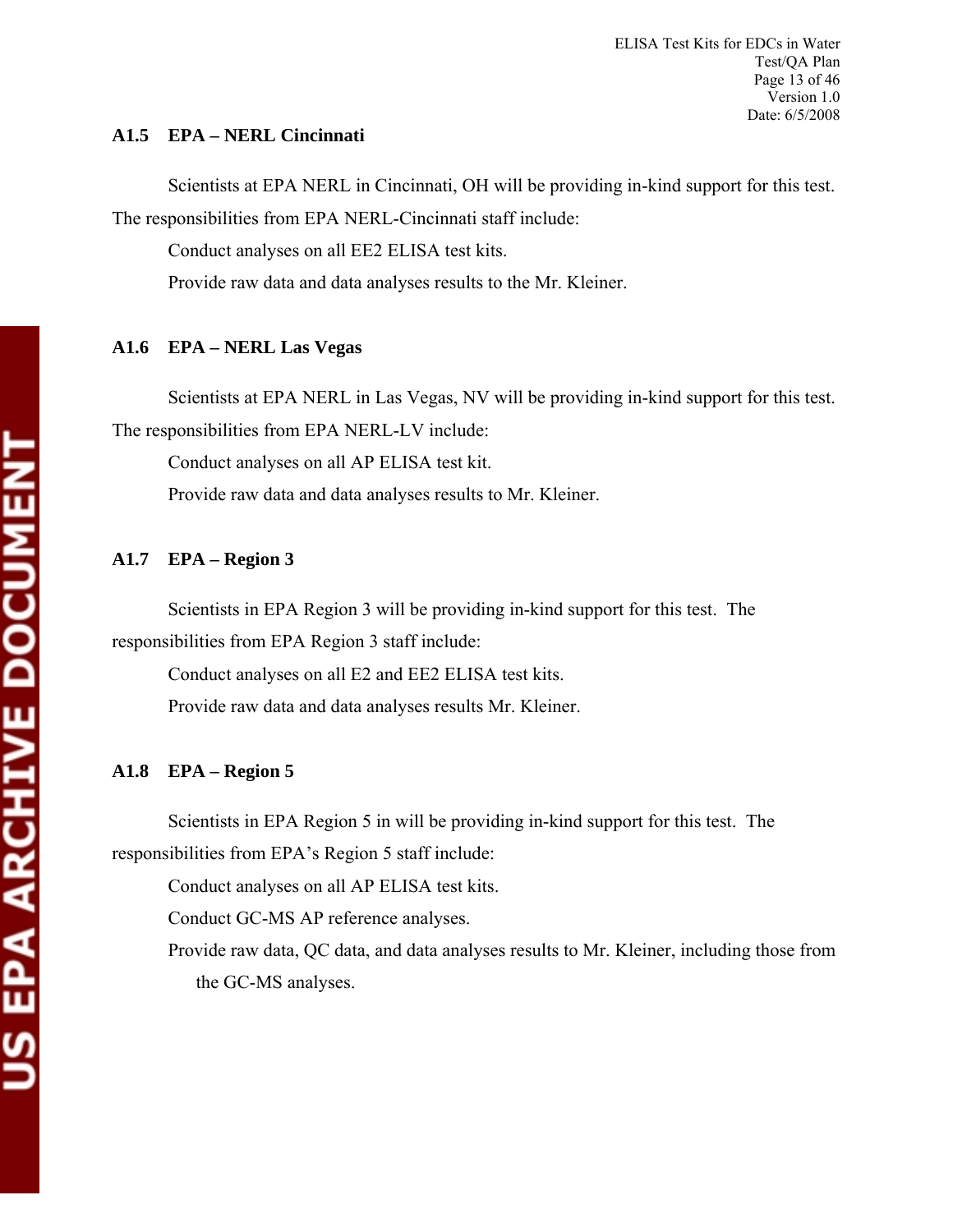### A1.5 EPA – NERL Cincinnati

Scientists at EPA NERL in Cincinnati, OH will be providing in-kind support for this test. The responsibilities from EPA NERL-Cincinnati staff include:

Conduct analyses on all EE2 ELISA test kits.

Provide raw data and data analyses results to the Mr. Kleiner.

### A1.6 EPA – NERL Las Vegas

Scientists at EPA NERL in Las Vegas, NV will be providing in-kind support for this test. The responsibilities from EPA NERL-LV include:

Conduct analyses on all AP ELISA test kit.

Provide raw data and data analyses results to Mr. Kleiner.

### A1.7 EPA – Region 3

Scientists in EPA Region 3 will be providing in-kind support for this test. The responsibilities from EPA Region 3 staff include:

Conduct analyses on all E2 and EE2 ELISA test kits.

Provide raw data and data analyses results Mr. Kleiner.

### A1.8 EPA – Region 5

Scientists in EPA Region 5 in will be providing in-kind support for this test. The responsibilities from EPA's Region 5 staff include:

Conduct analyses on all AP ELISA test kits.

Conduct GC-MS AP reference analyses.

Provide raw data, QC data, and data analyses results to Mr. Kleiner, including those from the GC-MS analyses.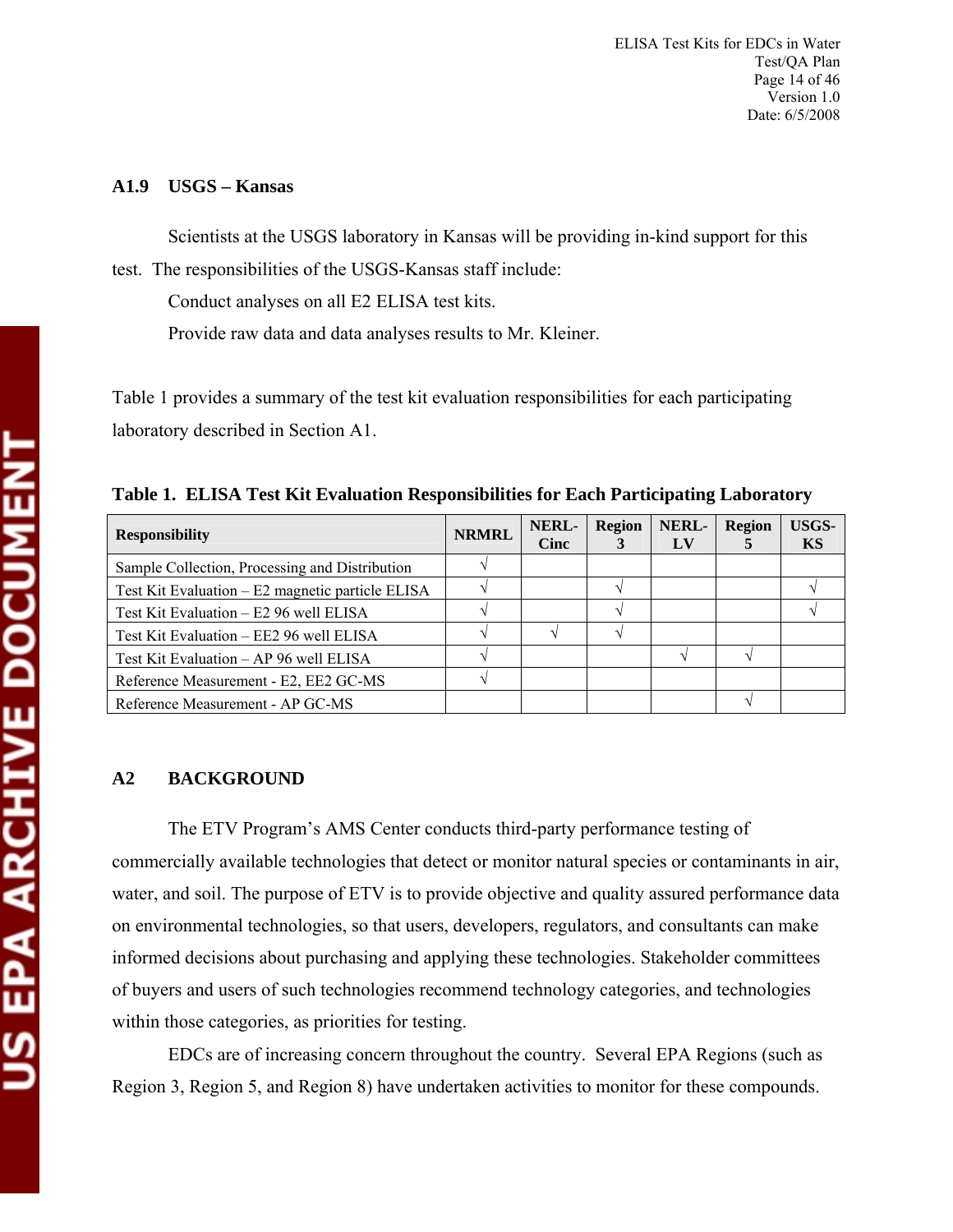### A1.9 USGS – Kansas

Scientists at the USGS laboratory in Kansas will be providing in-kind support for this test. The responsibilities of the USGS-Kansas staff include:

Conduct analyses on all E2 ELISA test kits.

Provide raw data and data analyses results to Mr. Kleiner.

Table 1 provides a summary of the test kit evaluation responsibilities for each participating laboratory described in Section A1.

**Table 1. ELISA Test Kit Evaluation Responsibilities for Each Participating Laboratory**

| Responsibility | NRMRL | NERL-Cinc | Region 3 | NERL-LV | Region 5 | USGS-KS |
|---|---|---|---|---|---|---|
| Sample Collection, Processing and Distribution | √ | | | | | |
| Test Kit Evaluation – E2 magnetic particle ELISA | √ | | √ | | | √ |
| Test Kit Evaluation – E2 96 well ELISA | √ | | √ | | | √ |
| Test Kit Evaluation – EE2 96 well ELISA | √ | √ | √ | | | |
| Test Kit Evaluation – AP 96 well ELISA | √ | | | √ | √ | |
| Reference Measurement - E2, EE2 GC-MS | √ | | | | | |
| Reference Measurement - AP GC-MS | | | | | √ | |

## A2 BACKGROUND

The ETV Program's AMS Center conducts third-party performance testing of commercially available technologies that detect or monitor natural species or contaminants in air, water, and soil. The purpose of ETV is to provide objective and quality assured performance data on environmental technologies, so that users, developers, regulators, and consultants can make informed decisions about purchasing and applying these technologies. Stakeholder committees of buyers and users of such technologies recommend technology categories, and technologies within those categories, as priorities for testing.

EDCs are of increasing concern throughout the country. Several EPA Regions (such as Region 3, Region 5, and Region 8) have undertaken activities to monitor for these compounds.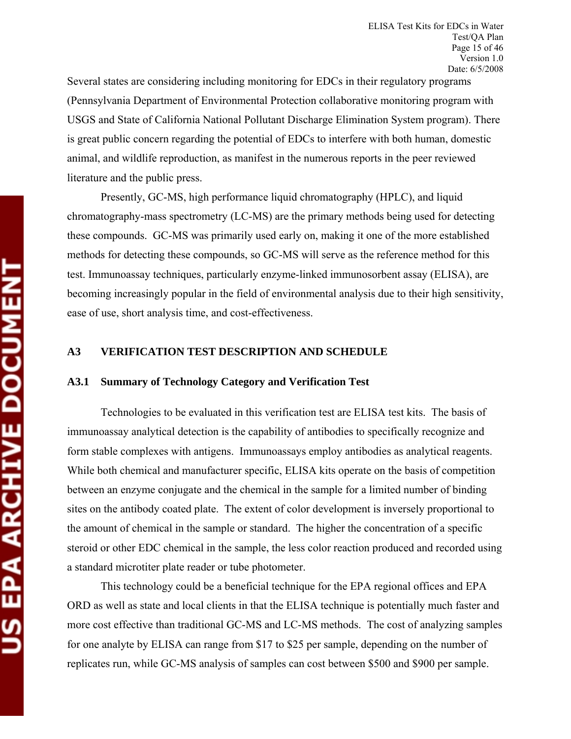Several states are considering including monitoring for EDCs in their regulatory programs (Pennsylvania Department of Environmental Protection collaborative monitoring program with USGS and State of California National Pollutant Discharge Elimination System program). There is great public concern regarding the potential of EDCs to interfere with both human, domestic animal, and wildlife reproduction, as manifest in the numerous reports in the peer reviewed literature and the public press.

Presently, GC-MS, high performance liquid chromatography (HPLC), and liquid chromatography-mass spectrometry (LC-MS) are the primary methods being used for detecting these compounds. GC-MS was primarily used early on, making it one of the more established methods for detecting these compounds, so GC-MS will serve as the reference method for this test. Immunoassay techniques, particularly enzyme-linked immunosorbent assay (ELISA), are becoming increasingly popular in the field of environmental analysis due to their high sensitivity, ease of use, short analysis time, and cost-effectiveness.

## A3 VERIFICATION TEST DESCRIPTION AND SCHEDULE

### A3.1 Summary of Technology Category and Verification Test

Technologies to be evaluated in this verification test are ELISA test kits. The basis of immunoassay analytical detection is the capability of antibodies to specifically recognize and form stable complexes with antigens. Immunoassays employ antibodies as analytical reagents. While both chemical and manufacturer specific, ELISA kits operate on the basis of competition between an enzyme conjugate and the chemical in the sample for a limited number of binding sites on the antibody coated plate. The extent of color development is inversely proportional to the amount of chemical in the sample or standard. The higher the concentration of a specific steroid or other EDC chemical in the sample, the less color reaction produced and recorded using a standard microtiter plate reader or tube photometer.

This technology could be a beneficial technique for the EPA regional offices and EPA ORD as well as state and local clients in that the ELISA technique is potentially much faster and more cost effective than traditional GC-MS and LC-MS methods. The cost of analyzing samples for one analyte by ELISA can range from $17 to $25 per sample, depending on the number of replicates run, while GC-MS analysis of samples can cost between $500 and $900 per sample.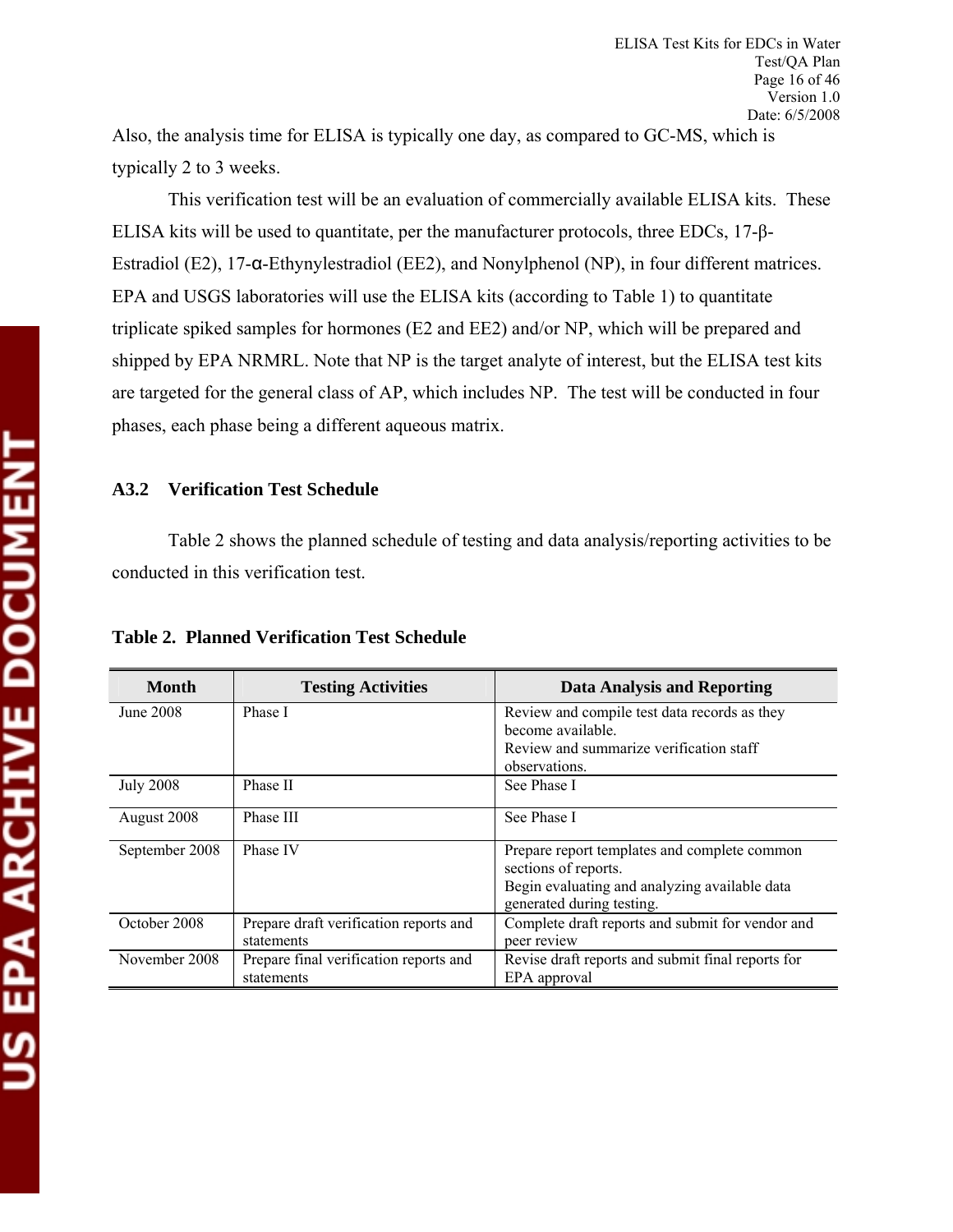Also, the analysis time for ELISA is typically one day, as compared to GC-MS, which is typically 2 to 3 weeks.

This verification test will be an evaluation of commercially available ELISA kits. These ELISA kits will be used to quantitate, per the manufacturer protocols, three EDCs, 17-β-Estradiol (E2), 17-α-Ethynylestradiol (EE2), and Nonylphenol (NP), in four different matrices. EPA and USGS laboratories will use the ELISA kits (according to Table 1) to quantitate triplicate spiked samples for hormones (E2 and EE2) and/or NP, which will be prepared and shipped by EPA NRMRL. Note that NP is the target analyte of interest, but the ELISA test kits are targeted for the general class of AP, which includes NP. The test will be conducted in four phases, each phase being a different aqueous matrix.

### A3.2 Verification Test Schedule

Table 2 shows the planned schedule of testing and data analysis/reporting activities to be conducted in this verification test.

**Table 2. Planned Verification Test Schedule**

| Month | Testing Activities | Data Analysis and Reporting |
|---|---|---|
| June 2008 | Phase I | Review and compile test data records as they become available.<br>Review and summarize verification staff observations. |
| July 2008 | Phase II | See Phase I |
| August 2008 | Phase III | See Phase I |
| September 2008 | Phase IV | Prepare report templates and complete common sections of reports.<br>Begin evaluating and analyzing available data generated during testing. |
| October 2008 | Prepare draft verification reports and statements | Complete draft reports and submit for vendor and peer review |
| November 2008 | Prepare final verification reports and statements | Revise draft reports and submit final reports for EPA approval |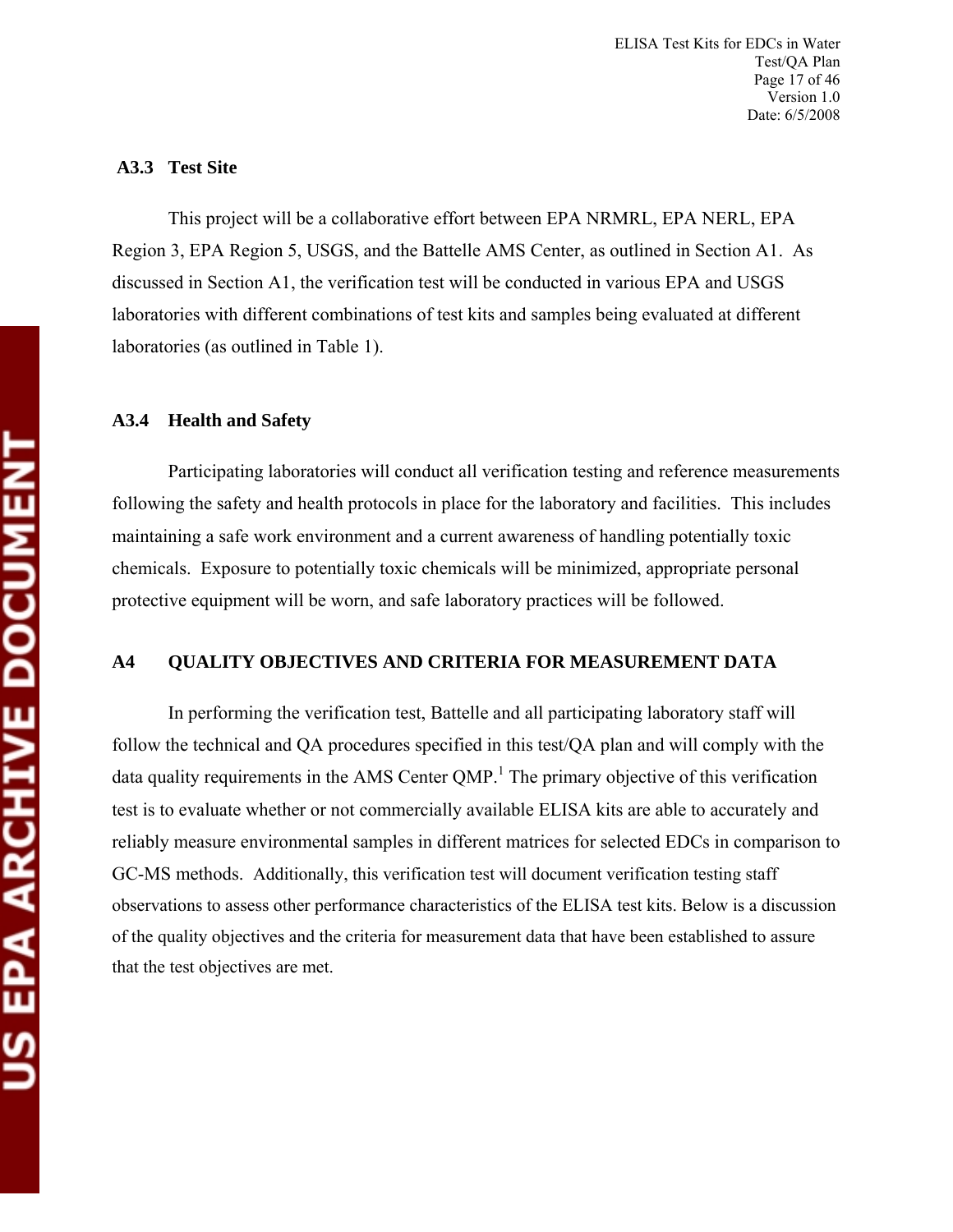### A3.3 Test Site

This project will be a collaborative effort between EPA NRMRL, EPA NERL, EPA Region 3, EPA Region 5, USGS, and the Battelle AMS Center, as outlined in Section A1. As discussed in Section A1, the verification test will be conducted in various EPA and USGS laboratories with different combinations of test kits and samples being evaluated at different laboratories (as outlined in Table 1).

### A3.4 Health and Safety

Participating laboratories will conduct all verification testing and reference measurements following the safety and health protocols in place for the laboratory and facilities. This includes maintaining a safe work environment and a current awareness of handling potentially toxic chemicals. Exposure to potentially toxic chemicals will be minimized, appropriate personal protective equipment will be worn, and safe laboratory practices will be followed.

## A4 QUALITY OBJECTIVES AND CRITERIA FOR MEASUREMENT DATA

In performing the verification test, Battelle and all participating laboratory staff will follow the technical and QA procedures specified in this test/QA plan and will comply with the data quality requirements in the AMS Center QMP.[1] The primary objective of this verification test is to evaluate whether or not commercially available ELISA kits are able to accurately and reliably measure environmental samples in different matrices for selected EDCs in comparison to GC-MS methods. Additionally, this verification test will document verification testing staff observations to assess other performance characteristics of the ELISA test kits. Below is a discussion of the quality objectives and the criteria for measurement data that have been established to assure that the test objectives are met.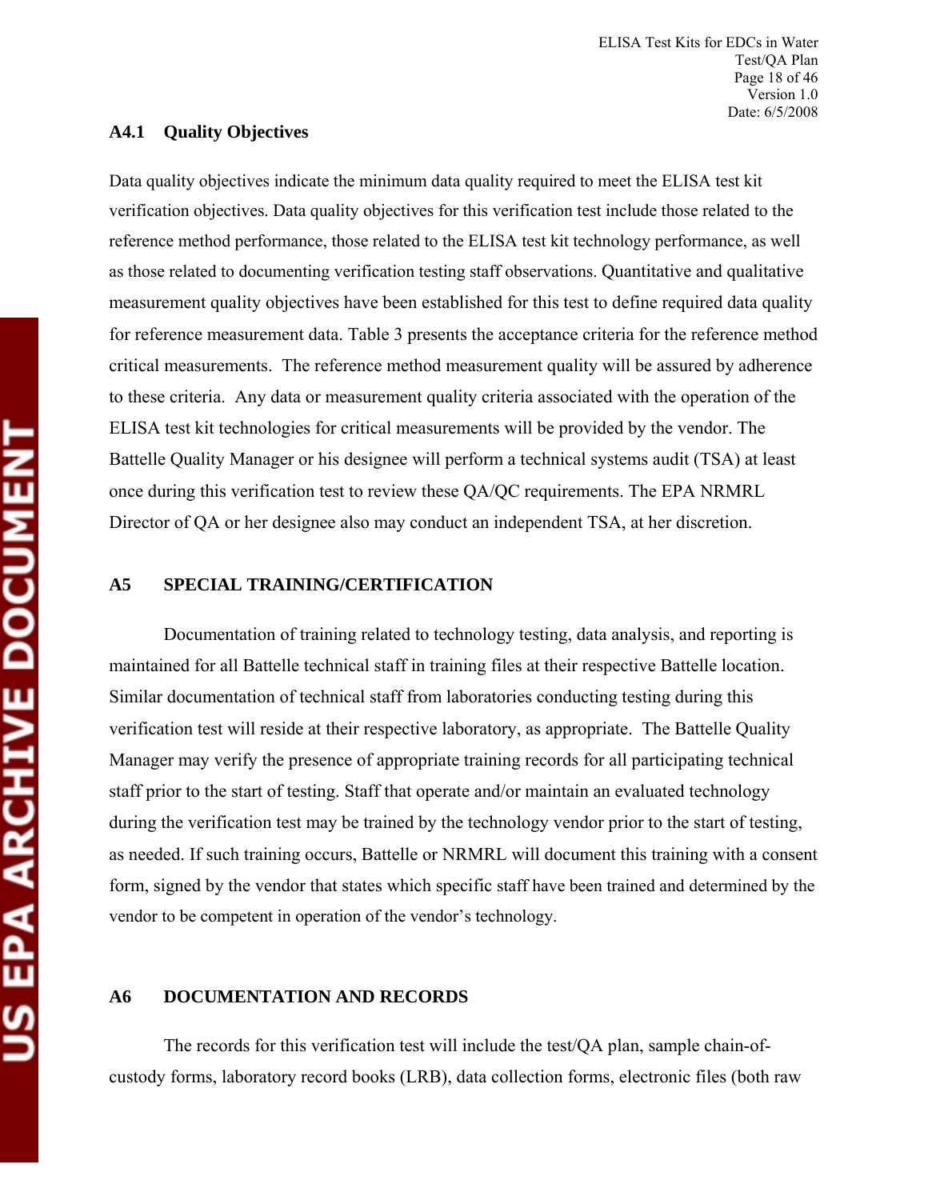### A4.1 Quality Objectives

Data quality objectives indicate the minimum data quality required to meet the ELISA test kit verification objectives. Data quality objectives for this verification test include those related to the reference method performance, those related to the ELISA test kit technology performance, as well as those related to documenting verification testing staff observations. Quantitative and qualitative measurement quality objectives have been established for this test to define required data quality for reference measurement data. Table 3 presents the acceptance criteria for the reference method critical measurements. The reference method measurement quality will be assured by adherence to these criteria. Any data or measurement quality criteria associated with the operation of the ELISA test kit technologies for critical measurements will be provided by the vendor. The Battelle Quality Manager or his designee will perform a technical systems audit (TSA) at least once during this verification test to review these QA/QC requirements. The EPA NRMRL Director of QA or her designee also may conduct an independent TSA, at her discretion.

## A5 SPECIAL TRAINING/CERTIFICATION

Documentation of training related to technology testing, data analysis, and reporting is maintained for all Battelle technical staff in training files at their respective Battelle location. Similar documentation of technical staff from laboratories conducting testing during this verification test will reside at their respective laboratory, as appropriate. The Battelle Quality Manager may verify the presence of appropriate training records for all participating technical staff prior to the start of testing. Staff that operate and/or maintain an evaluated technology during the verification test may be trained by the technology vendor prior to the start of testing, as needed. If such training occurs, Battelle or NRMRL will document this training with a consent form, signed by the vendor that states which specific staff have been trained and determined by the vendor to be competent in operation of the vendor's technology.

## A6 DOCUMENTATION AND RECORDS

The records for this verification test will include the test/QA plan, sample chain-of-custody forms, laboratory record books (LRB), data collection forms, electronic files (both raw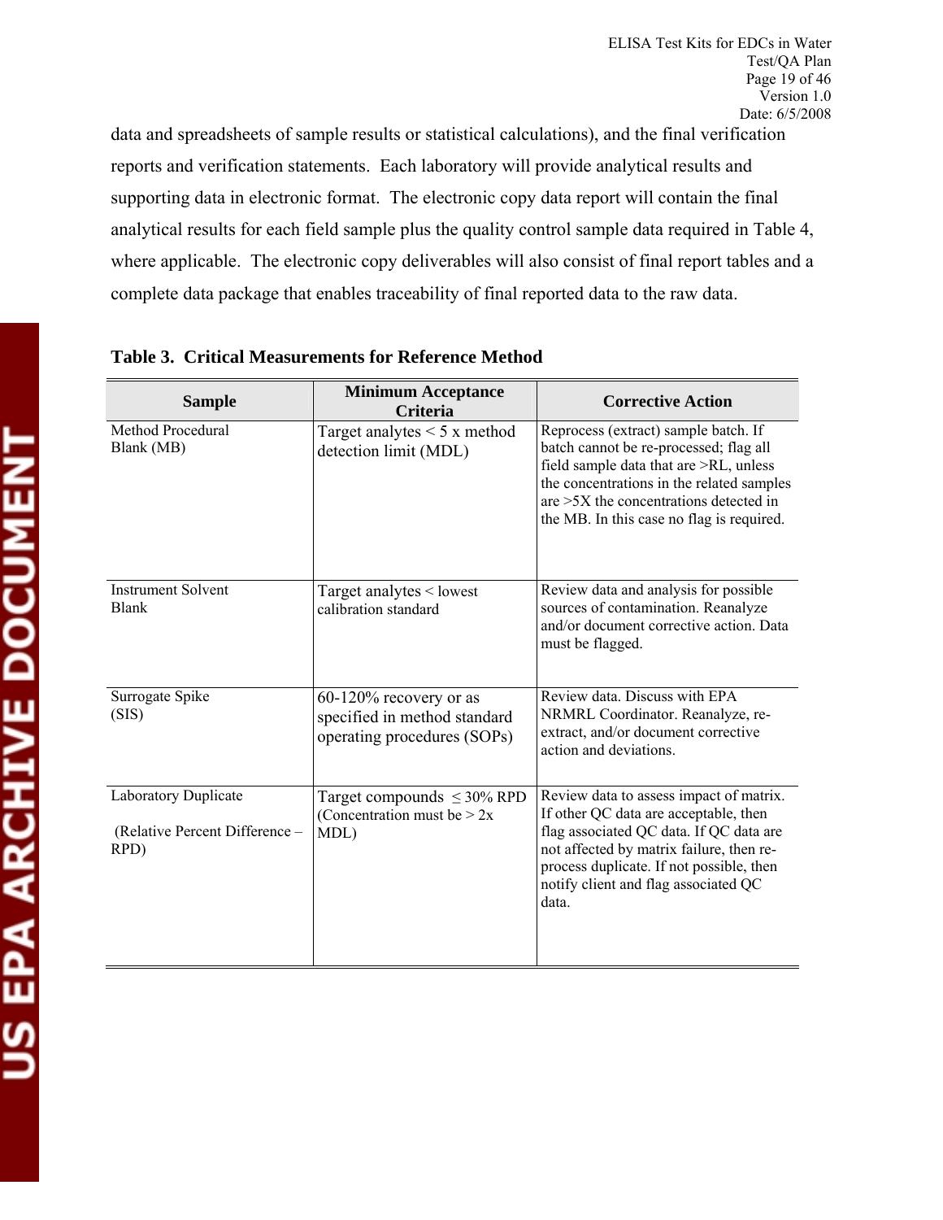data and spreadsheets of sample results or statistical calculations), and the final verification reports and verification statements. Each laboratory will provide analytical results and supporting data in electronic format. The electronic copy data report will contain the final analytical results for each field sample plus the quality control sample data required in Table 4, where applicable. The electronic copy deliverables will also consist of final report tables and a complete data package that enables traceability of final reported data to the raw data.

**Table 3. Critical Measurements for Reference Method**

| Sample | Minimum Acceptance Criteria | Corrective Action |
|---|---|---|
| Method Procedural Blank (MB) | Target analytes < 5 x method detection limit (MDL) | Reprocess (extract) sample batch. If batch cannot be re-processed; flag all field sample data that are >RL, unless the concentrations in the related samples are >5X the concentrations detected in the MB. In this case no flag is required. |
| Instrument Solvent Blank | Target analytes < lowest calibration standard | Review data and analysis for possible sources of contamination. Reanalyze and/or document corrective action. Data must be flagged. |
| Surrogate Spike (SIS) | 60-120% recovery or as specified in method standard operating procedures (SOPs) | Review data. Discuss with EPA NRMRL Coordinator. Reanalyze, re-extract, and/or document corrective action and deviations. |
| Laboratory Duplicate (Relative Percent Difference – RPD) | Target compounds ≤ 30% RPD (Concentration must be > 2x MDL) | Review data to assess impact of matrix. If other QC data are acceptable, then flag associated QC data. If QC data are not affected by matrix failure, then re-process duplicate. If not possible, then notify client and flag associated QC data. |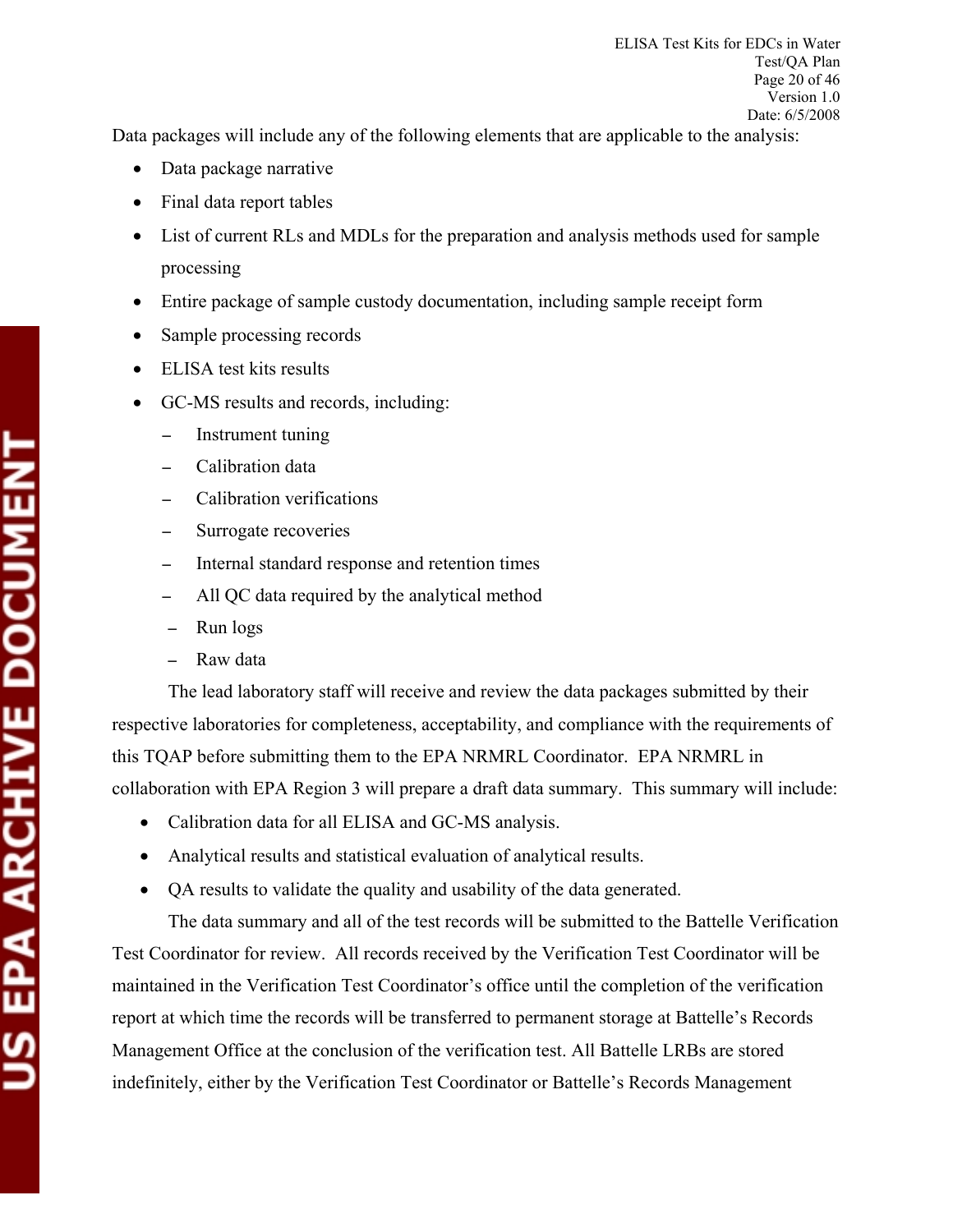Data packages will include any of the following elements that are applicable to the analysis:

- Data package narrative
- Final data report tables
- List of current RLs and MDLs for the preparation and analysis methods used for sample processing
- Entire package of sample custody documentation, including sample receipt form
- Sample processing records
- ELISA test kits results
- GC-MS results and records, including:
  - Instrument tuning
  - Calibration data
  - Calibration verifications
  - Surrogate recoveries
  - Internal standard response and retention times
  - All QC data required by the analytical method
  - Run logs
  - Raw data

The lead laboratory staff will receive and review the data packages submitted by their respective laboratories for completeness, acceptability, and compliance with the requirements of this TQAP before submitting them to the EPA NRMRL Coordinator. EPA NRMRL in collaboration with EPA Region 3 will prepare a draft data summary. This summary will include:

- Calibration data for all ELISA and GC-MS analysis.
- Analytical results and statistical evaluation of analytical results.
- QA results to validate the quality and usability of the data generated.

The data summary and all of the test records will be submitted to the Battelle Verification Test Coordinator for review. All records received by the Verification Test Coordinator will be maintained in the Verification Test Coordinator's office until the completion of the verification report at which time the records will be transferred to permanent storage at Battelle's Records Management Office at the conclusion of the verification test. All Battelle LRBs are stored indefinitely, either by the Verification Test Coordinator or Battelle's Records Management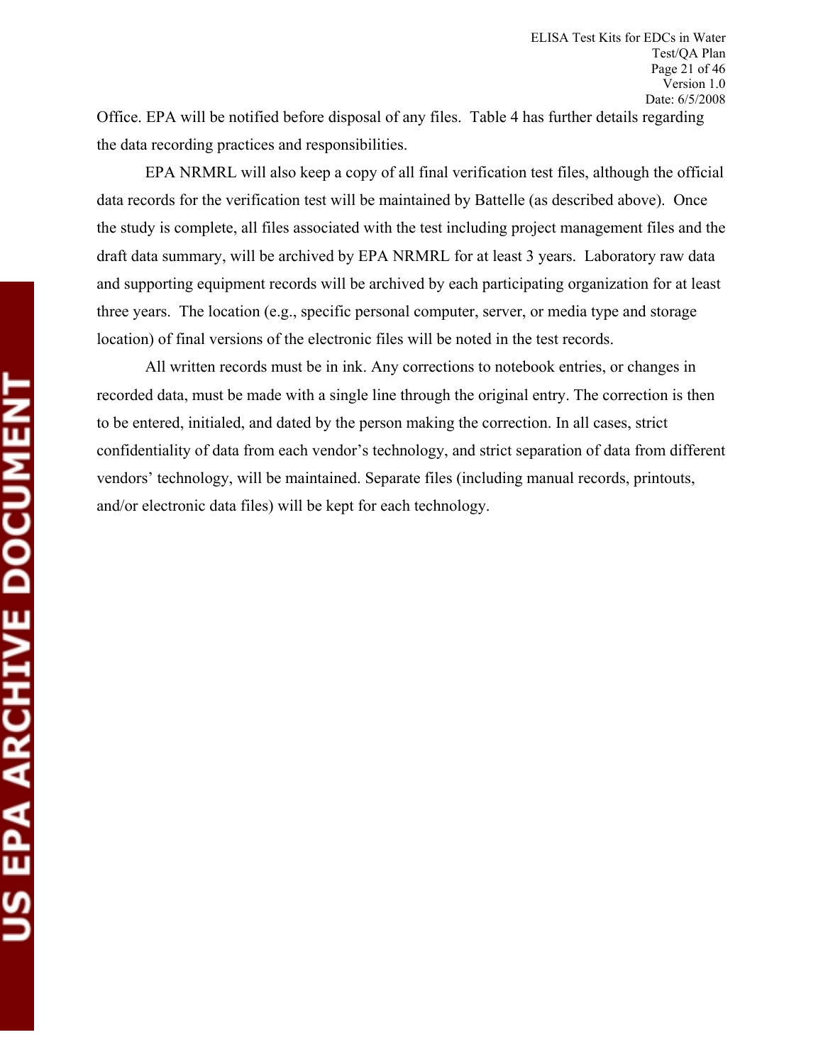Office. EPA will be notified before disposal of any files. Table 4 has further details regarding the data recording practices and responsibilities.

EPA NRMRL will also keep a copy of all final verification test files, although the official data records for the verification test will be maintained by Battelle (as described above). Once the study is complete, all files associated with the test including project management files and the draft data summary, will be archived by EPA NRMRL for at least 3 years. Laboratory raw data and supporting equipment records will be archived by each participating organization for at least three years. The location (e.g., specific personal computer, server, or media type and storage location) of final versions of the electronic files will be noted in the test records.

All written records must be in ink. Any corrections to notebook entries, or changes in recorded data, must be made with a single line through the original entry. The correction is then to be entered, initialed, and dated by the person making the correction. In all cases, strict confidentiality of data from each vendor's technology, and strict separation of data from different vendors' technology, will be maintained. Separate files (including manual records, printouts, and/or electronic data files) will be kept for each technology.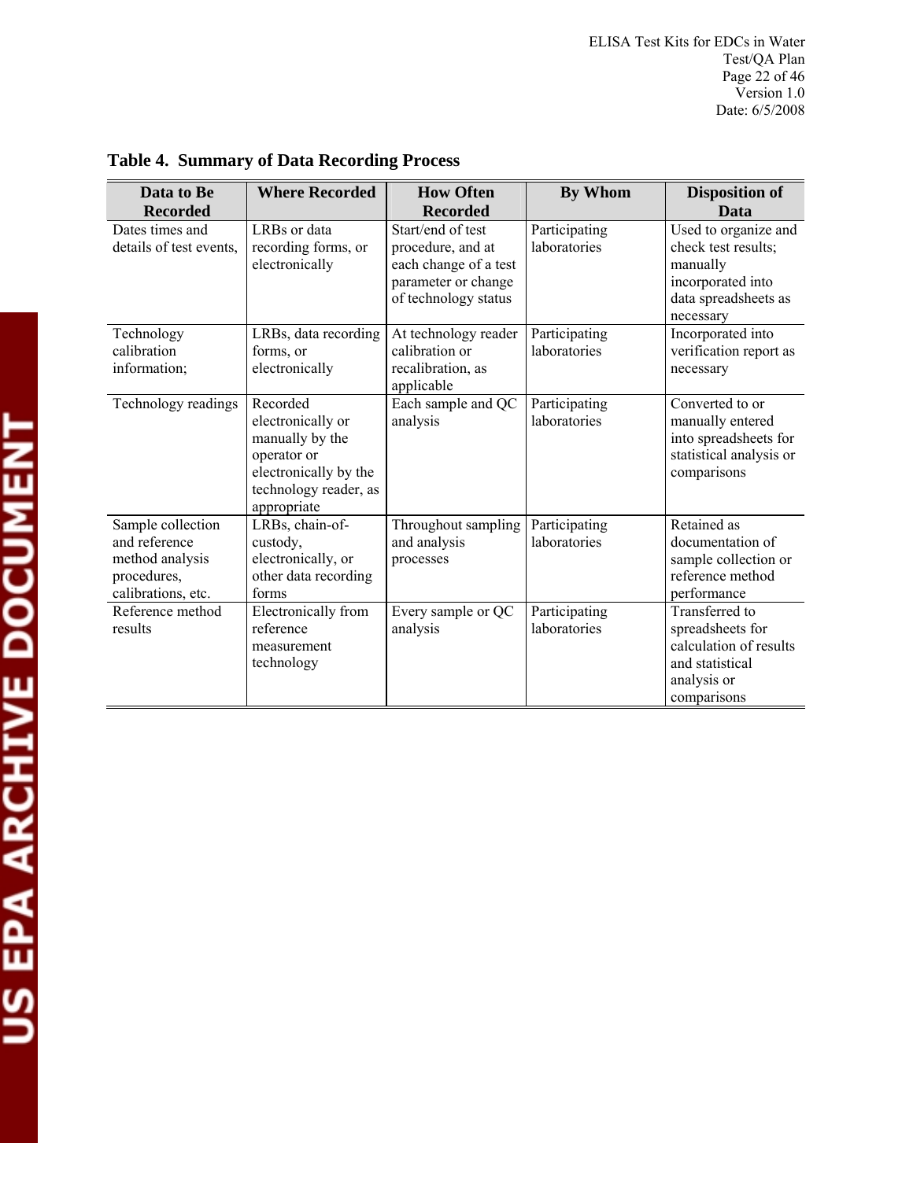**Table 4. Summary of Data Recording Process**

| Data to Be Recorded | Where Recorded | How Often Recorded | By Whom | Disposition of Data |
|---|---|---|---|---|
| Dates times and details of test events, | LRBs or data recording forms, or electronically | Start/end of test procedure, and at each change of a test parameter or change of technology status | Participating laboratories | Used to organize and check test results; manually incorporated into data spreadsheets as necessary |
| Technology calibration information; | LRBs, data recording forms, or electronically | At technology reader calibration or recalibration, as applicable | Participating laboratories | Incorporated into verification report as necessary |
| Technology readings | Recorded electronically or manually by the operator or electronically by the technology reader, as appropriate | Each sample and QC analysis | Participating laboratories | Converted to or manually entered into spreadsheets for statistical analysis or comparisons |
| Sample collection and reference method analysis procedures, calibrations, etc. | LRBs, chain-of-custody, electronically, or other data recording forms | Throughout sampling and analysis processes | Participating laboratories | Retained as documentation of sample collection or reference method performance |
| Reference method results | Electronically from reference measurement technology | Every sample or QC analysis | Participating laboratories | Transferred to spreadsheets for calculation of results and statistical analysis or comparisons |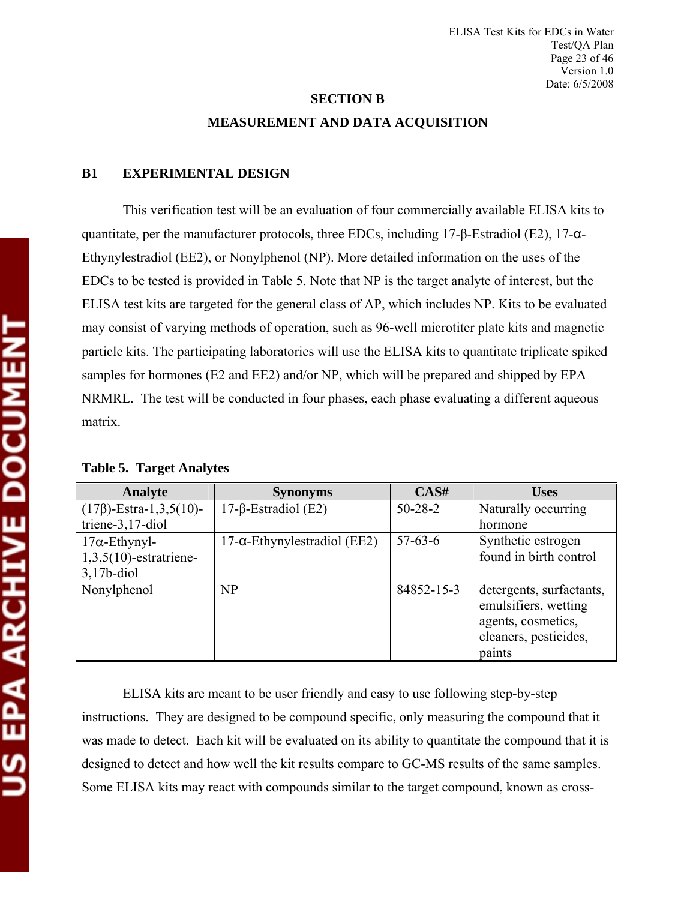## SECTION B

## MEASUREMENT AND DATA ACQUISITION

### B1 EXPERIMENTAL DESIGN

This verification test will be an evaluation of four commercially available ELISA kits to quantitate, per the manufacturer protocols, three EDCs, including 17-β-Estradiol (E2), 17-α-Ethynylestradiol (EE2), or Nonylphenol (NP). More detailed information on the uses of the EDCs to be tested is provided in Table 5. Note that NP is the target analyte of interest, but the ELISA test kits are targeted for the general class of AP, which includes NP. Kits to be evaluated may consist of varying methods of operation, such as 96-well microtiter plate kits and magnetic particle kits. The participating laboratories will use the ELISA kits to quantitate triplicate spiked samples for hormones (E2 and EE2) and/or NP, which will be prepared and shipped by EPA NRMRL. The test will be conducted in four phases, each phase evaluating a different aqueous matrix.

**Table 5. Target Analytes**

| Analyte | Synonyms | CAS# | Uses |
|---|---|---|---|
| (17β)-Estra-1,3,5(10)-triene-3,17-diol | 17-β-Estradiol (E2) | 50-28-2 | Naturally occurring hormone |
| 17α-Ethynyl-1,3,5(10)-estratriene-3,17b-diol | 17-α-Ethynylestradiol (EE2) | 57-63-6 | Synthetic estrogen found in birth control |
| Nonylphenol | NP | 84852-15-3 | detergents, surfactants, emulsifiers, wetting agents, cosmetics, cleaners, pesticides, paints |

ELISA kits are meant to be user friendly and easy to use following step-by-step instructions. They are designed to be compound specific, only measuring the compound that it was made to detect. Each kit will be evaluated on its ability to quantitate the compound that it is designed to detect and how well the kit results compare to GC-MS results of the same samples. Some ELISA kits may react with compounds similar to the target compound, known as cross-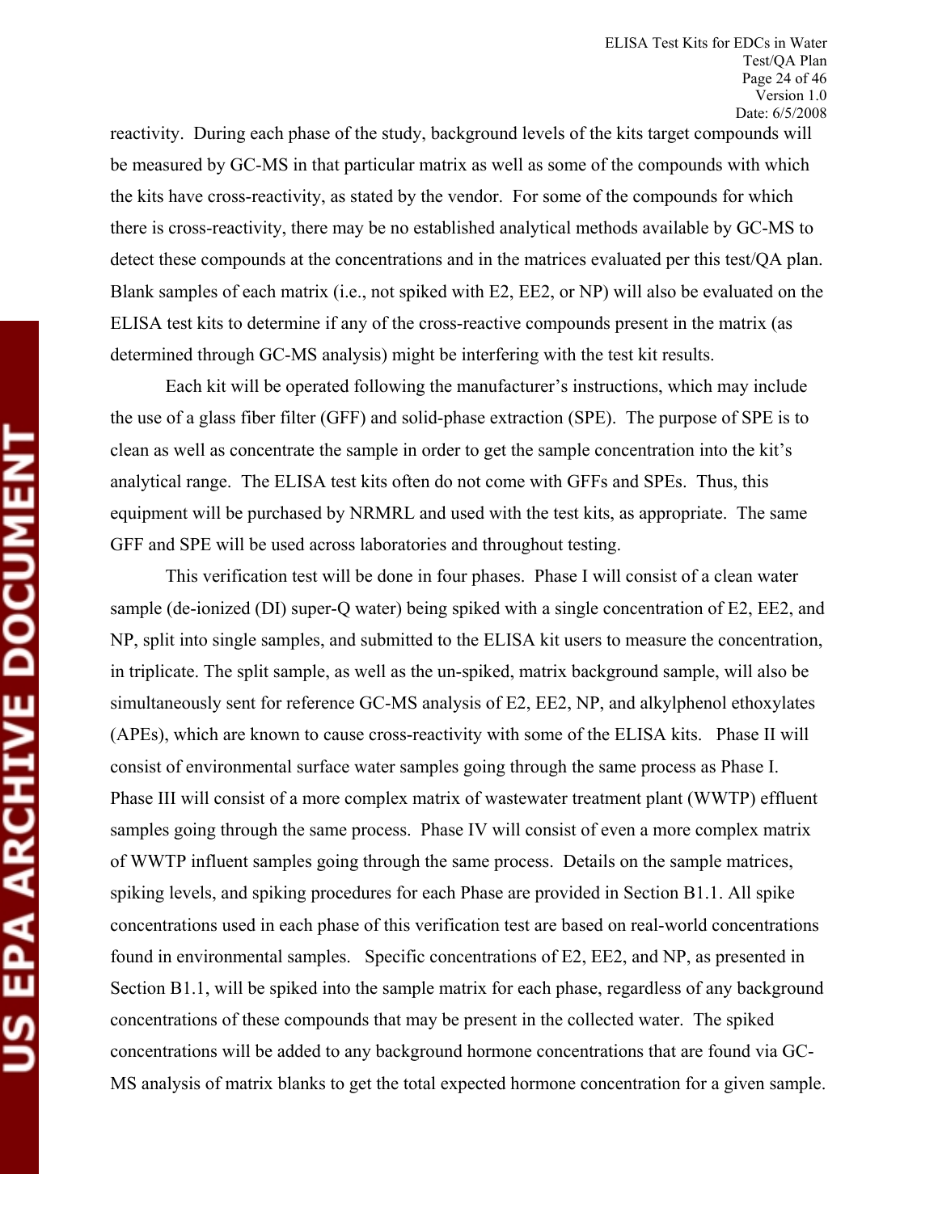reactivity. During each phase of the study, background levels of the kits target compounds will be measured by GC-MS in that particular matrix as well as some of the compounds with which the kits have cross-reactivity, as stated by the vendor. For some of the compounds for which there is cross-reactivity, there may be no established analytical methods available by GC-MS to detect these compounds at the concentrations and in the matrices evaluated per this test/QA plan. Blank samples of each matrix (i.e., not spiked with E2, EE2, or NP) will also be evaluated on the ELISA test kits to determine if any of the cross-reactive compounds present in the matrix (as determined through GC-MS analysis) might be interfering with the test kit results.

Each kit will be operated following the manufacturer's instructions, which may include the use of a glass fiber filter (GFF) and solid-phase extraction (SPE). The purpose of SPE is to clean as well as concentrate the sample in order to get the sample concentration into the kit's analytical range. The ELISA test kits often do not come with GFFs and SPEs. Thus, this equipment will be purchased by NRMRL and used with the test kits, as appropriate. The same GFF and SPE will be used across laboratories and throughout testing.

This verification test will be done in four phases. Phase I will consist of a clean water sample (de-ionized (DI) super-Q water) being spiked with a single concentration of E2, EE2, and NP, split into single samples, and submitted to the ELISA kit users to measure the concentration, in triplicate. The split sample, as well as the un-spiked, matrix background sample, will also be simultaneously sent for reference GC-MS analysis of E2, EE2, NP, and alkylphenol ethoxylates (APEs), which are known to cause cross-reactivity with some of the ELISA kits. Phase II will consist of environmental surface water samples going through the same process as Phase I. Phase III will consist of a more complex matrix of wastewater treatment plant (WWTP) effluent samples going through the same process. Phase IV will consist of even a more complex matrix of WWTP influent samples going through the same process. Details on the sample matrices, spiking levels, and spiking procedures for each Phase are provided in Section B1.1. All spike concentrations used in each phase of this verification test are based on real-world concentrations found in environmental samples. Specific concentrations of E2, EE2, and NP, as presented in Section B1.1, will be spiked into the sample matrix for each phase, regardless of any background concentrations of these compounds that may be present in the collected water. The spiked concentrations will be added to any background hormone concentrations that are found via GC-MS analysis of matrix blanks to get the total expected hormone concentration for a given sample.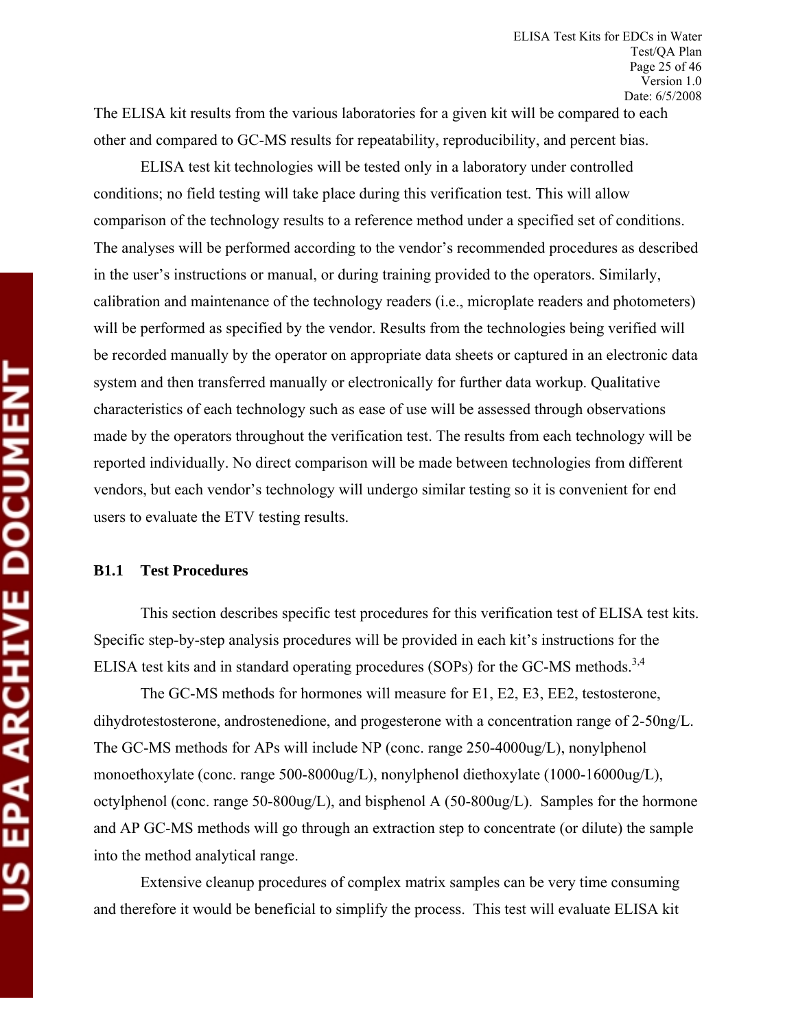The ELISA kit results from the various laboratories for a given kit will be compared to each other and compared to GC-MS results for repeatability, reproducibility, and percent bias.

ELISA test kit technologies will be tested only in a laboratory under controlled conditions; no field testing will take place during this verification test. This will allow comparison of the technology results to a reference method under a specified set of conditions. The analyses will be performed according to the vendor's recommended procedures as described in the user's instructions or manual, or during training provided to the operators. Similarly, calibration and maintenance of the technology readers (i.e., microplate readers and photometers) will be performed as specified by the vendor. Results from the technologies being verified will be recorded manually by the operator on appropriate data sheets or captured in an electronic data system and then transferred manually or electronically for further data workup. Qualitative characteristics of each technology such as ease of use will be assessed through observations made by the operators throughout the verification test. The results from each technology will be reported individually. No direct comparison will be made between technologies from different vendors, but each vendor's technology will undergo similar testing so it is convenient for end users to evaluate the ETV testing results.

### B1.1 Test Procedures

This section describes specific test procedures for this verification test of ELISA test kits. Specific step-by-step analysis procedures will be provided in each kit's instructions for the ELISA test kits and in standard operating procedures (SOPs) for the GC-MS methods.[3,4]

The GC-MS methods for hormones will measure for E1, E2, E3, EE2, testosterone, dihydrotestosterone, androstenedione, and progesterone with a concentration range of 2-50ng/L. The GC-MS methods for APs will include NP (conc. range 250-4000ug/L), nonylphenol monoethoxylate (conc. range 500-8000ug/L), nonylphenol diethoxylate (1000-16000ug/L), octylphenol (conc. range 50-800ug/L), and bisphenol A (50-800ug/L). Samples for the hormone and AP GC-MS methods will go through an extraction step to concentrate (or dilute) the sample into the method analytical range.

Extensive cleanup procedures of complex matrix samples can be very time consuming and therefore it would be beneficial to simplify the process. This test will evaluate ELISA kit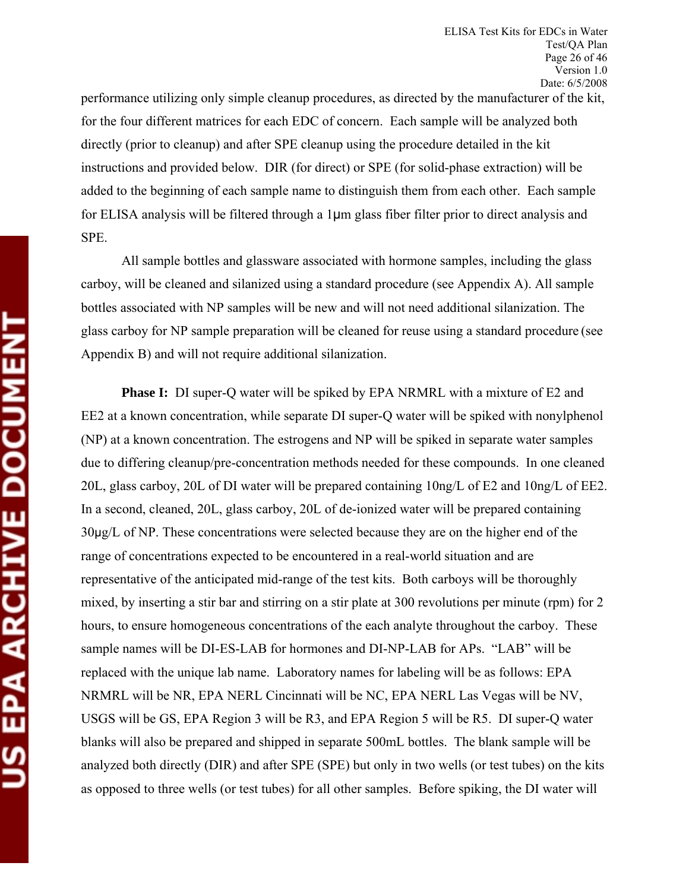performance utilizing only simple cleanup procedures, as directed by the manufacturer of the kit, for the four different matrices for each EDC of concern. Each sample will be analyzed both directly (prior to cleanup) and after SPE cleanup using the procedure detailed in the kit instructions and provided below. DIR (for direct) or SPE (for solid-phase extraction) will be added to the beginning of each sample name to distinguish them from each other. Each sample for ELISA analysis will be filtered through a 1μm glass fiber filter prior to direct analysis and SPE.

All sample bottles and glassware associated with hormone samples, including the glass carboy, will be cleaned and silanized using a standard procedure (see Appendix A). All sample bottles associated with NP samples will be new and will not need additional silanization. The glass carboy for NP sample preparation will be cleaned for reuse using a standard procedure (see Appendix B) and will not require additional silanization.

**Phase I:** DI super-Q water will be spiked by EPA NRMRL with a mixture of E2 and EE2 at a known concentration, while separate DI super-Q water will be spiked with nonylphenol (NP) at a known concentration. The estrogens and NP will be spiked in separate water samples due to differing cleanup/pre-concentration methods needed for these compounds. In one cleaned 20L, glass carboy, 20L of DI water will be prepared containing 10ng/L of E2 and 10ng/L of EE2. In a second, cleaned, 20L, glass carboy, 20L of de-ionized water will be prepared containing 30μg/L of NP. These concentrations were selected because they are on the higher end of the range of concentrations expected to be encountered in a real-world situation and are representative of the anticipated mid-range of the test kits. Both carboys will be thoroughly mixed, by inserting a stir bar and stirring on a stir plate at 300 revolutions per minute (rpm) for 2 hours, to ensure homogeneous concentrations of the each analyte throughout the carboy. These sample names will be DI-ES-LAB for hormones and DI-NP-LAB for APs. "LAB" will be replaced with the unique lab name. Laboratory names for labeling will be as follows: EPA NRMRL will be NR, EPA NERL Cincinnati will be NC, EPA NERL Las Vegas will be NV, USGS will be GS, EPA Region 3 will be R3, and EPA Region 5 will be R5. DI super-Q water blanks will also be prepared and shipped in separate 500mL bottles. The blank sample will be analyzed both directly (DIR) and after SPE (SPE) but only in two wells (or test tubes) on the kits as opposed to three wells (or test tubes) for all other samples. Before spiking, the DI water will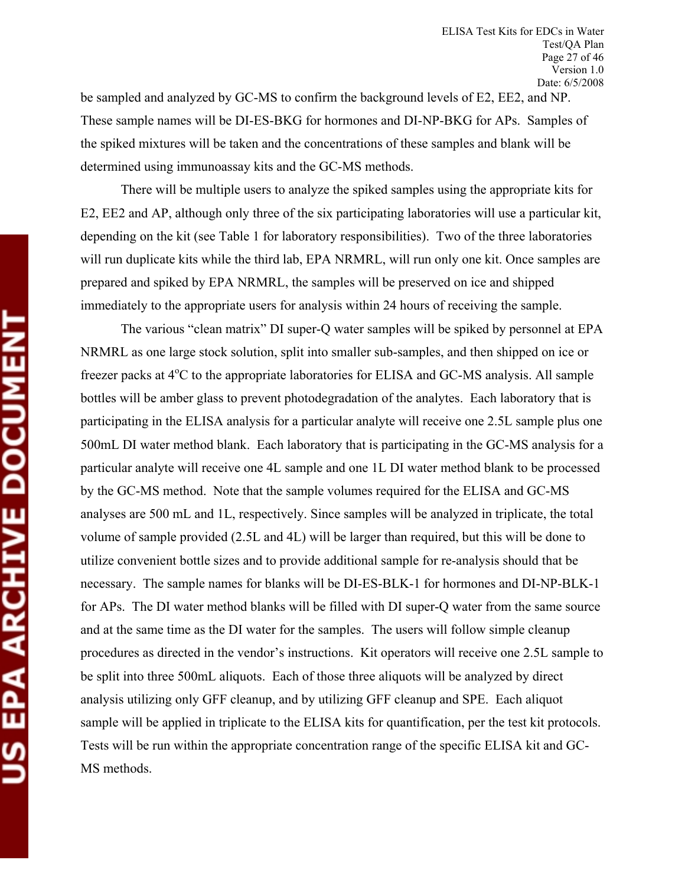be sampled and analyzed by GC-MS to confirm the background levels of E2, EE2, and NP. These sample names will be DI-ES-BKG for hormones and DI-NP-BKG for APs. Samples of the spiked mixtures will be taken and the concentrations of these samples and blank will be determined using immunoassay kits and the GC-MS methods.

There will be multiple users to analyze the spiked samples using the appropriate kits for E2, EE2 and AP, although only three of the six participating laboratories will use a particular kit, depending on the kit (see Table 1 for laboratory responsibilities). Two of the three laboratories will run duplicate kits while the third lab, EPA NRMRL, will run only one kit. Once samples are prepared and spiked by EPA NRMRL, the samples will be preserved on ice and shipped immediately to the appropriate users for analysis within 24 hours of receiving the sample.

The various "clean matrix" DI super-Q water samples will be spiked by personnel at EPA NRMRL as one large stock solution, split into smaller sub-samples, and then shipped on ice or freezer packs at 4$^{o}$C to the appropriate laboratories for ELISA and GC-MS analysis. All sample bottles will be amber glass to prevent photodegradation of the analytes. Each laboratory that is participating in the ELISA analysis for a particular analyte will receive one 2.5L sample plus one 500mL DI water method blank. Each laboratory that is participating in the GC-MS analysis for a particular analyte will receive one 4L sample and one 1L DI water method blank to be processed by the GC-MS method. Note that the sample volumes required for the ELISA and GC-MS analyses are 500 mL and 1L, respectively. Since samples will be analyzed in triplicate, the total volume of sample provided (2.5L and 4L) will be larger than required, but this will be done to utilize convenient bottle sizes and to provide additional sample for re-analysis should that be necessary. The sample names for blanks will be DI-ES-BLK-1 for hormones and DI-NP-BLK-1 for APs. The DI water method blanks will be filled with DI super-Q water from the same source and at the same time as the DI water for the samples. The users will follow simple cleanup procedures as directed in the vendor's instructions. Kit operators will receive one 2.5L sample to be split into three 500mL aliquots. Each of those three aliquots will be analyzed by direct analysis utilizing only GFF cleanup, and by utilizing GFF cleanup and SPE. Each aliquot sample will be applied in triplicate to the ELISA kits for quantification, per the test kit protocols. Tests will be run within the appropriate concentration range of the specific ELISA kit and GC-MS methods.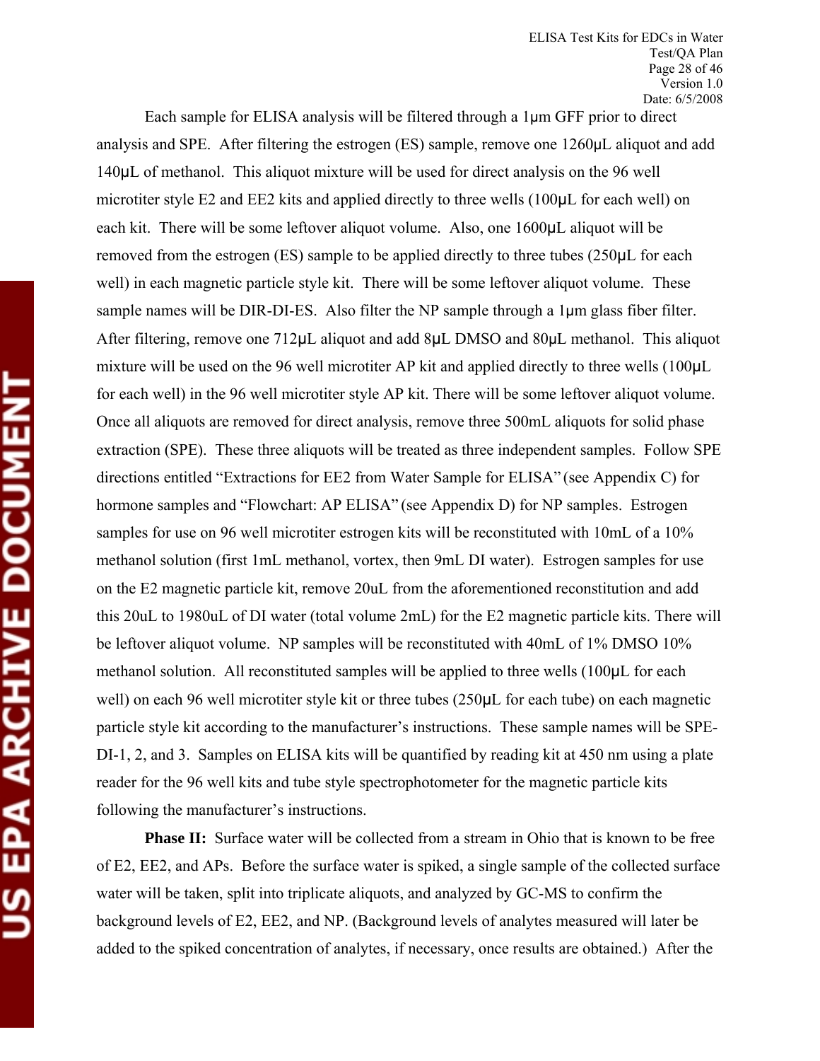Each sample for ELISA analysis will be filtered through a 1μm GFF prior to direct analysis and SPE. After filtering the estrogen (ES) sample, remove one 1260μL aliquot and add 140μL of methanol. This aliquot mixture will be used for direct analysis on the 96 well microtiter style E2 and EE2 kits and applied directly to three wells (100μL for each well) on each kit. There will be some leftover aliquot volume. Also, one 1600μL aliquot will be removed from the estrogen (ES) sample to be applied directly to three tubes (250μL for each well) in each magnetic particle style kit. There will be some leftover aliquot volume. These sample names will be DIR-DI-ES. Also filter the NP sample through a 1μm glass fiber filter. After filtering, remove one 712μL aliquot and add 8μL DMSO and 80μL methanol. This aliquot mixture will be used on the 96 well microtiter AP kit and applied directly to three wells (100μL for each well) in the 96 well microtiter style AP kit. There will be some leftover aliquot volume. Once all aliquots are removed for direct analysis, remove three 500mL aliquots for solid phase extraction (SPE). These three aliquots will be treated as three independent samples. Follow SPE directions entitled "Extractions for EE2 from Water Sample for ELISA" (see Appendix C) for hormone samples and "Flowchart: AP ELISA" (see Appendix D) for NP samples. Estrogen samples for use on 96 well microtiter estrogen kits will be reconstituted with 10mL of a 10% methanol solution (first 1mL methanol, vortex, then 9mL DI water). Estrogen samples for use on the E2 magnetic particle kit, remove 20uL from the aforementioned reconstitution and add this 20uL to 1980uL of DI water (total volume 2mL) for the E2 magnetic particle kits. There will be leftover aliquot volume. NP samples will be reconstituted with 40mL of 1% DMSO 10% methanol solution. All reconstituted samples will be applied to three wells (100μL for each well) on each 96 well microtiter style kit or three tubes (250μL for each tube) on each magnetic particle style kit according to the manufacturer's instructions. These sample names will be SPE-DI-1, 2, and 3. Samples on ELISA kits will be quantified by reading kit at 450 nm using a plate reader for the 96 well kits and tube style spectrophotometer for the magnetic particle kits following the manufacturer's instructions.

**Phase II:** Surface water will be collected from a stream in Ohio that is known to be free of E2, EE2, and APs. Before the surface water is spiked, a single sample of the collected surface water will be taken, split into triplicate aliquots, and analyzed by GC-MS to confirm the background levels of E2, EE2, and NP. (Background levels of analytes measured will later be added to the spiked concentration of analytes, if necessary, once results are obtained.) After the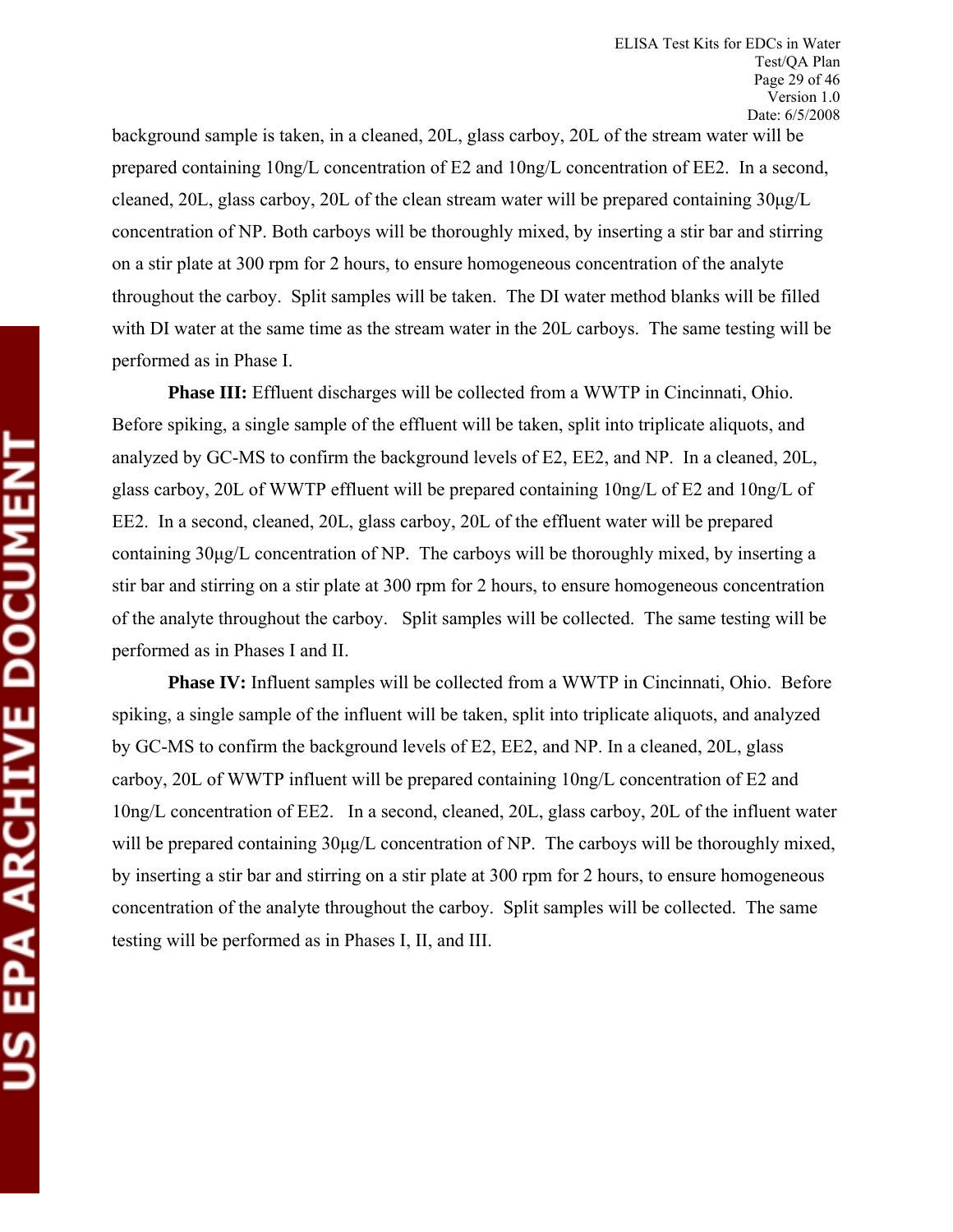background sample is taken, in a cleaned, 20L, glass carboy, 20L of the stream water will be prepared containing 10ng/L concentration of E2 and 10ng/L concentration of EE2. In a second, cleaned, 20L, glass carboy, 20L of the clean stream water will be prepared containing 30µg/L concentration of NP. Both carboys will be thoroughly mixed, by inserting a stir bar and stirring on a stir plate at 300 rpm for 2 hours, to ensure homogeneous concentration of the analyte throughout the carboy. Split samples will be taken. The DI water method blanks will be filled with DI water at the same time as the stream water in the 20L carboys. The same testing will be performed as in Phase I.

**Phase III:** Effluent discharges will be collected from a WWTP in Cincinnati, Ohio. Before spiking, a single sample of the effluent will be taken, split into triplicate aliquots, and analyzed by GC-MS to confirm the background levels of E2, EE2, and NP. In a cleaned, 20L, glass carboy, 20L of WWTP effluent will be prepared containing 10ng/L of E2 and 10ng/L of EE2. In a second, cleaned, 20L, glass carboy, 20L of the effluent water will be prepared containing 30µg/L concentration of NP. The carboys will be thoroughly mixed, by inserting a stir bar and stirring on a stir plate at 300 rpm for 2 hours, to ensure homogeneous concentration of the analyte throughout the carboy. Split samples will be collected. The same testing will be performed as in Phases I and II.

**Phase IV:** Influent samples will be collected from a WWTP in Cincinnati, Ohio. Before spiking, a single sample of the influent will be taken, split into triplicate aliquots, and analyzed by GC-MS to confirm the background levels of E2, EE2, and NP. In a cleaned, 20L, glass carboy, 20L of WWTP influent will be prepared containing 10ng/L concentration of E2 and 10ng/L concentration of EE2. In a second, cleaned, 20L, glass carboy, 20L of the influent water will be prepared containing 30µg/L concentration of NP. The carboys will be thoroughly mixed, by inserting a stir bar and stirring on a stir plate at 300 rpm for 2 hours, to ensure homogeneous concentration of the analyte throughout the carboy. Split samples will be collected. The same testing will be performed as in Phases I, II, and III.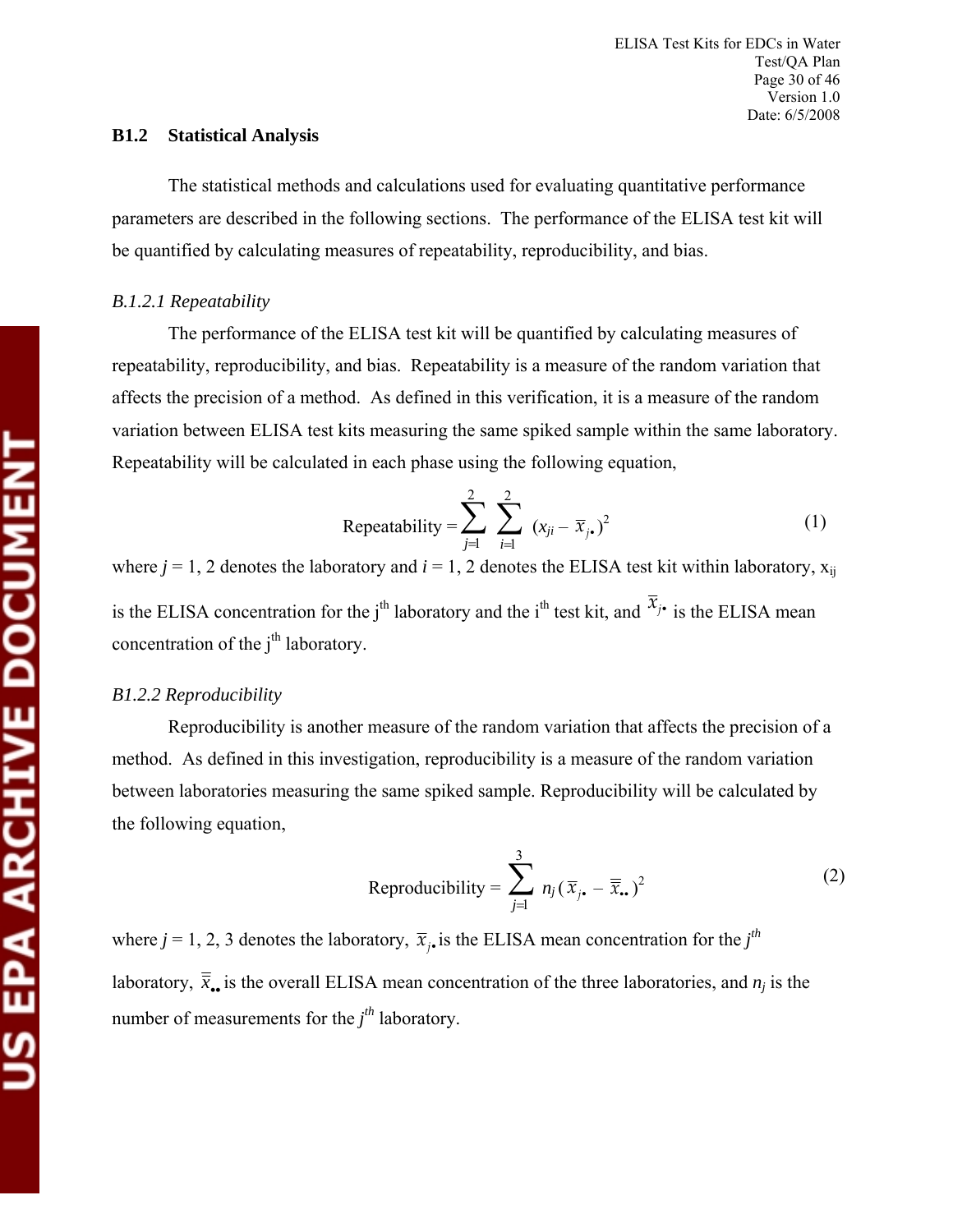### B1.2 Statistical Analysis

The statistical methods and calculations used for evaluating quantitative performance parameters are described in the following sections. The performance of the ELISA test kit will be quantified by calculating measures of repeatability, reproducibility, and bias.

#### *B.1.2.1 Repeatability*

The performance of the ELISA test kit will be quantified by calculating measures of repeatability, reproducibility, and bias. Repeatability is a measure of the random variation that affects the precision of a method. As defined in this verification, it is a measure of the random variation between ELISA test kits measuring the same spiked sample within the same laboratory. Repeatability will be calculated in each phase using the following equation,

$$\text{Repeatability} = \sum_{j=1}^{2} \sum_{i=1}^{2} (x_{ji} - \overline{x}_{j\bullet})^2 \tag{1}$$

where $j = 1, 2$ denotes the laboratory and $i = 1, 2$ denotes the ELISA test kit within laboratory, $x_{ij}$ is the ELISA concentration for the j[th] laboratory and the i[th] test kit, and $\overline{x}_{j\bullet}$ is the ELISA mean concentration of the j[th] laboratory.

#### *B1.2.2 Reproducibility*

Reproducibility is another measure of the random variation that affects the precision of a method. As defined in this investigation, reproducibility is a measure of the random variation between laboratories measuring the same spiked sample. Reproducibility will be calculated by the following equation,

$$\text{Reproducibility} = \sum_{j=1}^{3} n_j (\overline{x}_{j\bullet} - \overline{\overline{x}}_{\bullet\bullet})^2 \tag{2}$$

where $j = 1, 2, 3$ denotes the laboratory, $\overline{x}_{j\bullet}$ is the ELISA mean concentration for the $j^{th}$ laboratory, $\overline{\overline{x}}_{\bullet\bullet}$ is the overall ELISA mean concentration of the three laboratories, and $n_j$ is the number of measurements for the $j^{th}$ laboratory.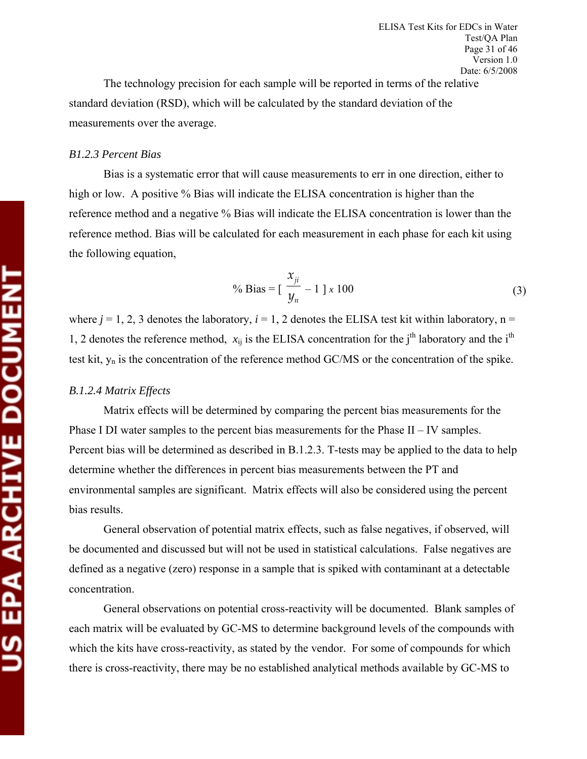The technology precision for each sample will be reported in terms of the relative standard deviation (RSD), which will be calculated by the standard deviation of the measurements over the average.

### *B1.2.3 Percent Bias*

Bias is a systematic error that will cause measurements to err in one direction, either to high or low. A positive % Bias will indicate the ELISA concentration is higher than the reference method and a negative % Bias will indicate the ELISA concentration is lower than the reference method. Bias will be calculated for each measurement in each phase for each kit using the following equation,

$$\% \text{ Bias} = \left[ \frac{x_{ji}}{y_n} - 1 \right] x \ 100 \qquad (3)$$

where $j = 1, 2, 3$ denotes the laboratory, $i = 1, 2$ denotes the ELISA test kit within laboratory, n = 1, 2 denotes the reference method, $x_{ij}$ is the ELISA concentration for the j[th] laboratory and the i[th] test kit, $y_n$ is the concentration of the reference method GC/MS or the concentration of the spike.

### *B.1.2.4 Matrix Effects*

Matrix effects will be determined by comparing the percent bias measurements for the Phase I DI water samples to the percent bias measurements for the Phase II – IV samples. Percent bias will be determined as described in B.1.2.3. T-tests may be applied to the data to help determine whether the differences in percent bias measurements between the PT and environmental samples are significant. Matrix effects will also be considered using the percent bias results.

General observation of potential matrix effects, such as false negatives, if observed, will be documented and discussed but will not be used in statistical calculations. False negatives are defined as a negative (zero) response in a sample that is spiked with contaminant at a detectable concentration.

General observations on potential cross-reactivity will be documented. Blank samples of each matrix will be evaluated by GC-MS to determine background levels of the compounds with which the kits have cross-reactivity, as stated by the vendor. For some of compounds for which there is cross-reactivity, there may be no established analytical methods available by GC-MS to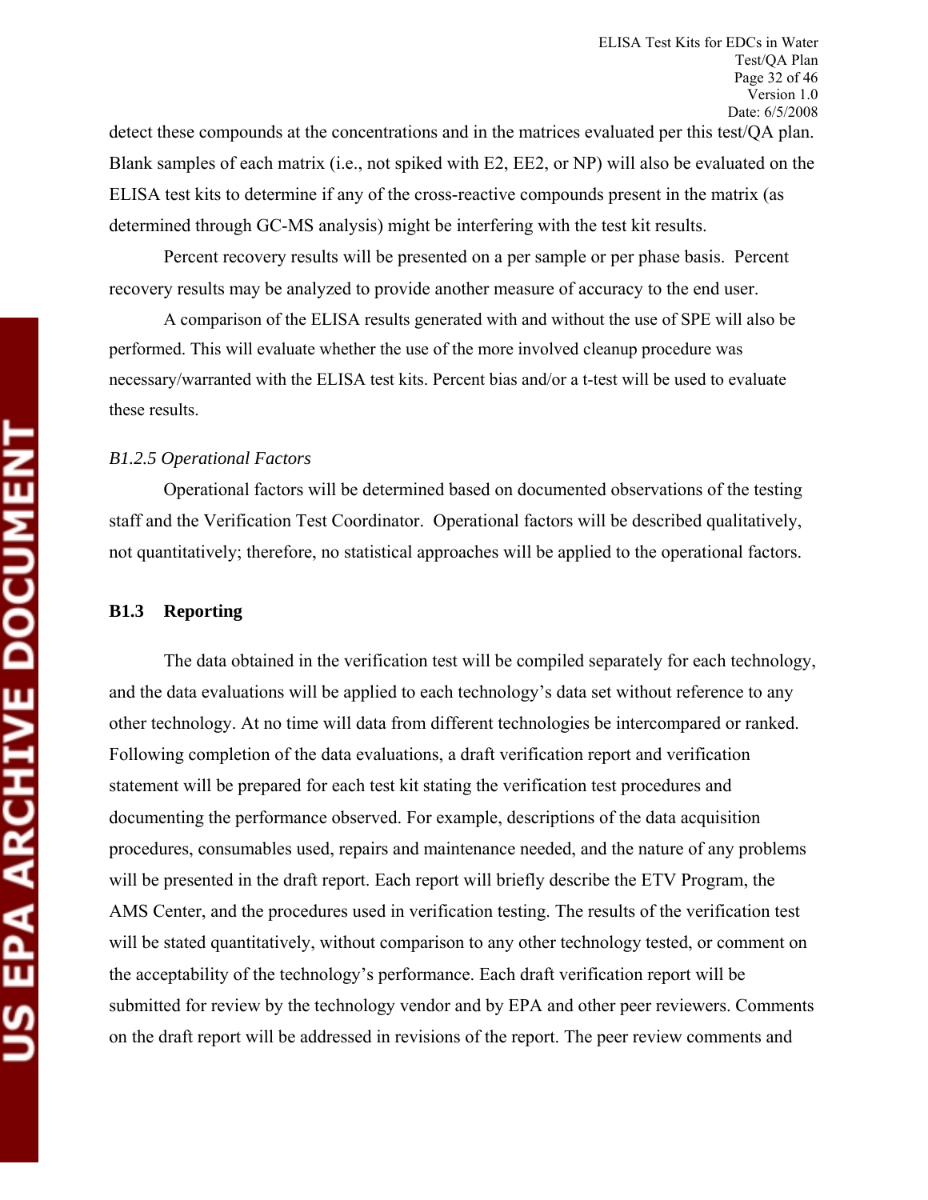detect these compounds at the concentrations and in the matrices evaluated per this test/QA plan. Blank samples of each matrix (i.e., not spiked with E2, EE2, or NP) will also be evaluated on the ELISA test kits to determine if any of the cross-reactive compounds present in the matrix (as determined through GC-MS analysis) might be interfering with the test kit results.

Percent recovery results will be presented on a per sample or per phase basis. Percent recovery results may be analyzed to provide another measure of accuracy to the end user.

A comparison of the ELISA results generated with and without the use of SPE will also be performed. This will evaluate whether the use of the more involved cleanup procedure was necessary/warranted with the ELISA test kits. Percent bias and/or a t-test will be used to evaluate these results.

*B1.2.5 Operational Factors*

Operational factors will be determined based on documented observations of the testing staff and the Verification Test Coordinator. Operational factors will be described qualitatively, not quantitatively; therefore, no statistical approaches will be applied to the operational factors.

## B1.3 Reporting

The data obtained in the verification test will be compiled separately for each technology, and the data evaluations will be applied to each technology's data set without reference to any other technology. At no time will data from different technologies be intercompared or ranked. Following completion of the data evaluations, a draft verification report and verification statement will be prepared for each test kit stating the verification test procedures and documenting the performance observed. For example, descriptions of the data acquisition procedures, consumables used, repairs and maintenance needed, and the nature of any problems will be presented in the draft report. Each report will briefly describe the ETV Program, the AMS Center, and the procedures used in verification testing. The results of the verification test will be stated quantitatively, without comparison to any other technology tested, or comment on the acceptability of the technology's performance. Each draft verification report will be submitted for review by the technology vendor and by EPA and other peer reviewers. Comments on the draft report will be addressed in revisions of the report. The peer review comments and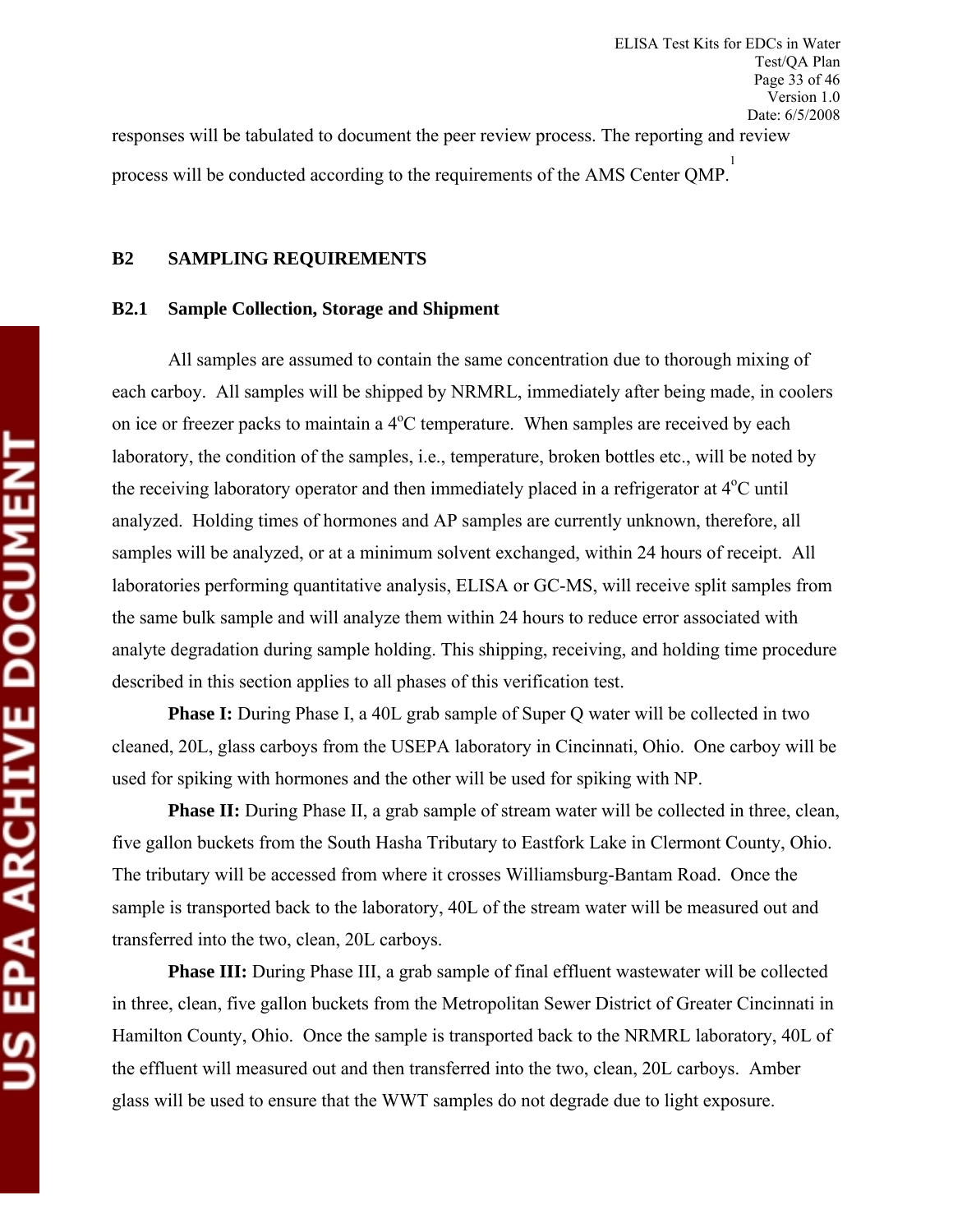responses will be tabulated to document the peer review process. The reporting and review process will be conducted according to the requirements of the AMS Center QMP.[1]

## B2 SAMPLING REQUIREMENTS

### B2.1 Sample Collection, Storage and Shipment

All samples are assumed to contain the same concentration due to thorough mixing of each carboy. All samples will be shipped by NRMRL, immediately after being made, in coolers on ice or freezer packs to maintain a 4$^{o}$C temperature. When samples are received by each laboratory, the condition of the samples, i.e., temperature, broken bottles etc., will be noted by the receiving laboratory operator and then immediately placed in a refrigerator at 4$^{o}$C until analyzed. Holding times of hormones and AP samples are currently unknown, therefore, all samples will be analyzed, or at a minimum solvent exchanged, within 24 hours of receipt. All laboratories performing quantitative analysis, ELISA or GC-MS, will receive split samples from the same bulk sample and will analyze them within 24 hours to reduce error associated with analyte degradation during sample holding. This shipping, receiving, and holding time procedure described in this section applies to all phases of this verification test.

**Phase I:** During Phase I, a 40L grab sample of Super Q water will be collected in two cleaned, 20L, glass carboys from the USEPA laboratory in Cincinnati, Ohio. One carboy will be used for spiking with hormones and the other will be used for spiking with NP.

**Phase II:** During Phase II, a grab sample of stream water will be collected in three, clean, five gallon buckets from the South Hasha Tributary to Eastfork Lake in Clermont County, Ohio. The tributary will be accessed from where it crosses Williamsburg-Bantam Road. Once the sample is transported back to the laboratory, 40L of the stream water will be measured out and transferred into the two, clean, 20L carboys.

**Phase III:** During Phase III, a grab sample of final effluent wastewater will be collected in three, clean, five gallon buckets from the Metropolitan Sewer District of Greater Cincinnati in Hamilton County, Ohio. Once the sample is transported back to the NRMRL laboratory, 40L of the effluent will measured out and then transferred into the two, clean, 20L carboys. Amber glass will be used to ensure that the WWT samples do not degrade due to light exposure.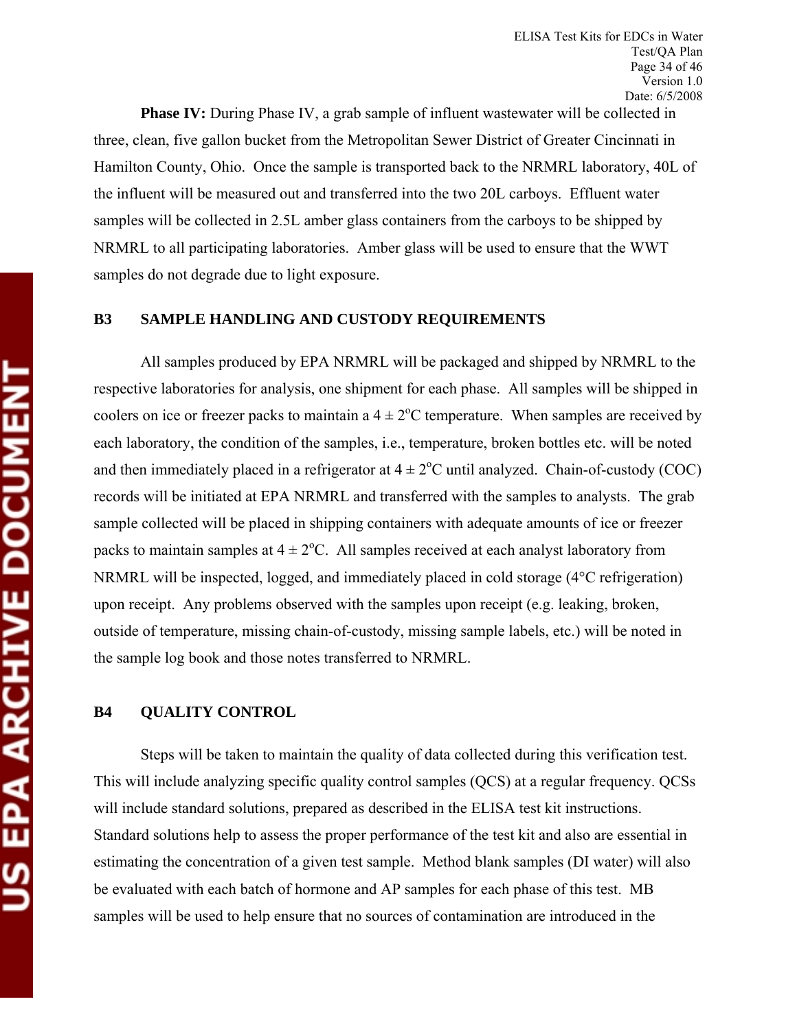**Phase IV:** During Phase IV, a grab sample of influent wastewater will be collected in three, clean, five gallon bucket from the Metropolitan Sewer District of Greater Cincinnati in Hamilton County, Ohio. Once the sample is transported back to the NRMRL laboratory, 40L of the influent will be measured out and transferred into the two 20L carboys. Effluent water samples will be collected in 2.5L amber glass containers from the carboys to be shipped by NRMRL to all participating laboratories. Amber glass will be used to ensure that the WWT samples do not degrade due to light exposure.

## B3 SAMPLE HANDLING AND CUSTODY REQUIREMENTS

All samples produced by EPA NRMRL will be packaged and shipped by NRMRL to the respective laboratories for analysis, one shipment for each phase. All samples will be shipped in coolers on ice or freezer packs to maintain a $4 \pm 2^{o}C$ temperature. When samples are received by each laboratory, the condition of the samples, i.e., temperature, broken bottles etc. will be noted and then immediately placed in a refrigerator at $4 \pm 2^{o}C$ until analyzed. Chain-of-custody (COC) records will be initiated at EPA NRMRL and transferred with the samples to analysts. The grab sample collected will be placed in shipping containers with adequate amounts of ice or freezer packs to maintain samples at $4 \pm 2^{o}C$. All samples received at each analyst laboratory from NRMRL will be inspected, logged, and immediately placed in cold storage (4°C refrigeration) upon receipt. Any problems observed with the samples upon receipt (e.g. leaking, broken, outside of temperature, missing chain-of-custody, missing sample labels, etc.) will be noted in the sample log book and those notes transferred to NRMRL.

## B4 QUALITY CONTROL

Steps will be taken to maintain the quality of data collected during this verification test. This will include analyzing specific quality control samples (QCS) at a regular frequency. QCSs will include standard solutions, prepared as described in the ELISA test kit instructions. Standard solutions help to assess the proper performance of the test kit and also are essential in estimating the concentration of a given test sample. Method blank samples (DI water) will also be evaluated with each batch of hormone and AP samples for each phase of this test. MB samples will be used to help ensure that no sources of contamination are introduced in the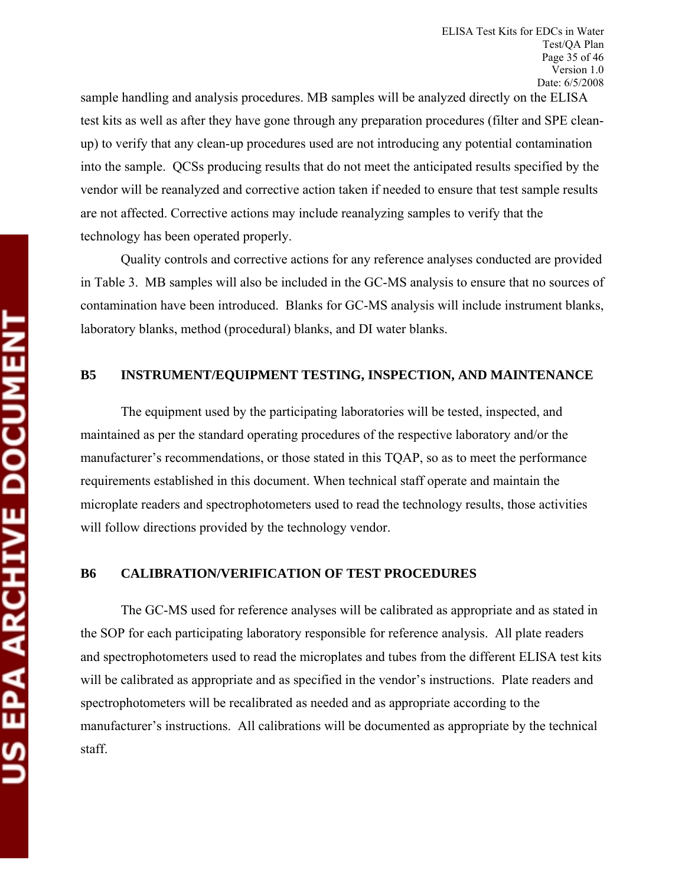sample handling and analysis procedures. MB samples will be analyzed directly on the ELISA test kits as well as after they have gone through any preparation procedures (filter and SPE clean-up) to verify that any clean-up procedures used are not introducing any potential contamination into the sample. QCSs producing results that do not meet the anticipated results specified by the vendor will be reanalyzed and corrective action taken if needed to ensure that test sample results are not affected. Corrective actions may include reanalyzing samples to verify that the technology has been operated properly.

Quality controls and corrective actions for any reference analyses conducted are provided in Table 3. MB samples will also be included in the GC-MS analysis to ensure that no sources of contamination have been introduced. Blanks for GC-MS analysis will include instrument blanks, laboratory blanks, method (procedural) blanks, and DI water blanks.

## B5 INSTRUMENT/EQUIPMENT TESTING, INSPECTION, AND MAINTENANCE

The equipment used by the participating laboratories will be tested, inspected, and maintained as per the standard operating procedures of the respective laboratory and/or the manufacturer's recommendations, or those stated in this TQAP, so as to meet the performance requirements established in this document. When technical staff operate and maintain the microplate readers and spectrophotometers used to read the technology results, those activities will follow directions provided by the technology vendor.

## B6 CALIBRATION/VERIFICATION OF TEST PROCEDURES

The GC-MS used for reference analyses will be calibrated as appropriate and as stated in the SOP for each participating laboratory responsible for reference analysis. All plate readers and spectrophotometers used to read the microplates and tubes from the different ELISA test kits will be calibrated as appropriate and as specified in the vendor's instructions. Plate readers and spectrophotometers will be recalibrated as needed and as appropriate according to the manufacturer's instructions. All calibrations will be documented as appropriate by the technical staff.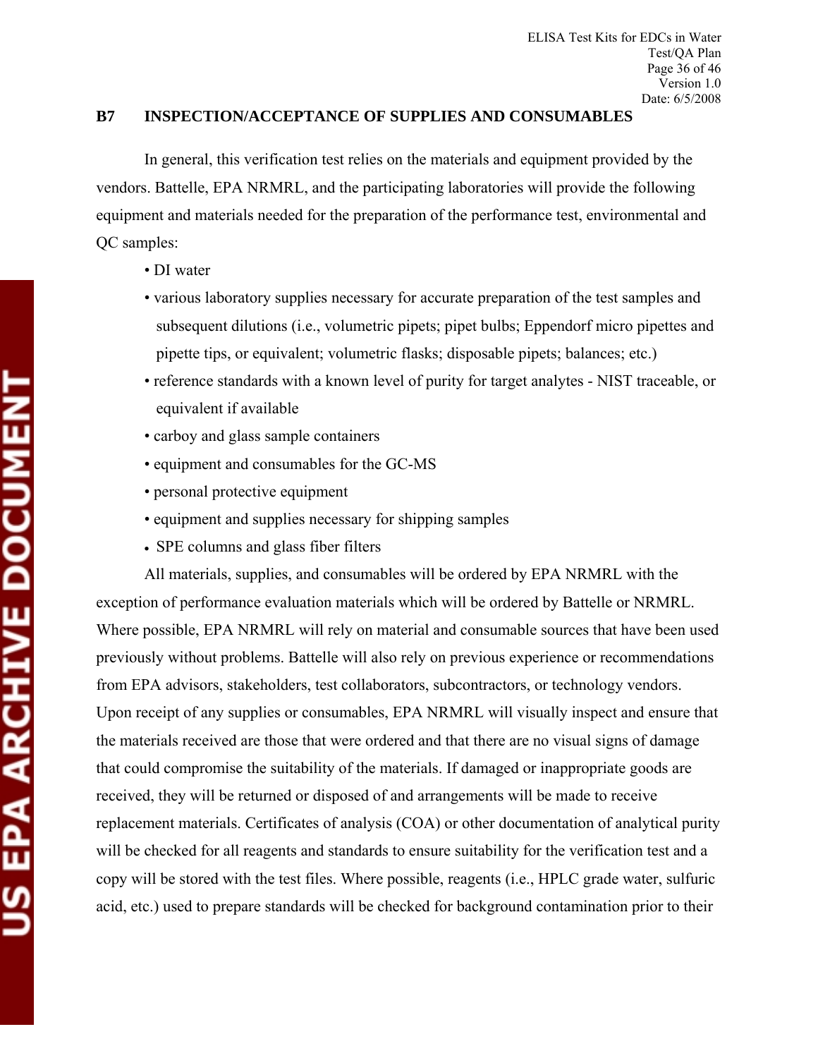## B7 INSPECTION/ACCEPTANCE OF SUPPLIES AND CONSUMABLES

In general, this verification test relies on the materials and equipment provided by the vendors. Battelle, EPA NRMRL, and the participating laboratories will provide the following equipment and materials needed for the preparation of the performance test, environmental and QC samples:

- DI water
- various laboratory supplies necessary for accurate preparation of the test samples and subsequent dilutions (i.e., volumetric pipets; pipet bulbs; Eppendorf micro pipettes and pipette tips, or equivalent; volumetric flasks; disposable pipets; balances; etc.)
- reference standards with a known level of purity for target analytes - NIST traceable, or equivalent if available
- carboy and glass sample containers
- equipment and consumables for the GC-MS
- personal protective equipment
- equipment and supplies necessary for shipping samples
- SPE columns and glass fiber filters

All materials, supplies, and consumables will be ordered by EPA NRMRL with the exception of performance evaluation materials which will be ordered by Battelle or NRMRL. Where possible, EPA NRMRL will rely on material and consumable sources that have been used previously without problems. Battelle will also rely on previous experience or recommendations from EPA advisors, stakeholders, test collaborators, subcontractors, or technology vendors. Upon receipt of any supplies or consumables, EPA NRMRL will visually inspect and ensure that the materials received are those that were ordered and that there are no visual signs of damage that could compromise the suitability of the materials. If damaged or inappropriate goods are received, they will be returned or disposed of and arrangements will be made to receive replacement materials. Certificates of analysis (COA) or other documentation of analytical purity will be checked for all reagents and standards to ensure suitability for the verification test and a copy will be stored with the test files. Where possible, reagents (i.e., HPLC grade water, sulfuric acid, etc.) used to prepare standards will be checked for background contamination prior to their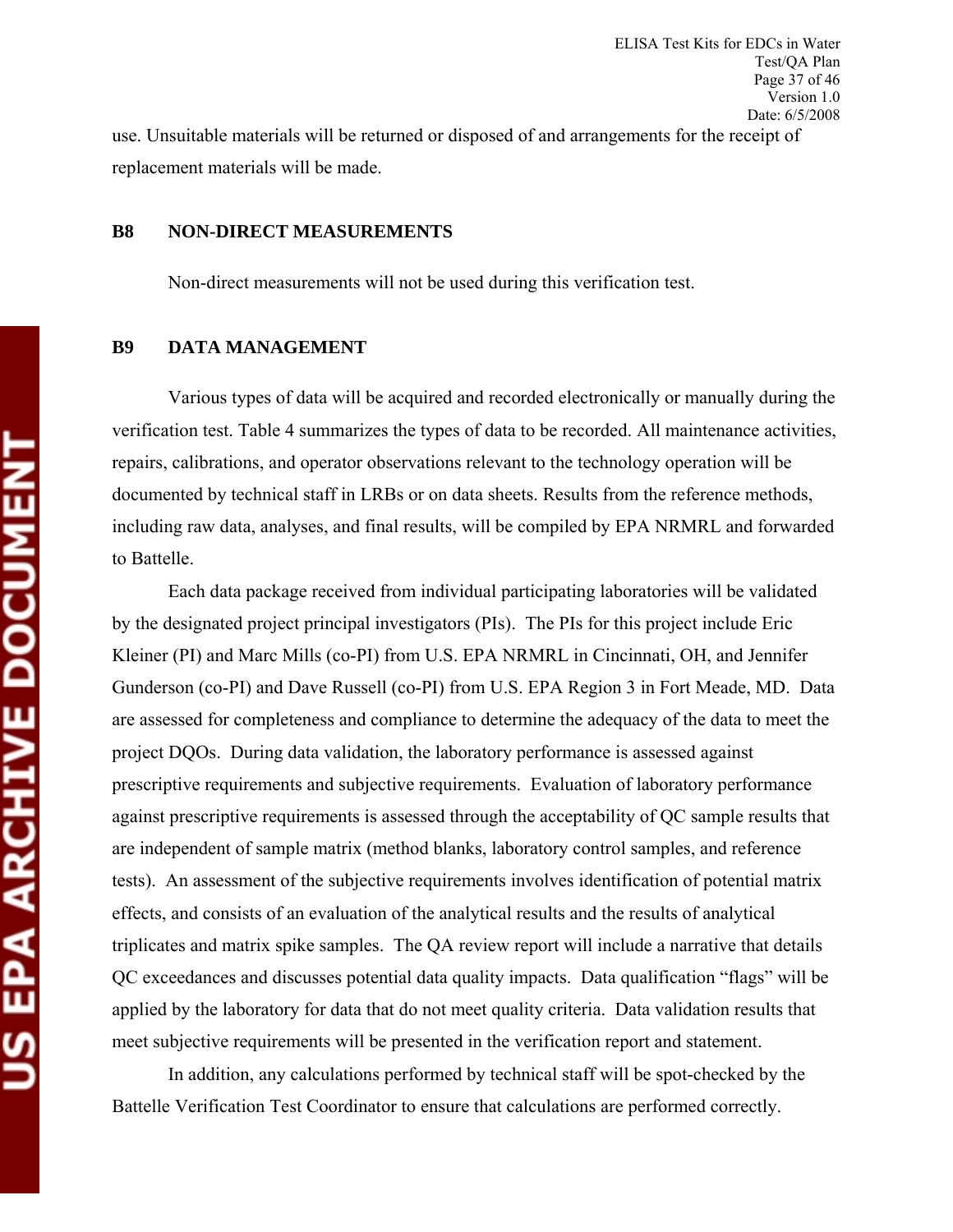use. Unsuitable materials will be returned or disposed of and arrangements for the receipt of replacement materials will be made.

## B8 NON-DIRECT MEASUREMENTS

Non-direct measurements will not be used during this verification test.

## B9 DATA MANAGEMENT

Various types of data will be acquired and recorded electronically or manually during the verification test. Table 4 summarizes the types of data to be recorded. All maintenance activities, repairs, calibrations, and operator observations relevant to the technology operation will be documented by technical staff in LRBs or on data sheets. Results from the reference methods, including raw data, analyses, and final results, will be compiled by EPA NRMRL and forwarded to Battelle.

Each data package received from individual participating laboratories will be validated by the designated project principal investigators (PIs). The PIs for this project include Eric Kleiner (PI) and Marc Mills (co-PI) from U.S. EPA NRMRL in Cincinnati, OH, and Jennifer Gunderson (co-PI) and Dave Russell (co-PI) from U.S. EPA Region 3 in Fort Meade, MD. Data are assessed for completeness and compliance to determine the adequacy of the data to meet the project DQOs. During data validation, the laboratory performance is assessed against prescriptive requirements and subjective requirements. Evaluation of laboratory performance against prescriptive requirements is assessed through the acceptability of QC sample results that are independent of sample matrix (method blanks, laboratory control samples, and reference tests). An assessment of the subjective requirements involves identification of potential matrix effects, and consists of an evaluation of the analytical results and the results of analytical triplicates and matrix spike samples. The QA review report will include a narrative that details QC exceedances and discusses potential data quality impacts. Data qualification "flags" will be applied by the laboratory for data that do not meet quality criteria. Data validation results that meet subjective requirements will be presented in the verification report and statement.

In addition, any calculations performed by technical staff will be spot-checked by the Battelle Verification Test Coordinator to ensure that calculations are performed correctly.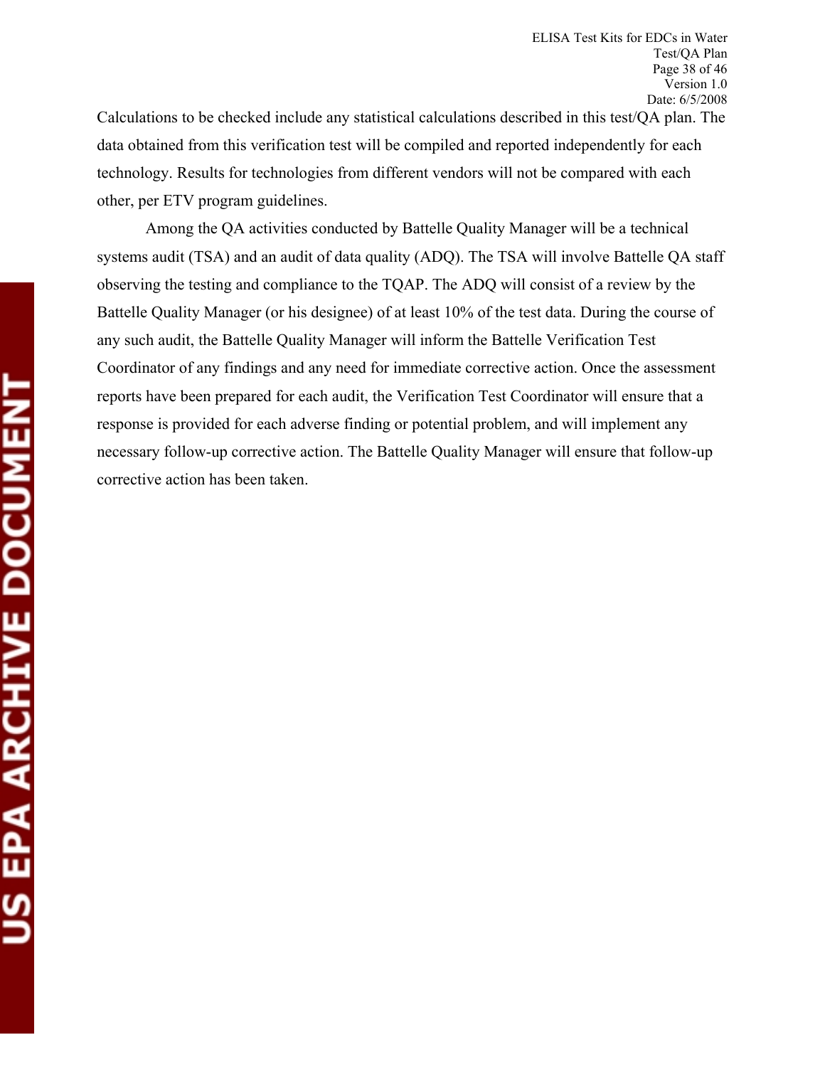Calculations to be checked include any statistical calculations described in this test/QA plan. The data obtained from this verification test will be compiled and reported independently for each technology. Results for technologies from different vendors will not be compared with each other, per ETV program guidelines.

Among the QA activities conducted by Battelle Quality Manager will be a technical systems audit (TSA) and an audit of data quality (ADQ). The TSA will involve Battelle QA staff observing the testing and compliance to the TQAP. The ADQ will consist of a review by the Battelle Quality Manager (or his designee) of at least 10% of the test data. During the course of any such audit, the Battelle Quality Manager will inform the Battelle Verification Test Coordinator of any findings and any need for immediate corrective action. Once the assessment reports have been prepared for each audit, the Verification Test Coordinator will ensure that a response is provided for each adverse finding or potential problem, and will implement any necessary follow-up corrective action. The Battelle Quality Manager will ensure that follow-up corrective action has been taken.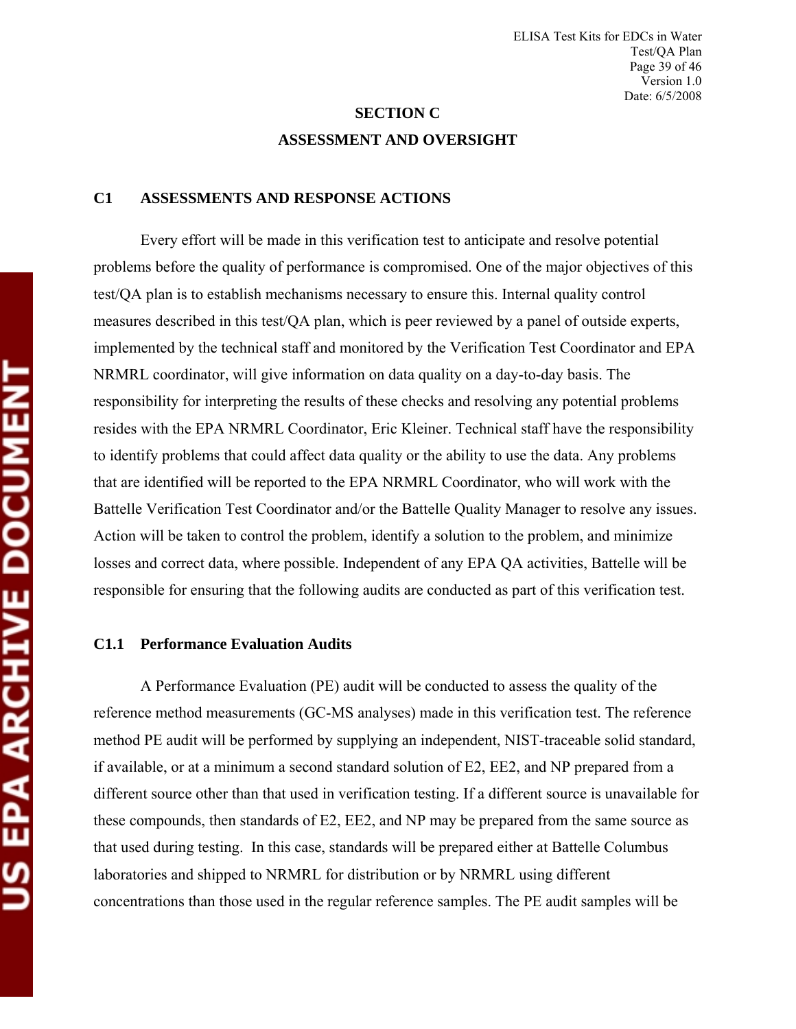## SECTION C

## ASSESSMENT AND OVERSIGHT

### C1 ASSESSMENTS AND RESPONSE ACTIONS

Every effort will be made in this verification test to anticipate and resolve potential problems before the quality of performance is compromised. One of the major objectives of this test/QA plan is to establish mechanisms necessary to ensure this. Internal quality control measures described in this test/QA plan, which is peer reviewed by a panel of outside experts, implemented by the technical staff and monitored by the Verification Test Coordinator and EPA NRMRL coordinator, will give information on data quality on a day-to-day basis. The responsibility for interpreting the results of these checks and resolving any potential problems resides with the EPA NRMRL Coordinator, Eric Kleiner. Technical staff have the responsibility to identify problems that could affect data quality or the ability to use the data. Any problems that are identified will be reported to the EPA NRMRL Coordinator, who will work with the Battelle Verification Test Coordinator and/or the Battelle Quality Manager to resolve any issues. Action will be taken to control the problem, identify a solution to the problem, and minimize losses and correct data, where possible. Independent of any EPA QA activities, Battelle will be responsible for ensuring that the following audits are conducted as part of this verification test.

#### C1.1 Performance Evaluation Audits

A Performance Evaluation (PE) audit will be conducted to assess the quality of the reference method measurements (GC-MS analyses) made in this verification test. The reference method PE audit will be performed by supplying an independent, NIST-traceable solid standard, if available, or at a minimum a second standard solution of E2, EE2, and NP prepared from a different source other than that used in verification testing. If a different source is unavailable for these compounds, then standards of E2, EE2, and NP may be prepared from the same source as that used during testing. In this case, standards will be prepared either at Battelle Columbus laboratories and shipped to NRMRL for distribution or by NRMRL using different concentrations than those used in the regular reference samples. The PE audit samples will be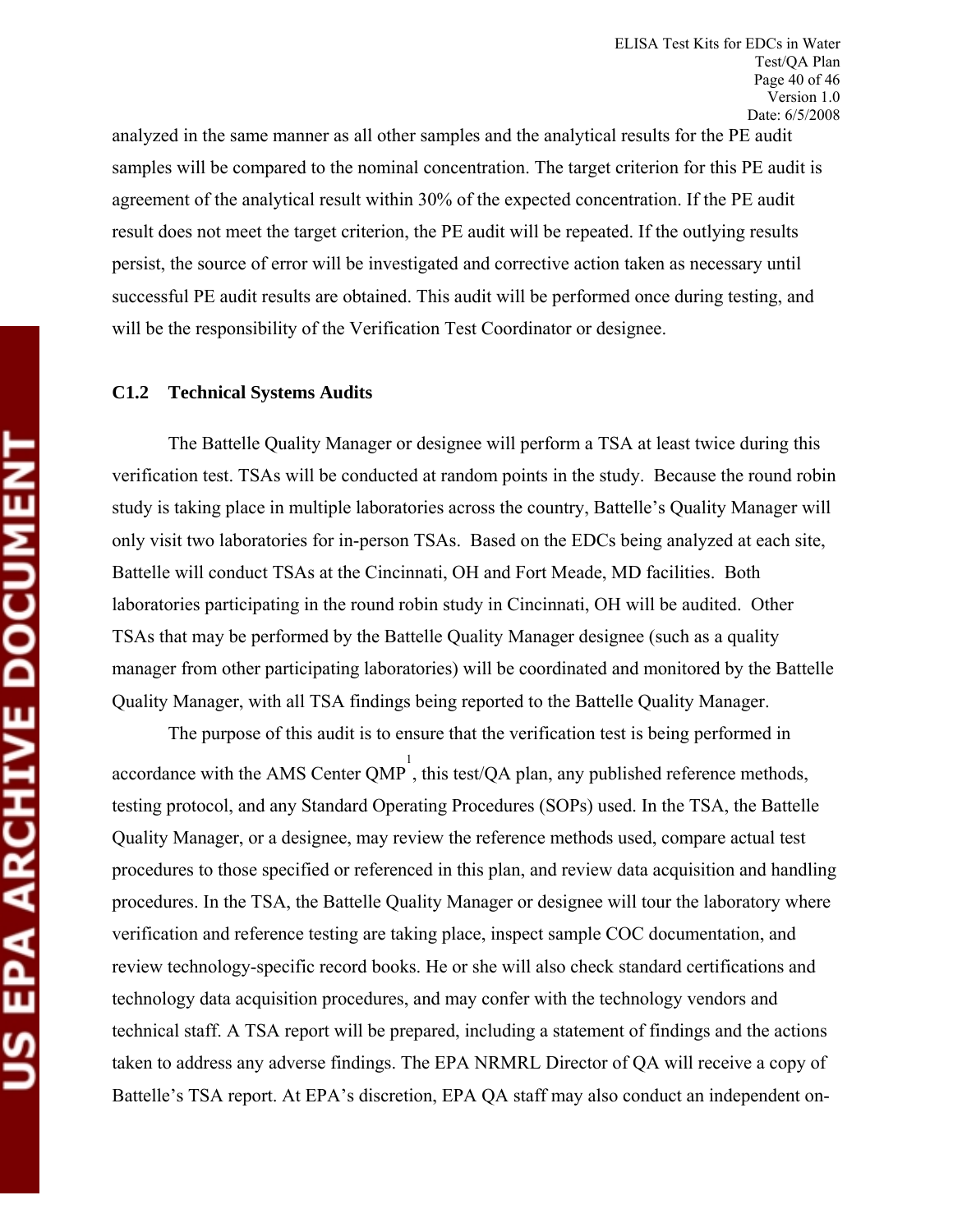analyzed in the same manner as all other samples and the analytical results for the PE audit samples will be compared to the nominal concentration. The target criterion for this PE audit is agreement of the analytical result within 30% of the expected concentration. If the PE audit result does not meet the target criterion, the PE audit will be repeated. If the outlying results persist, the source of error will be investigated and corrective action taken as necessary until successful PE audit results are obtained. This audit will be performed once during testing, and will be the responsibility of the Verification Test Coordinator or designee.

### C1.2 Technical Systems Audits

The Battelle Quality Manager or designee will perform a TSA at least twice during this verification test. TSAs will be conducted at random points in the study. Because the round robin study is taking place in multiple laboratories across the country, Battelle's Quality Manager will only visit two laboratories for in-person TSAs. Based on the EDCs being analyzed at each site, Battelle will conduct TSAs at the Cincinnati, OH and Fort Meade, MD facilities. Both laboratories participating in the round robin study in Cincinnati, OH will be audited. Other TSAs that may be performed by the Battelle Quality Manager designee (such as a quality manager from other participating laboratories) will be coordinated and monitored by the Battelle Quality Manager, with all TSA findings being reported to the Battelle Quality Manager.

The purpose of this audit is to ensure that the verification test is being performed in accordance with the AMS Center QMP[1], this test/QA plan, any published reference methods, testing protocol, and any Standard Operating Procedures (SOPs) used. In the TSA, the Battelle Quality Manager, or a designee, may review the reference methods used, compare actual test procedures to those specified or referenced in this plan, and review data acquisition and handling procedures. In the TSA, the Battelle Quality Manager or designee will tour the laboratory where verification and reference testing are taking place, inspect sample COC documentation, and review technology-specific record books. He or she will also check standard certifications and technology data acquisition procedures, and may confer with the technology vendors and technical staff. A TSA report will be prepared, including a statement of findings and the actions taken to address any adverse findings. The EPA NRMRL Director of QA will receive a copy of Battelle's TSA report. At EPA's discretion, EPA QA staff may also conduct an independent on-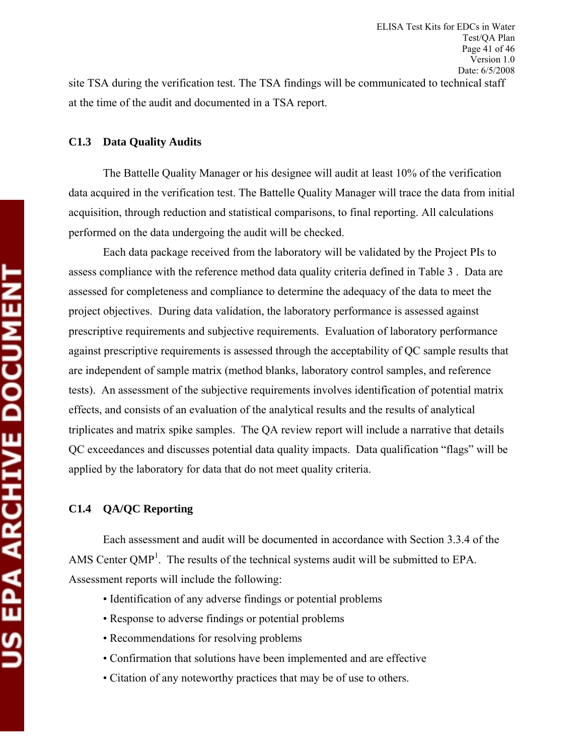site TSA during the verification test. The TSA findings will be communicated to technical staff at the time of the audit and documented in a TSA report.

### C1.3 Data Quality Audits

The Battelle Quality Manager or his designee will audit at least 10% of the verification data acquired in the verification test. The Battelle Quality Manager will trace the data from initial acquisition, through reduction and statistical comparisons, to final reporting. All calculations performed on the data undergoing the audit will be checked.

Each data package received from the laboratory will be validated by the Project PIs to assess compliance with the reference method data quality criteria defined in Table 3 . Data are assessed for completeness and compliance to determine the adequacy of the data to meet the project objectives. During data validation, the laboratory performance is assessed against prescriptive requirements and subjective requirements. Evaluation of laboratory performance against prescriptive requirements is assessed through the acceptability of QC sample results that are independent of sample matrix (method blanks, laboratory control samples, and reference tests). An assessment of the subjective requirements involves identification of potential matrix effects, and consists of an evaluation of the analytical results and the results of analytical triplicates and matrix spike samples. The QA review report will include a narrative that details QC exceedances and discusses potential data quality impacts. Data qualification "flags" will be applied by the laboratory for data that do not meet quality criteria.

### C1.4 QA/QC Reporting

Each assessment and audit will be documented in accordance with Section 3.3.4 of the AMS Center QMP[1]. The results of the technical systems audit will be submitted to EPA. Assessment reports will include the following:

- Identification of any adverse findings or potential problems
- Response to adverse findings or potential problems
- Recommendations for resolving problems
- Confirmation that solutions have been implemented and are effective
- Citation of any noteworthy practices that may be of use to others.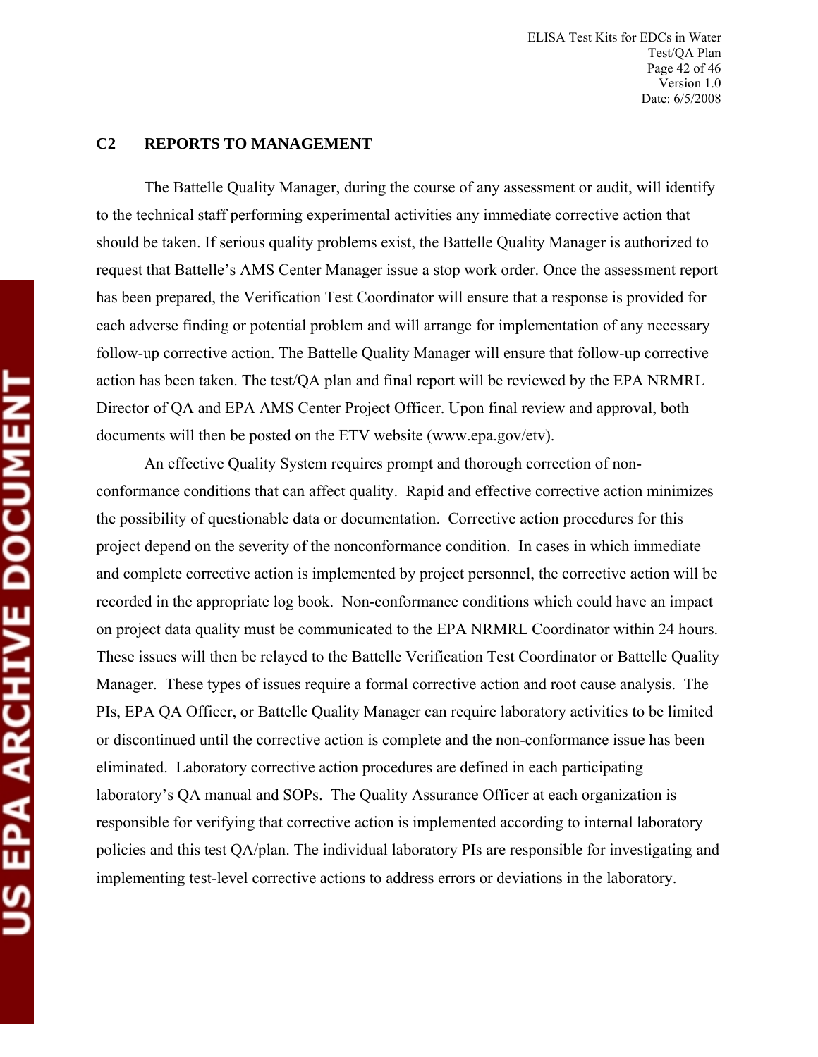## C2 REPORTS TO MANAGEMENT

The Battelle Quality Manager, during the course of any assessment or audit, will identify to the technical staff performing experimental activities any immediate corrective action that should be taken. If serious quality problems exist, the Battelle Quality Manager is authorized to request that Battelle's AMS Center Manager issue a stop work order. Once the assessment report has been prepared, the Verification Test Coordinator will ensure that a response is provided for each adverse finding or potential problem and will arrange for implementation of any necessary follow-up corrective action. The Battelle Quality Manager will ensure that follow-up corrective action has been taken. The test/QA plan and final report will be reviewed by the EPA NRMRL Director of QA and EPA AMS Center Project Officer. Upon final review and approval, both documents will then be posted on the ETV website (www.epa.gov/etv).

An effective Quality System requires prompt and thorough correction of non-conformance conditions that can affect quality. Rapid and effective corrective action minimizes the possibility of questionable data or documentation. Corrective action procedures for this project depend on the severity of the nonconformance condition. In cases in which immediate and complete corrective action is implemented by project personnel, the corrective action will be recorded in the appropriate log book. Non-conformance conditions which could have an impact on project data quality must be communicated to the EPA NRMRL Coordinator within 24 hours. These issues will then be relayed to the Battelle Verification Test Coordinator or Battelle Quality Manager. These types of issues require a formal corrective action and root cause analysis. The PIs, EPA QA Officer, or Battelle Quality Manager can require laboratory activities to be limited or discontinued until the corrective action is complete and the non-conformance issue has been eliminated. Laboratory corrective action procedures are defined in each participating laboratory's QA manual and SOPs. The Quality Assurance Officer at each organization is responsible for verifying that corrective action is implemented according to internal laboratory policies and this test QA/plan. The individual laboratory PIs are responsible for investigating and implementing test-level corrective actions to address errors or deviations in the laboratory.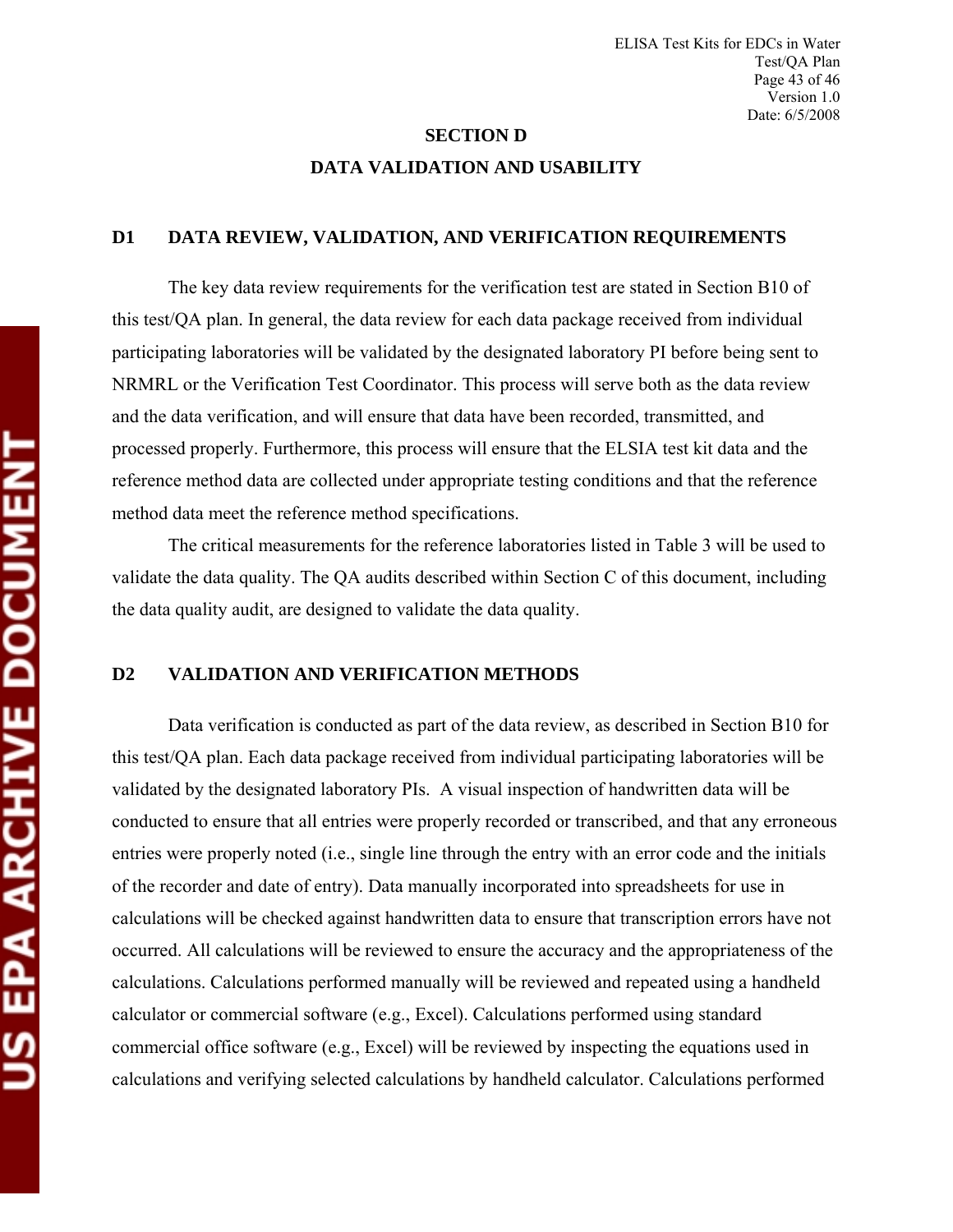# SECTION D

# DATA VALIDATION AND USABILITY

## D1 DATA REVIEW, VALIDATION, AND VERIFICATION REQUIREMENTS

The key data review requirements for the verification test are stated in Section B10 of this test/QA plan. In general, the data review for each data package received from individual participating laboratories will be validated by the designated laboratory PI before being sent to NRMRL or the Verification Test Coordinator. This process will serve both as the data review and the data verification, and will ensure that data have been recorded, transmitted, and processed properly. Furthermore, this process will ensure that the ELSIA test kit data and the reference method data are collected under appropriate testing conditions and that the reference method data meet the reference method specifications.

The critical measurements for the reference laboratories listed in Table 3 will be used to validate the data quality. The QA audits described within Section C of this document, including the data quality audit, are designed to validate the data quality.

## D2 VALIDATION AND VERIFICATION METHODS

Data verification is conducted as part of the data review, as described in Section B10 for this test/QA plan. Each data package received from individual participating laboratories will be validated by the designated laboratory PIs. A visual inspection of handwritten data will be conducted to ensure that all entries were properly recorded or transcribed, and that any erroneous entries were properly noted (i.e., single line through the entry with an error code and the initials of the recorder and date of entry). Data manually incorporated into spreadsheets for use in calculations will be checked against handwritten data to ensure that transcription errors have not occurred. All calculations will be reviewed to ensure the accuracy and the appropriateness of the calculations. Calculations performed manually will be reviewed and repeated using a handheld calculator or commercial software (e.g., Excel). Calculations performed using standard commercial office software (e.g., Excel) will be reviewed by inspecting the equations used in calculations and verifying selected calculations by handheld calculator. Calculations performed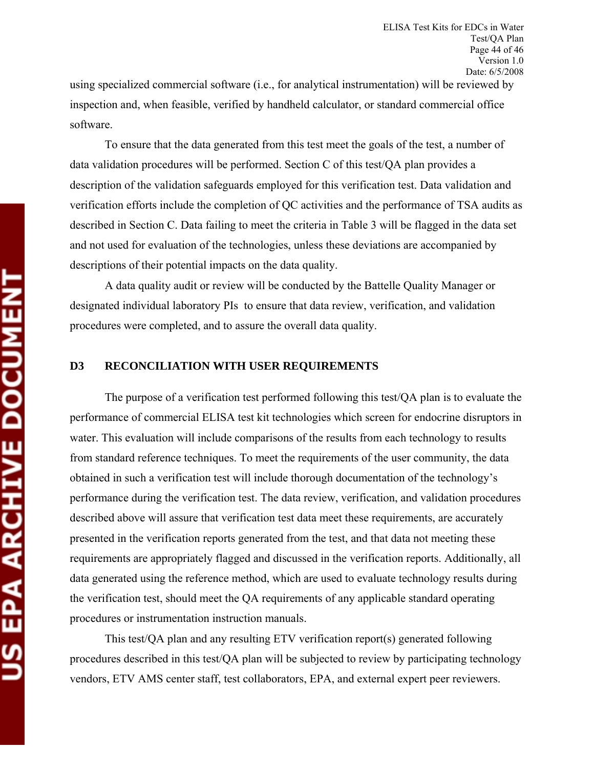using specialized commercial software (i.e., for analytical instrumentation) will be reviewed by inspection and, when feasible, verified by handheld calculator, or standard commercial office software.

To ensure that the data generated from this test meet the goals of the test, a number of data validation procedures will be performed. Section C of this test/QA plan provides a description of the validation safeguards employed for this verification test. Data validation and verification efforts include the completion of QC activities and the performance of TSA audits as described in Section C. Data failing to meet the criteria in Table 3 will be flagged in the data set and not used for evaluation of the technologies, unless these deviations are accompanied by descriptions of their potential impacts on the data quality.

A data quality audit or review will be conducted by the Battelle Quality Manager or designated individual laboratory PIs to ensure that data review, verification, and validation procedures were completed, and to assure the overall data quality.

## D3 RECONCILIATION WITH USER REQUIREMENTS

The purpose of a verification test performed following this test/QA plan is to evaluate the performance of commercial ELISA test kit technologies which screen for endocrine disruptors in water. This evaluation will include comparisons of the results from each technology to results from standard reference techniques. To meet the requirements of the user community, the data obtained in such a verification test will include thorough documentation of the technology's performance during the verification test. The data review, verification, and validation procedures described above will assure that verification test data meet these requirements, are accurately presented in the verification reports generated from the test, and that data not meeting these requirements are appropriately flagged and discussed in the verification reports. Additionally, all data generated using the reference method, which are used to evaluate technology results during the verification test, should meet the QA requirements of any applicable standard operating procedures or instrumentation instruction manuals.

This test/QA plan and any resulting ETV verification report(s) generated following procedures described in this test/QA plan will be subjected to review by participating technology vendors, ETV AMS center staff, test collaborators, EPA, and external expert peer reviewers.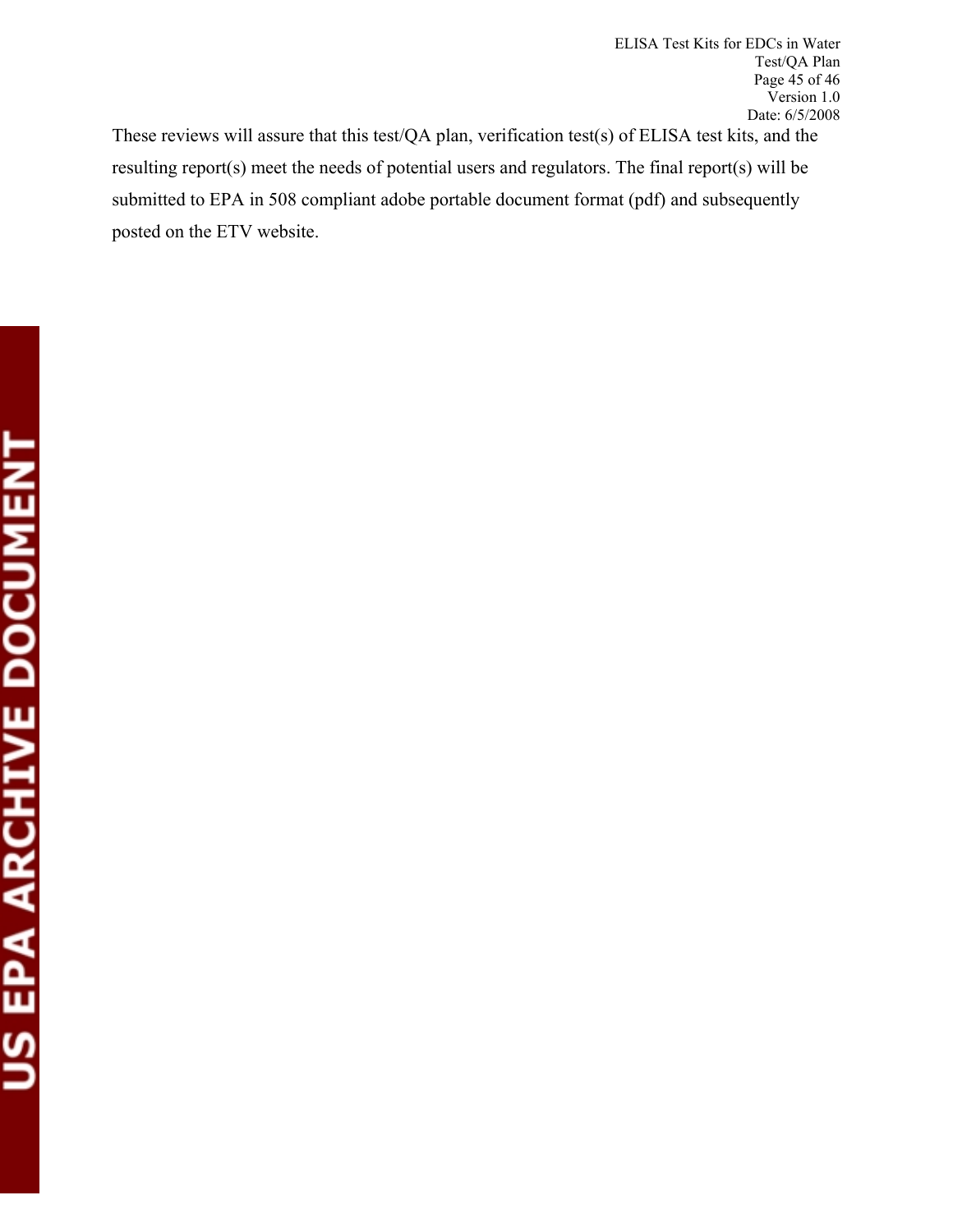These reviews will assure that this test/QA plan, verification test(s) of ELISA test kits, and the resulting report(s) meet the needs of potential users and regulators. The final report(s) will be submitted to EPA in 508 compliant adobe portable document format (pdf) and subsequently posted on the ETV website.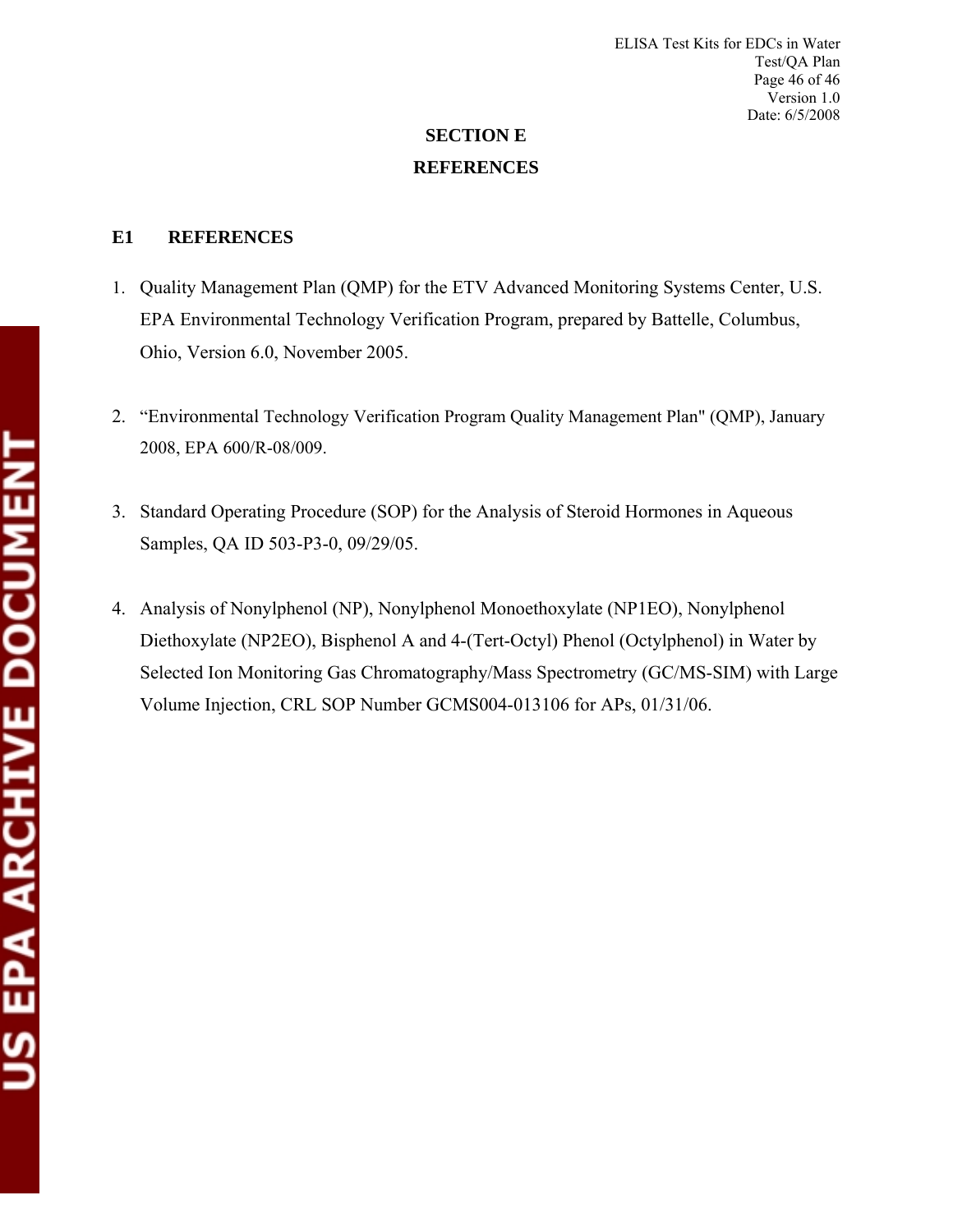# SECTION E

# REFERENCES

## E1 REFERENCES

1. Quality Management Plan (QMP) for the ETV Advanced Monitoring Systems Center, U.S. EPA Environmental Technology Verification Program, prepared by Battelle, Columbus, Ohio, Version 6.0, November 2005.

2. "Environmental Technology Verification Program Quality Management Plan" (QMP), January 2008, EPA 600/R-08/009.

3. Standard Operating Procedure (SOP) for the Analysis of Steroid Hormones in Aqueous Samples, QA ID 503-P3-0, 09/29/05.

4. Analysis of Nonylphenol (NP), Nonylphenol Monoethoxylate (NP1EO), Nonylphenol Diethoxylate (NP2EO), Bisphenol A and 4-(Tert-Octyl) Phenol (Octylphenol) in Water by Selected Ion Monitoring Gas Chromatography/Mass Spectrometry (GC/MS-SIM) with Large Volume Injection, CRL SOP Number GCMS004-013106 for APs, 01/31/06.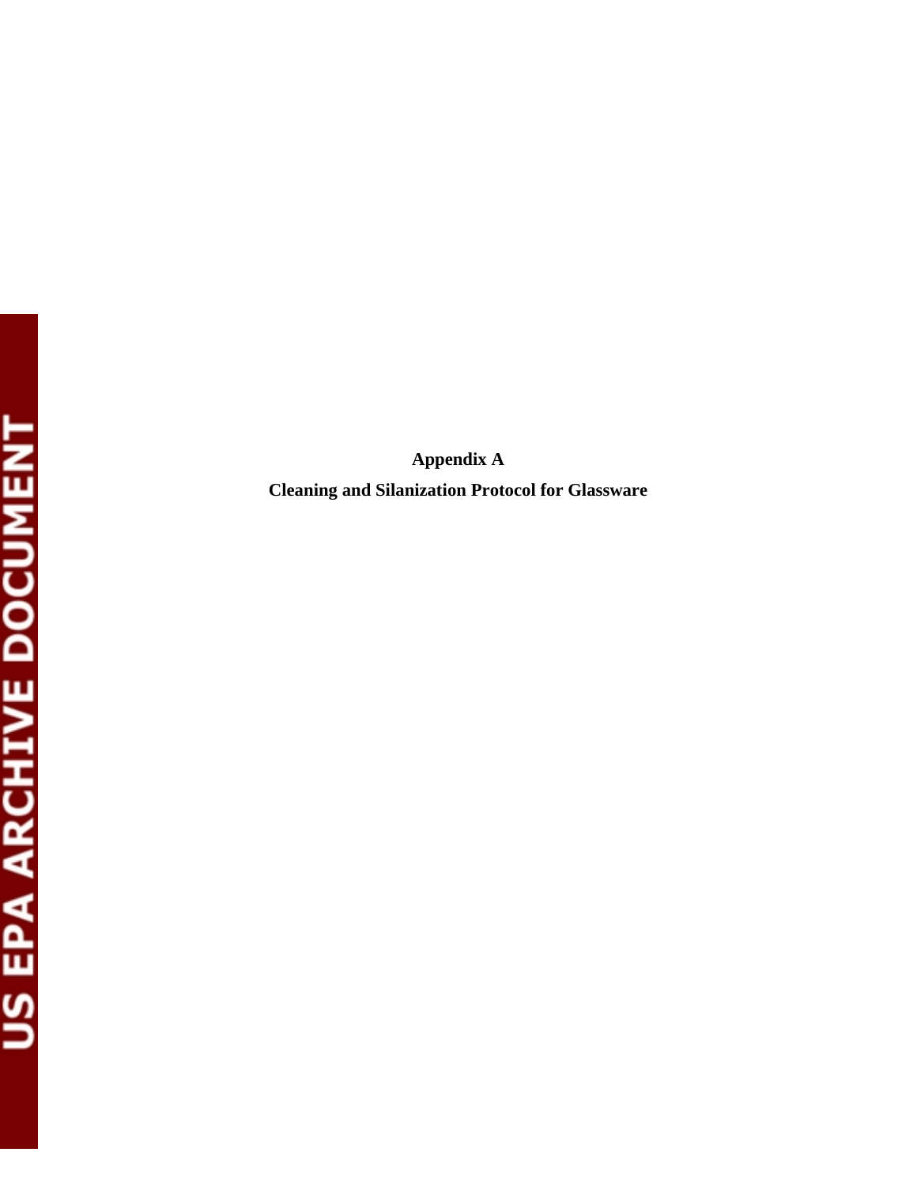# Appendix A

## Cleaning and Silanization Protocol for Glassware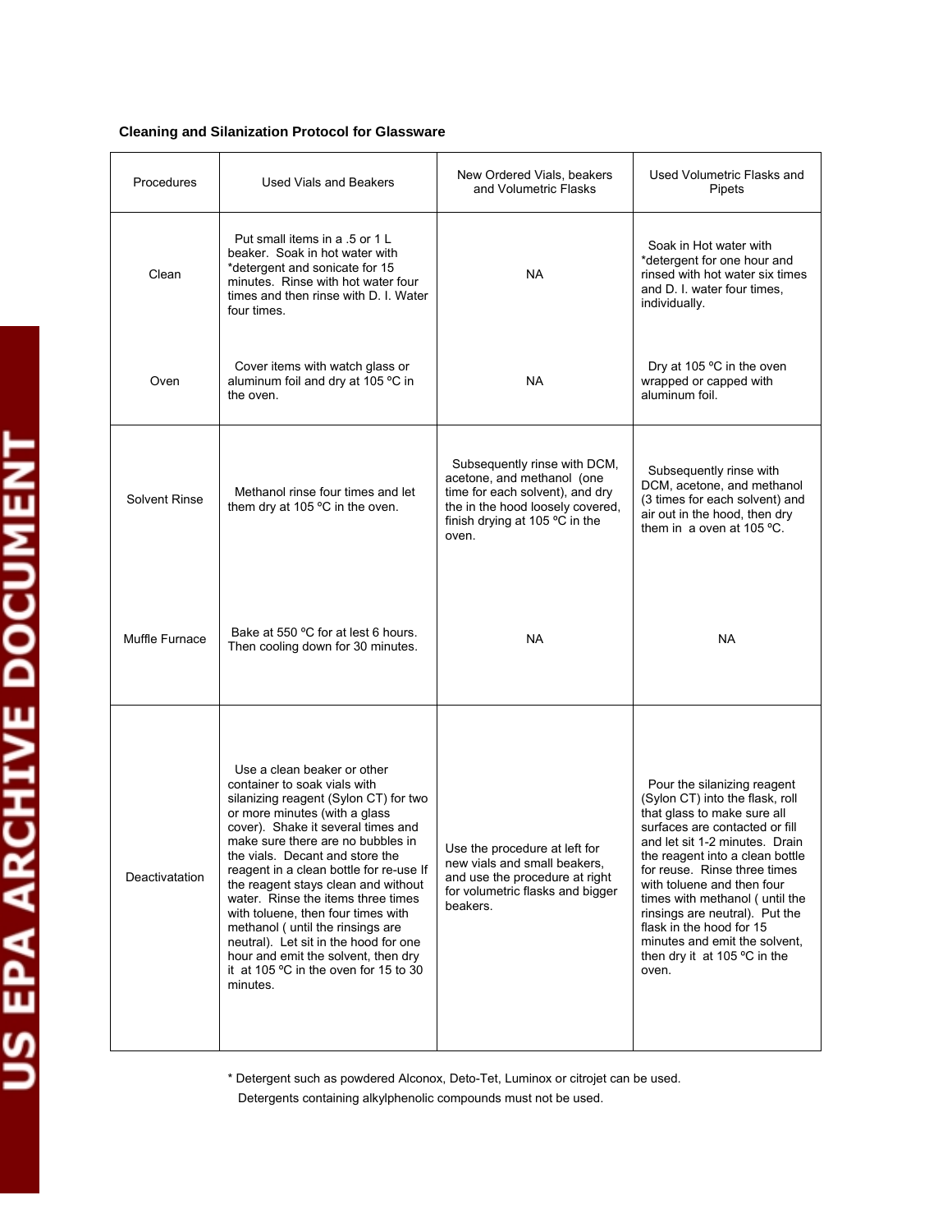**Cleaning and Silanization Protocol for Glassware**

| Procedures | Used Vials and Beakers | New Ordered Vials, beakers and Volumetric Flasks | Used Volumetric Flasks and Pipets |
|---|---|---|---|
| Clean | Put small items in a .5 or 1 L beaker. Soak in hot water with *detergent and sonicate for 15 minutes. Rinse with hot water four times and then rinse with D. I. Water four times. | NA | Soak in Hot water with *detergent for one hour and rinsed with hot water six times and D. I. water four times, individually. |
| Oven | Cover items with watch glass or aluminum foil and dry at 105 ºC in the oven. | NA | Dry at 105 ºC in the oven wrapped or capped with aluminum foil. |
| Solvent Rinse | Methanol rinse four times and let them dry at 105 ºC in the oven. | Subsequently rinse with DCM, acetone, and methanol (one time for each solvent), and dry the in the hood loosely covered, finish drying at 105 ºC in the oven. | Subsequently rinse with DCM, acetone, and methanol (3 times for each solvent) and air out in the hood, then dry them in a oven at 105 ºC. |
| Muffle Furnace | Bake at 550 ºC for at lest 6 hours. Then cooling down for 30 minutes. | NA | NA |
| Deactivatation | Use a clean beaker or other container to soak vials with silanizing reagent (Sylon CT) for two or more minutes (with a glass cover). Shake it several times and make sure there are no bubbles in the vials. Decant and store the reagent in a clean bottle for re-use If the reagent stays clean and without water. Rinse the items three times with toluene, then four times with methanol ( until the rinsings are neutral). Let sit in the hood for one hour and emit the solvent, then dry it at 105 ºC in the oven for 15 to 30 minutes. | Use the procedure at left for new vials and small beakers, and use the procedure at right for volumetric flasks and bigger beakers. | Pour the silanizing reagent (Sylon CT) into the flask, roll that glass to make sure all surfaces are contacted or fill and let sit 1-2 minutes. Drain the reagent into a clean bottle for reuse. Rinse three times with toluene and then four times with methanol ( until the rinsings are neutral). Put the flask in the hood for 15 minutes and emit the solvent, then dry it at 105 ºC in the oven. |

* Detergent such as powdered Alconox, Deto-Tet, Luminox or citrojet can be used.
 Detergents containing alkylphenolic compounds must not be used.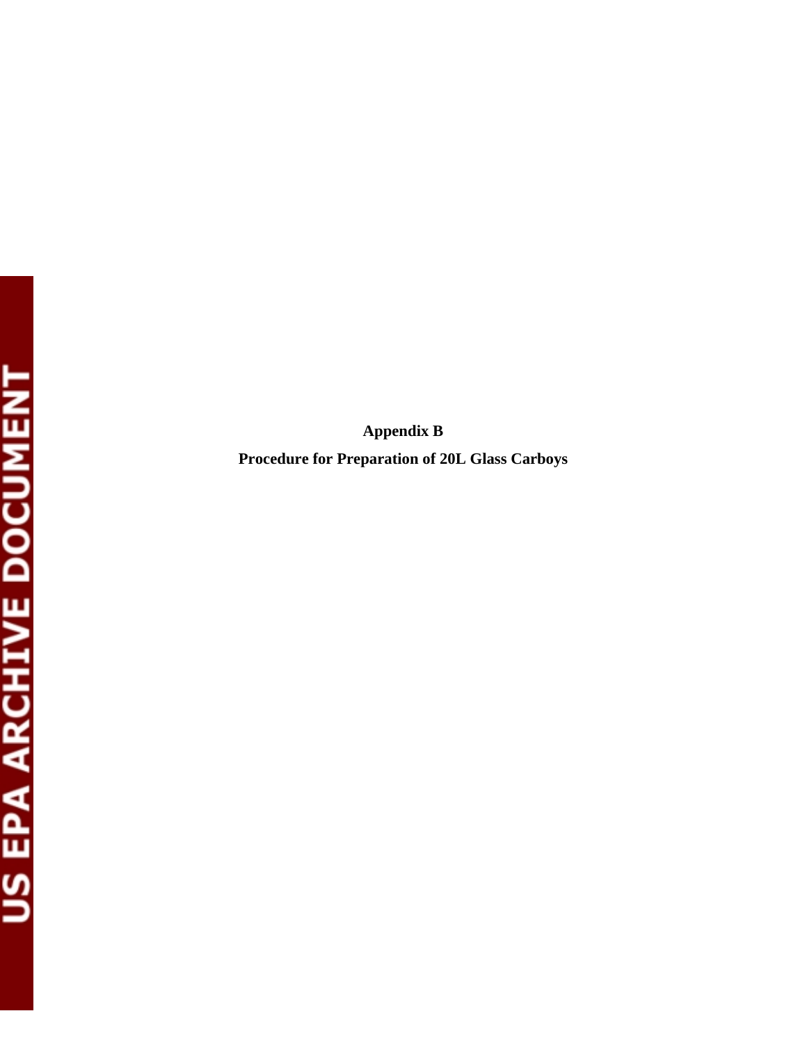# Appendix B

## Procedure for Preparation of 20L Glass Carboys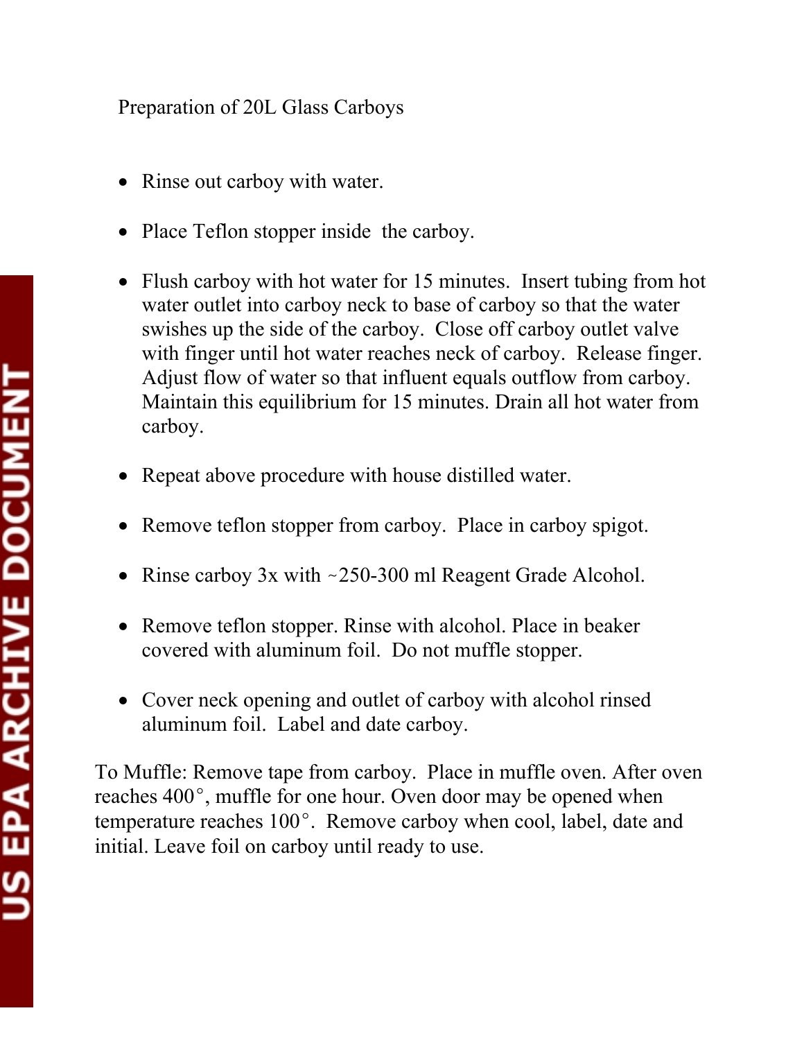# Preparation of 20L Glass Carboys

- Rinse out carboy with water.
- Place Teflon stopper inside the carboy.
- Flush carboy with hot water for 15 minutes. Insert tubing from hot water outlet into carboy neck to base of carboy so that the water swishes up the side of the carboy. Close off carboy outlet valve with finger until hot water reaches neck of carboy. Release finger. Adjust flow of water so that influent equals outflow from carboy. Maintain this equilibrium for 15 minutes. Drain all hot water from carboy.
- Repeat above procedure with house distilled water.
- Remove teflon stopper from carboy. Place in carboy spigot.
- Rinse carboy 3x with ~250-300 ml Reagent Grade Alcohol.
- Remove teflon stopper. Rinse with alcohol. Place in beaker covered with aluminum foil. Do not muffle stopper.
- Cover neck opening and outlet of carboy with alcohol rinsed aluminum foil. Label and date carboy.

To Muffle: Remove tape from carboy. Place in muffle oven. After oven reaches 400°, muffle for one hour. Oven door may be opened when temperature reaches 100°. Remove carboy when cool, label, date and initial. Leave foil on carboy until ready to use.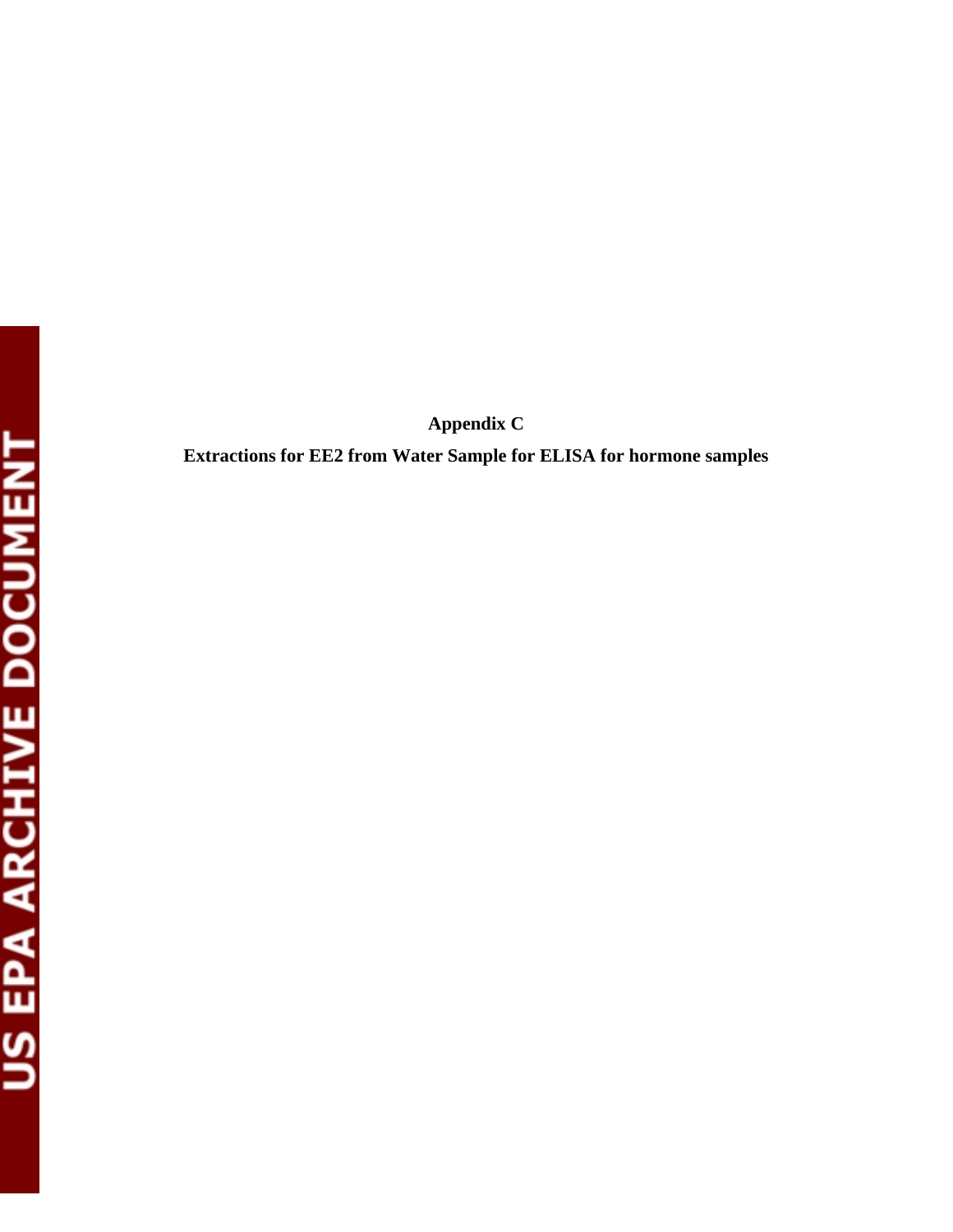**Appendix C**

**Extractions for EE2 from Water Sample for ELISA for hormone samples**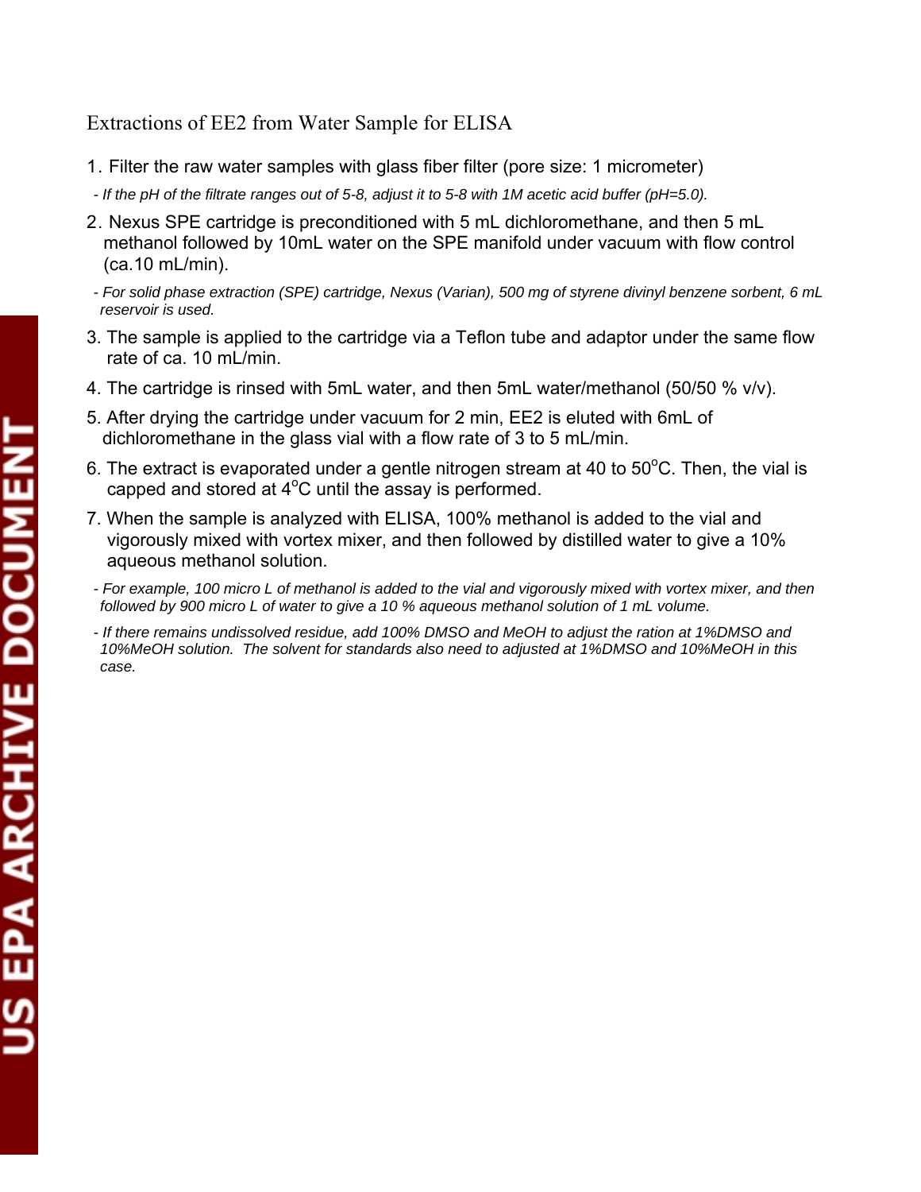# Extractions of EE2 from Water Sample for ELISA

1. Filter the raw water samples with glass fiber filter (pore size: 1 micrometer)

   *- If the pH of the filtrate ranges out of 5-8, adjust it to 5-8 with 1M acetic acid buffer (pH=5.0).*

2. Nexus SPE cartridge is preconditioned with 5 mL dichloromethane, and then 5 mL methanol followed by 10mL water on the SPE manifold under vacuum with flow control (ca.10 mL/min).

   *- For solid phase extraction (SPE) cartridge, Nexus (Varian), 500 mg of styrene divinyl benzene sorbent, 6 mL reservoir is used.*

3. The sample is applied to the cartridge via a Teflon tube and adaptor under the same flow rate of ca. 10 mL/min.

4. The cartridge is rinsed with 5mL water, and then 5mL water/methanol (50/50 % v/v).

5. After drying the cartridge under vacuum for 2 min, EE2 is eluted with 6mL of dichloromethane in the glass vial with a flow rate of 3 to 5 mL/min.

6. The extract is evaporated under a gentle nitrogen stream at 40 to 50$^{o}$C. Then, the vial is capped and stored at 4$^{o}$C until the assay is performed.

7. When the sample is analyzed with ELISA, 100% methanol is added to the vial and vigorously mixed with vortex mixer, and then followed by distilled water to give a 10% aqueous methanol solution.

   *- For example, 100 micro L of methanol is added to the vial and vigorously mixed with vortex mixer, and then followed by 900 micro L of water to give a 10 % aqueous methanol solution of 1 mL volume.*

   *- If there remains undissolved residue, add 100% DMSO and MeOH to adjust the ration at 1%DMSO and 10%MeOH solution. The solvent for standards also need to adjusted at 1%DMSO and 10%MeOH in this case.*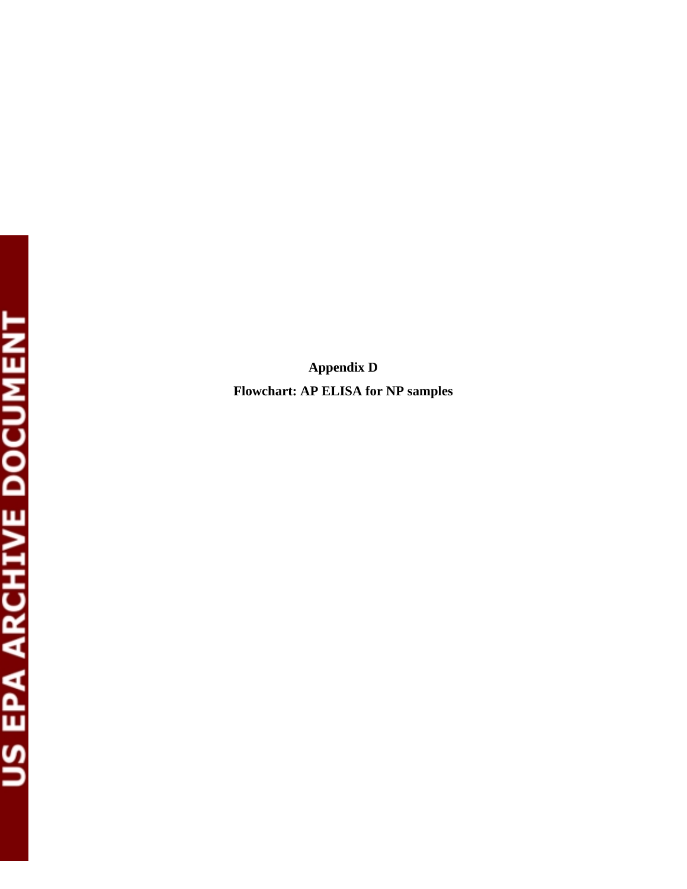**Appendix D**

**Flowchart: AP ELISA for NP samples**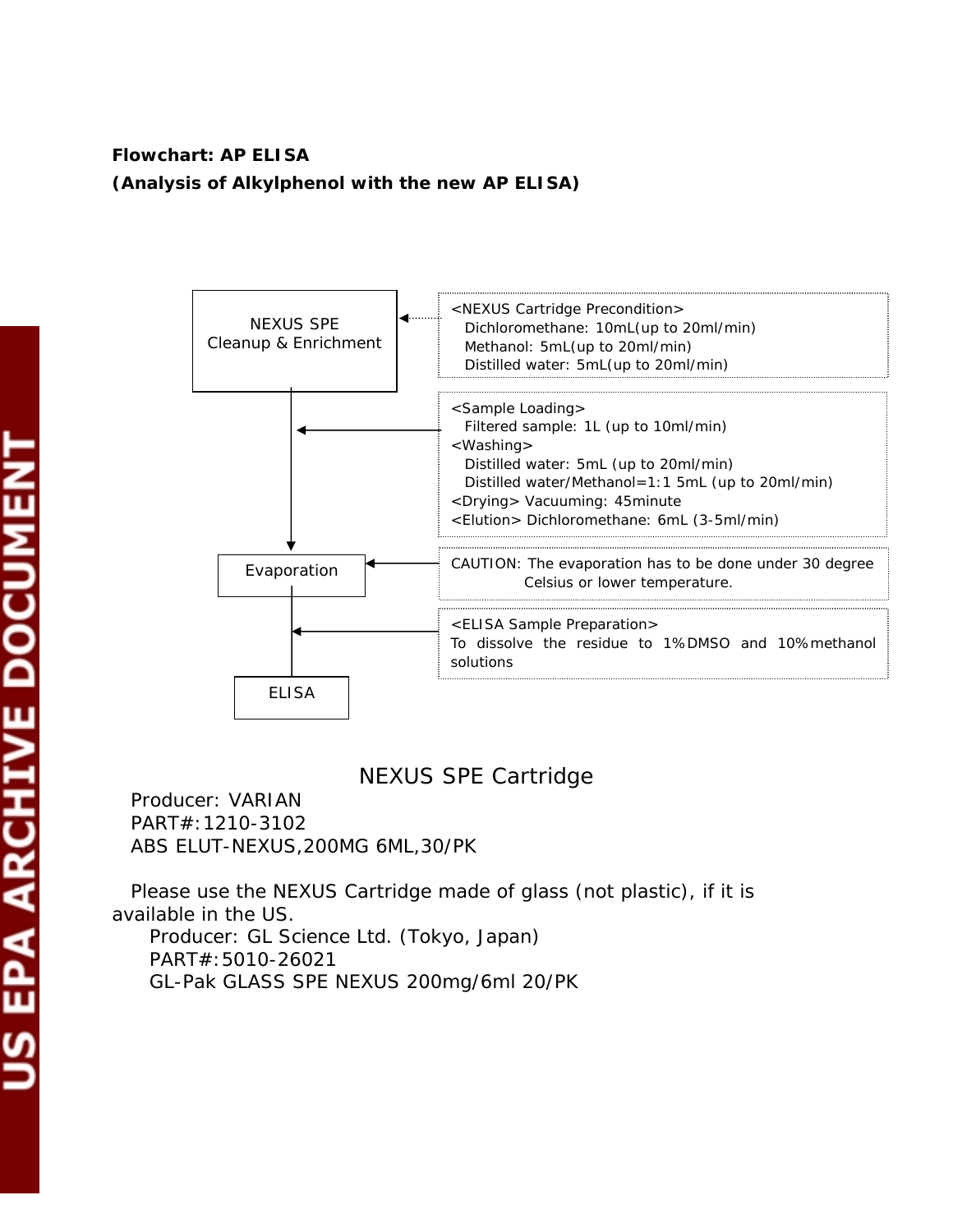**Flowchart: AP ELISA**

**(Analysis of Alkylphenol with the new AP ELISA)**

NEXUS SPE Cleanup & Enrichment

<NEXUS Cartridge Precondition>
Dichloromethane: 10mL(up to 20ml/min)
Methanol: 5mL(up to 20ml/min)
Distilled water: 5mL(up to 20ml/min)

<Sample Loading>
Filtered sample: 1L (up to 10ml/min)
<Washing>
Distilled water: 5mL (up to 20ml/min)
Distilled water/Methanol=1:1 5mL (up to 20ml/min)
<Drying> Vacuuming: 45minute
<Elution> Dichloromethane: 6mL (3-5ml/min)

Evaporation

CAUTION: The evaporation has to be done under 30 degree Celsius or lower temperature.

<ELISA Sample Preparation>
To dissolve the residue to 1%DMSO and 10%methanol solutions

ELISA

## NEXUS SPE Cartridge

Producer: VARIAN
PART#:1210-3102
ABS ELUT-NEXUS,200MG 6ML,30/PK

Please use the NEXUS Cartridge made of glass (not plastic), if it is available in the US.

Producer: GL Science Ltd. (Tokyo, Japan)
PART#:5010-26021
GL-Pak GLASS SPE NEXUS 200mg/6ml 20/PK